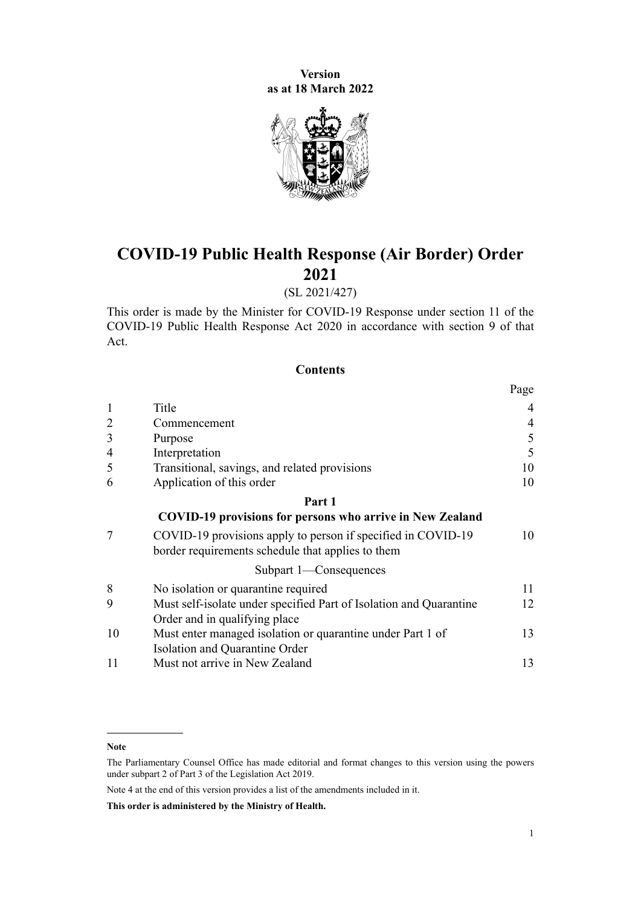**Version as at 18 March 2022**

# COVID-19 Public Health Response (Air Border) Order 2021

(SL 2021/427)

This order is made by the Minister for COVID-19 Response under section 11 of the COVID-19 Public Health Response Act 2020 in accordance with section 9 of that Act.

## Contents

| | | Page |
|---|---|---|
| 1 | Title | 4 |
| 2 | Commencement | 4 |
| 3 | Purpose | 5 |
| 4 | Interpretation | 5 |
| 5 | Transitional, savings, and related provisions | 10 |
| 6 | Application of this order | 10 |
| | **Part 1** | |
| | **COVID-19 provisions for persons who arrive in New Zealand** | |
| 7 | COVID-19 provisions apply to person if specified in COVID-19 border requirements schedule that applies to them | 10 |
| | Subpart 1—Consequences | |
| 8 | No isolation or quarantine required | 11 |
| 9 | Must self-isolate under specified Part of Isolation and Quarantine Order and in qualifying place | 12 |
| 10 | Must enter managed isolation or quarantine under Part 1 of Isolation and Quarantine Order | 13 |
| 11 | Must not arrive in New Zealand | 13 |

**Note**

The Parliamentary Counsel Office has made editorial and format changes to this version using the powers under subpart 2 of Part 3 of the Legislation Act 2019.

Note 4 at the end of this version provides a list of the amendments included in it.

**This order is administered by the Ministry of Health.**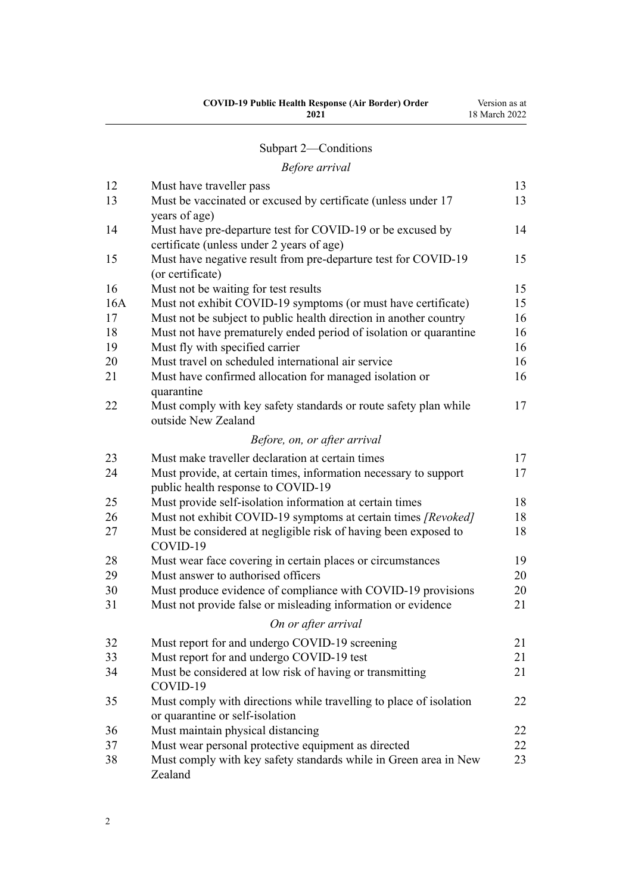## Subpart 2—Conditions

*Before arrival*

| | | |
|---|---|---|
| 12 | Must have traveller pass | 13 |
| 13 | Must be vaccinated or excused by certificate (unless under 17 years of age) | 13 |
| 14 | Must have pre-departure test for COVID-19 or be excused by certificate (unless under 2 years of age) | 14 |
| 15 | Must have negative result from pre-departure test for COVID-19 (or certificate) | 15 |
| 16 | Must not be waiting for test results | 15 |
| 16A | Must not exhibit COVID-19 symptoms (or must have certificate) | 15 |
| 17 | Must not be subject to public health direction in another country | 16 |
| 18 | Must not have prematurely ended period of isolation or quarantine | 16 |
| 19 | Must fly with specified carrier | 16 |
| 20 | Must travel on scheduled international air service | 16 |
| 21 | Must have confirmed allocation for managed isolation or quarantine | 16 |
| 22 | Must comply with key safety standards or route safety plan while outside New Zealand | 17 |

*Before, on, or after arrival*

| | | |
|---|---|---|
| 23 | Must make traveller declaration at certain times | 17 |
| 24 | Must provide, at certain times, information necessary to support public health response to COVID-19 | 17 |
| 25 | Must provide self-isolation information at certain times | 18 |
| 26 | Must not exhibit COVID-19 symptoms at certain times *[Revoked]* | 18 |
| 27 | Must be considered at negligible risk of having been exposed to COVID-19 | 18 |
| 28 | Must wear face covering in certain places or circumstances | 19 |
| 29 | Must answer to authorised officers | 20 |
| 30 | Must produce evidence of compliance with COVID-19 provisions | 20 |
| 31 | Must not provide false or misleading information or evidence | 21 |

*On or after arrival*

| | | |
|---|---|---|
| 32 | Must report for and undergo COVID-19 screening | 21 |
| 33 | Must report for and undergo COVID-19 test | 21 |
| 34 | Must be considered at low risk of having or transmitting COVID-19 | 21 |
| 35 | Must comply with directions while travelling to place of isolation or quarantine or self-isolation | 22 |
| 36 | Must maintain physical distancing | 22 |
| 37 | Must wear personal protective equipment as directed | 22 |
| 38 | Must comply with key safety standards while in Green area in New Zealand | 23 |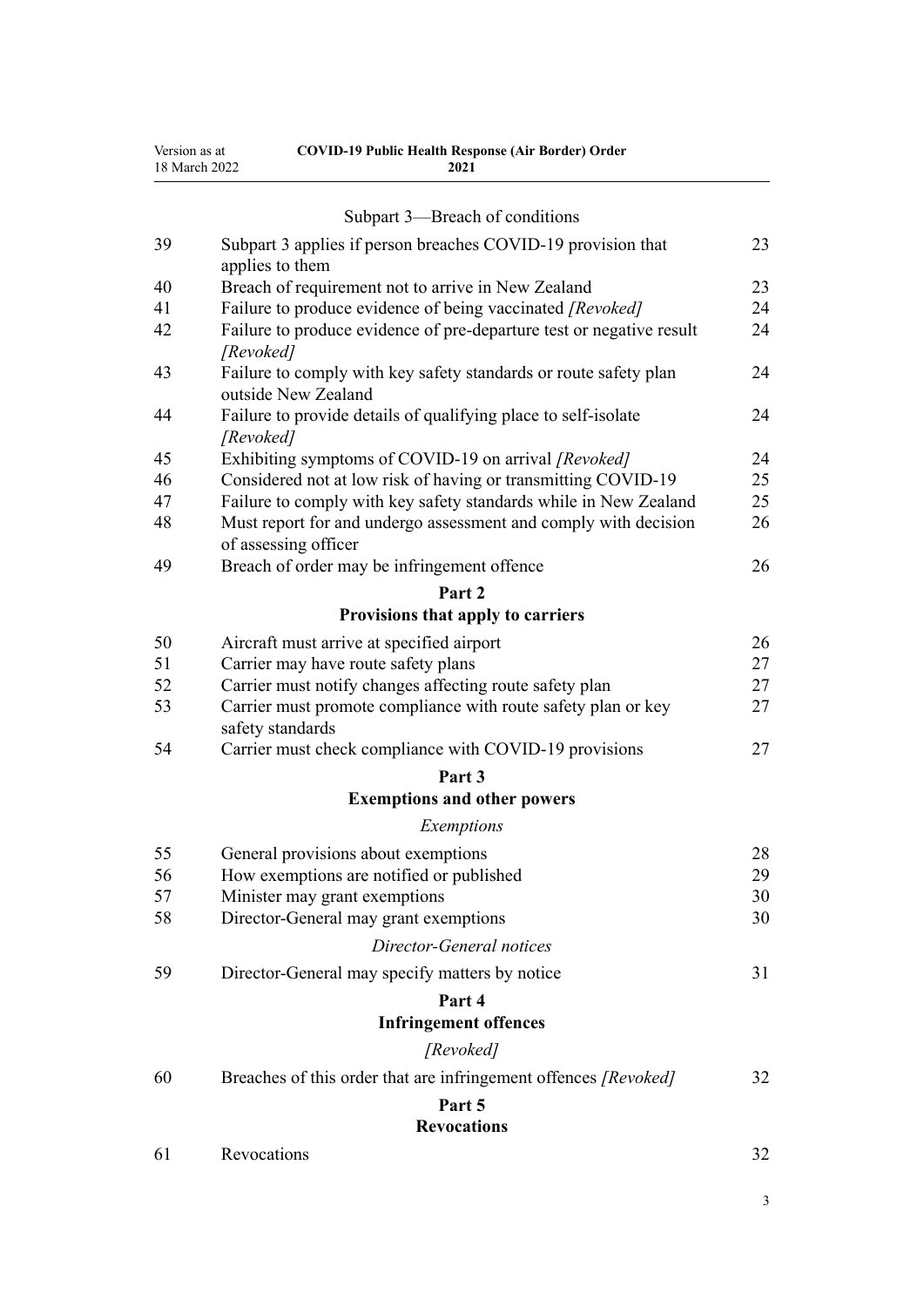Subpart 3—Breach of conditions

| | | |
|---|---|---|
| 39 | Subpart 3 applies if person breaches COVID-19 provision that applies to them | 23 |
| 40 | Breach of requirement not to arrive in New Zealand | 23 |
| 41 | Failure to produce evidence of being vaccinated *[Revoked]* | 24 |
| 42 | Failure to produce evidence of pre-departure test or negative result *[Revoked]* | 24 |
| 43 | Failure to comply with key safety standards or route safety plan outside New Zealand | 24 |
| 44 | Failure to provide details of qualifying place to self-isolate *[Revoked]* | 24 |
| 45 | Exhibiting symptoms of COVID-19 on arrival *[Revoked]* | 24 |
| 46 | Considered not at low risk of having or transmitting COVID-19 | 25 |
| 47 | Failure to comply with key safety standards while in New Zealand | 25 |
| 48 | Must report for and undergo assessment and comply with decision of assessing officer | 26 |
| 49 | Breach of order may be infringement offence | 26 |

**Part 2**
**Provisions that apply to carriers**

| | | |
|---|---|---|
| 50 | Aircraft must arrive at specified airport | 26 |
| 51 | Carrier may have route safety plans | 27 |
| 52 | Carrier must notify changes affecting route safety plan | 27 |
| 53 | Carrier must promote compliance with route safety plan or key safety standards | 27 |
| 54 | Carrier must check compliance with COVID-19 provisions | 27 |

**Part 3**
**Exemptions and other powers**

*Exemptions*

| | | |
|---|---|---|
| 55 | General provisions about exemptions | 28 |
| 56 | How exemptions are notified or published | 29 |
| 57 | Minister may grant exemptions | 30 |
| 58 | Director-General may grant exemptions | 30 |

*Director-General notices*

| | | |
|---|---|---|
| 59 | Director-General may specify matters by notice | 31 |

**Part 4**
**Infringement offences**

*[Revoked]*

| | | |
|---|---|---|
| 60 | Breaches of this order that are infringement offences *[Revoked]* | 32 |

**Part 5**
**Revocations**

| | | |
|---|---|---|
| 61 | Revocations | 32 |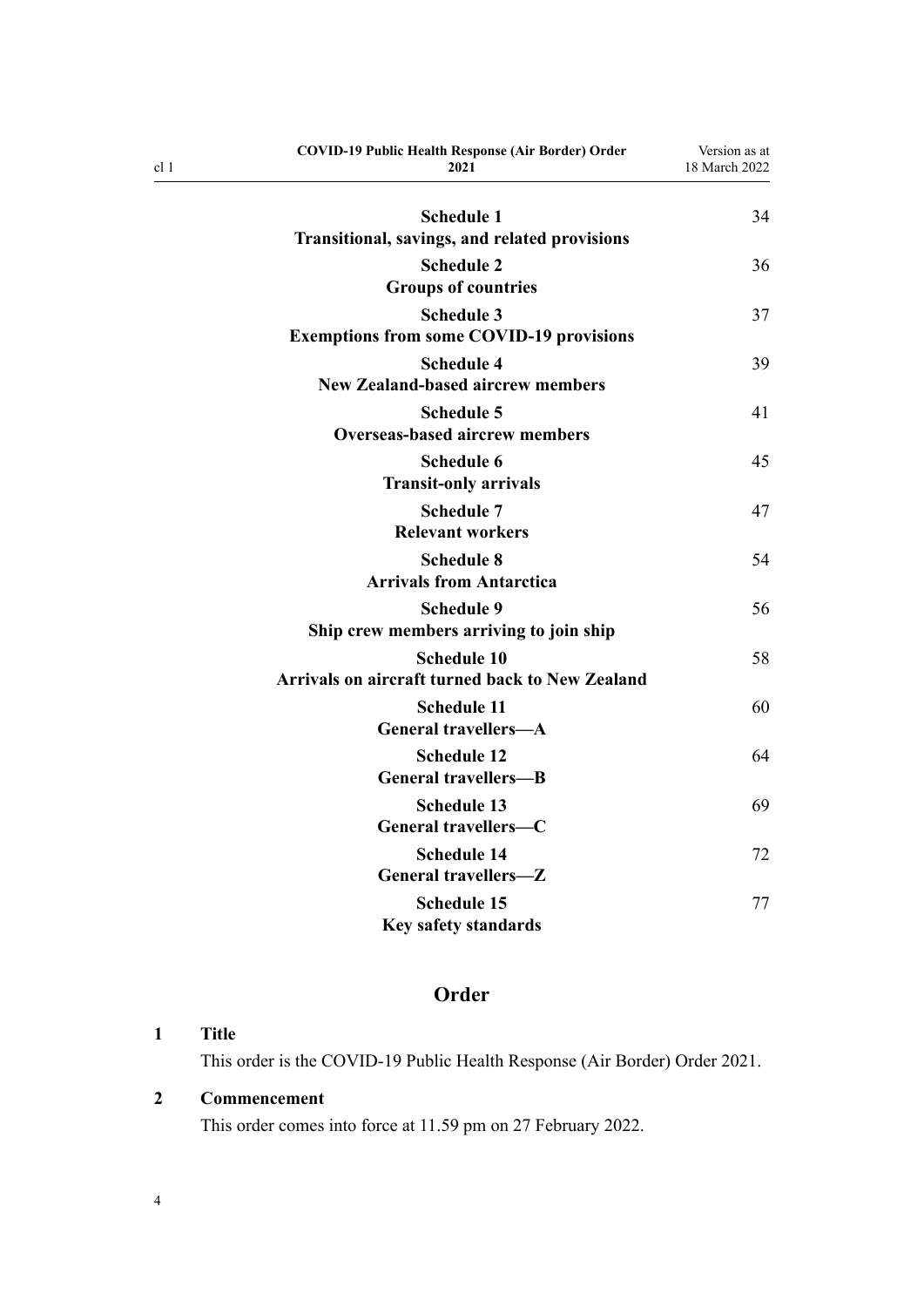| | |
|---|---|
| **Schedule 1**<br>**Transitional, savings, and related provisions** | 34 |
| **Schedule 2**<br>**Groups of countries** | 36 |
| **Schedule 3**<br>**Exemptions from some COVID-19 provisions** | 37 |
| **Schedule 4**<br>**New Zealand-based aircrew members** | 39 |
| **Schedule 5**<br>**Overseas-based aircrew members** | 41 |
| **Schedule 6**<br>**Transit-only arrivals** | 45 |
| **Schedule 7**<br>**Relevant workers** | 47 |
| **Schedule 8**<br>**Arrivals from Antarctica** | 54 |
| **Schedule 9**<br>**Ship crew members arriving to join ship** | 56 |
| **Schedule 10**<br>**Arrivals on aircraft turned back to New Zealand** | 58 |
| **Schedule 11**<br>**General travellers—A** | 60 |
| **Schedule 12**<br>**General travellers—B** | 64 |
| **Schedule 13**<br>**General travellers—C** | 69 |
| **Schedule 14**<br>**General travellers—Z** | 72 |
| **Schedule 15**<br>**Key safety standards** | 77 |

## Order

### 1 Title

This order is the COVID-19 Public Health Response (Air Border) Order 2021.

### 2 Commencement

This order comes into force at 11.59 pm on 27 February 2022.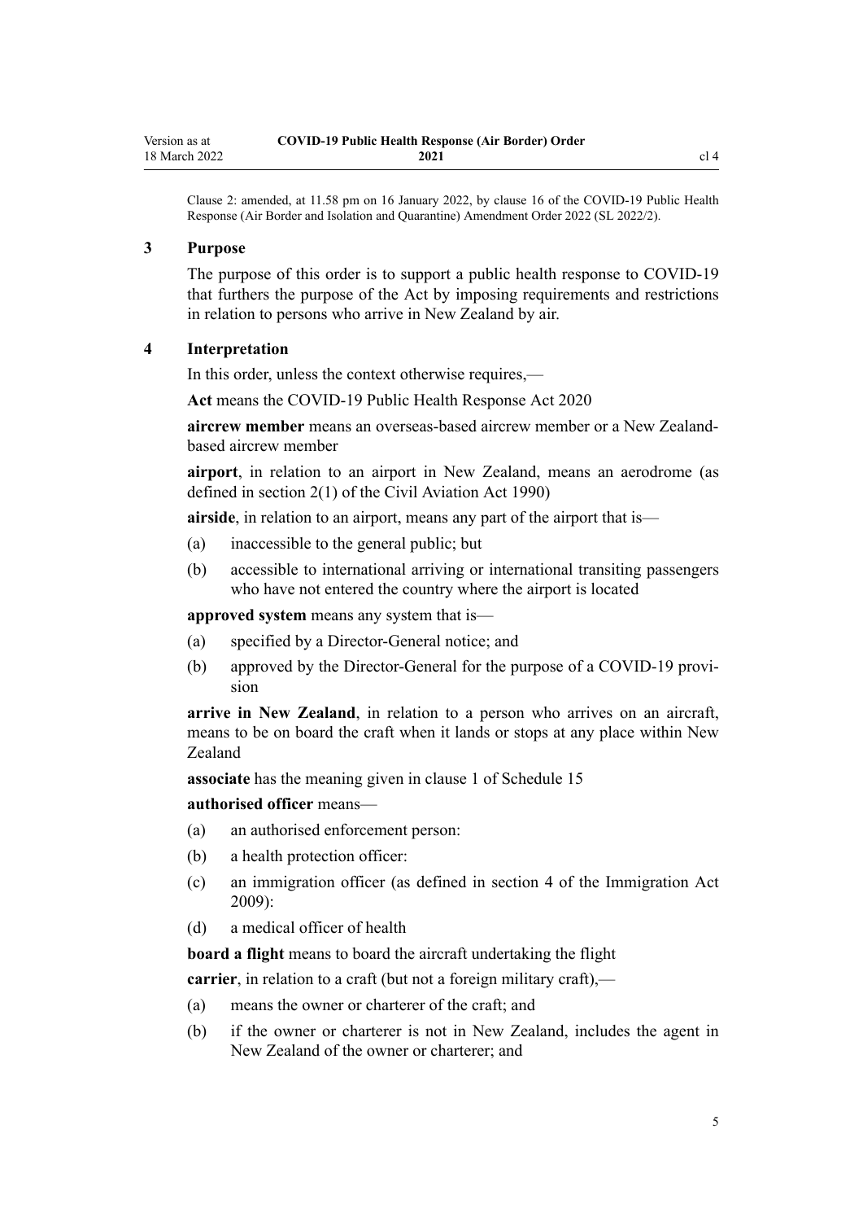Clause 2: amended, at 11.58 pm on 16 January 2022, by clause 16 of the COVID-19 Public Health Response (Air Border and Isolation and Quarantine) Amendment Order 2022 (SL 2022/2).

### 3 Purpose

The purpose of this order is to support a public health response to COVID-19 that furthers the purpose of the Act by imposing requirements and restrictions in relation to persons who arrive in New Zealand by air.

### 4 Interpretation

In this order, unless the context otherwise requires,—

**Act** means the COVID-19 Public Health Response Act 2020

**aircrew member** means an overseas-based aircrew member or a New Zealand-based aircrew member

**airport**, in relation to an airport in New Zealand, means an aerodrome (as defined in section 2(1) of the Civil Aviation Act 1990)

**airside**, in relation to an airport, means any part of the airport that is—

(a) inaccessible to the general public; but

(b) accessible to international arriving or international transiting passengers who have not entered the country where the airport is located

**approved system** means any system that is—

(a) specified by a Director-General notice; and

(b) approved by the Director-General for the purpose of a COVID-19 provision

**arrive in New Zealand**, in relation to a person who arrives on an aircraft, means to be on board the craft when it lands or stops at any place within New Zealand

**associate** has the meaning given in clause 1 of Schedule 15

**authorised officer** means—

(a) an authorised enforcement person:

(b) a health protection officer:

(c) an immigration officer (as defined in section 4 of the Immigration Act 2009):

(d) a medical officer of health

**board a flight** means to board the aircraft undertaking the flight

**carrier**, in relation to a craft (but not a foreign military craft),—

(a) means the owner or charterer of the craft; and

(b) if the owner or charterer is not in New Zealand, includes the agent in New Zealand of the owner or charterer; and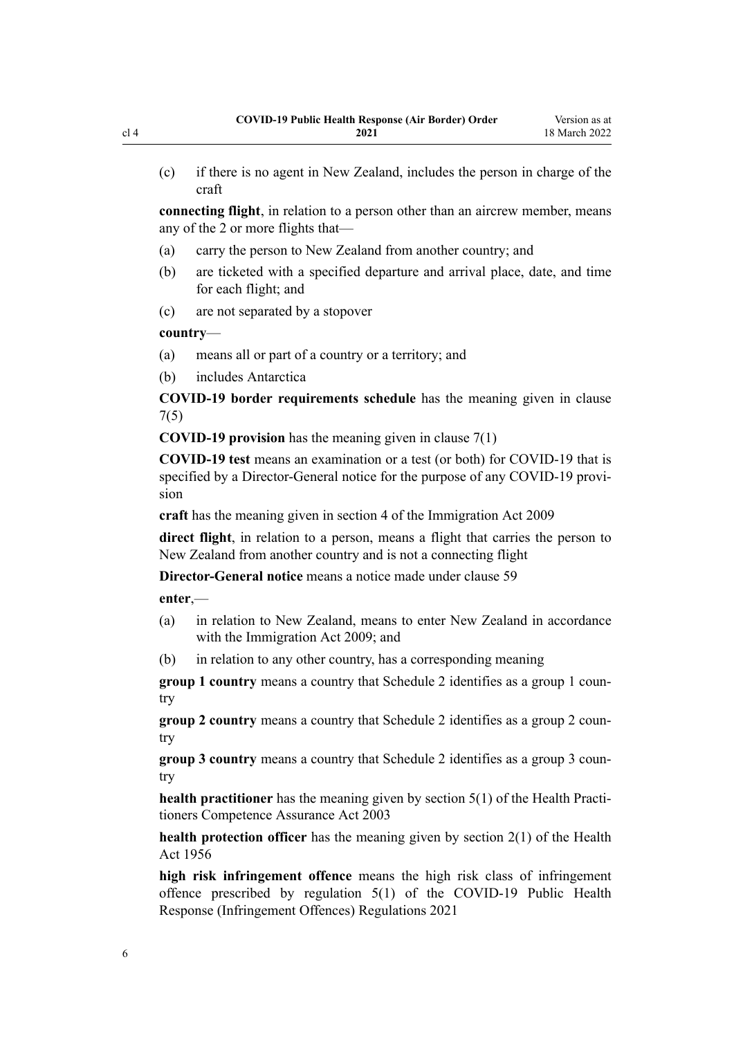(c) if there is no agent in New Zealand, includes the person in charge of the craft

**connecting flight**, in relation to a person other than an aircrew member, means any of the 2 or more flights that—

(a) carry the person to New Zealand from another country; and

(b) are ticketed with a specified departure and arrival place, date, and time for each flight; and

(c) are not separated by a stopover

**country**—

(a) means all or part of a country or a territory; and

(b) includes Antarctica

**COVID-19 border requirements schedule** has the meaning given in clause 7(5)

**COVID-19 provision** has the meaning given in clause 7(1)

**COVID-19 test** means an examination or a test (or both) for COVID-19 that is specified by a Director-General notice for the purpose of any COVID-19 provision

**craft** has the meaning given in section 4 of the Immigration Act 2009

**direct flight**, in relation to a person, means a flight that carries the person to New Zealand from another country and is not a connecting flight

**Director-General notice** means a notice made under clause 59

**enter**,—

(a) in relation to New Zealand, means to enter New Zealand in accordance with the Immigration Act 2009; and

(b) in relation to any other country, has a corresponding meaning

**group 1 country** means a country that Schedule 2 identifies as a group 1 country

**group 2 country** means a country that Schedule 2 identifies as a group 2 country

**group 3 country** means a country that Schedule 2 identifies as a group 3 country

**health practitioner** has the meaning given by section 5(1) of the Health Practitioners Competence Assurance Act 2003

**health protection officer** has the meaning given by section 2(1) of the Health Act 1956

**high risk infringement offence** means the high risk class of infringement offence prescribed by regulation 5(1) of the COVID-19 Public Health Response (Infringement Offences) Regulations 2021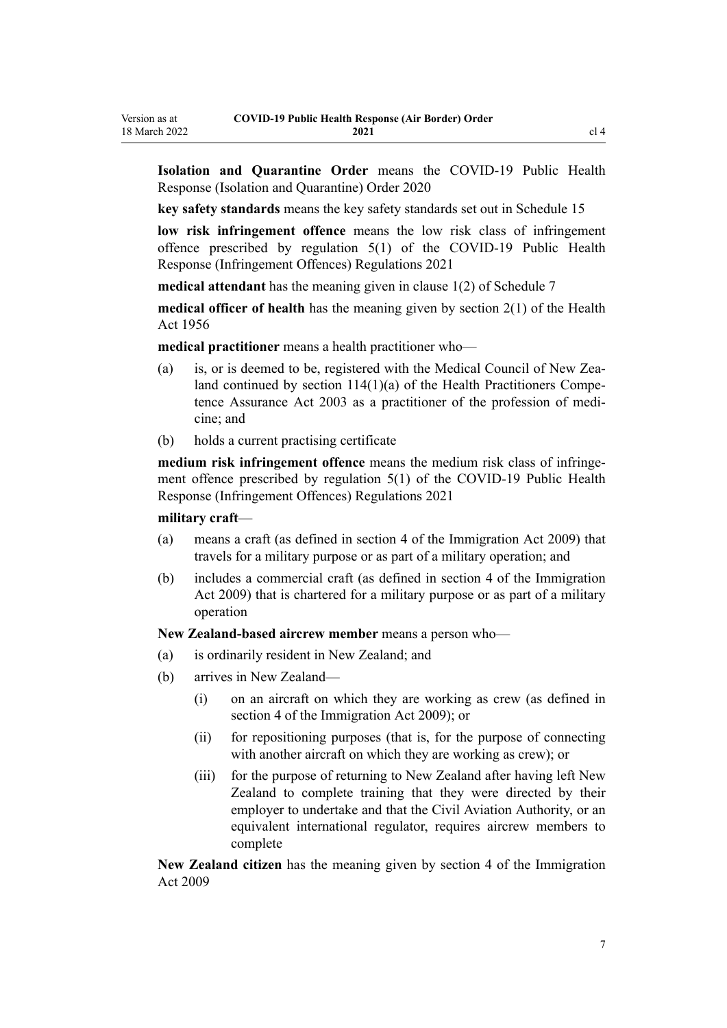**Isolation and Quarantine Order** means the COVID-19 Public Health Response (Isolation and Quarantine) Order 2020

**key safety standards** means the key safety standards set out in Schedule 15

**low risk infringement offence** means the low risk class of infringement offence prescribed by regulation 5(1) of the COVID-19 Public Health Response (Infringement Offences) Regulations 2021

**medical attendant** has the meaning given in clause 1(2) of Schedule 7

**medical officer of health** has the meaning given by section 2(1) of the Health Act 1956

**medical practitioner** means a health practitioner who—

(a) is, or is deemed to be, registered with the Medical Council of New Zealand continued by section 114(1)(a) of the Health Practitioners Competence Assurance Act 2003 as a practitioner of the profession of medicine; and

(b) holds a current practising certificate

**medium risk infringement offence** means the medium risk class of infringement offence prescribed by regulation 5(1) of the COVID-19 Public Health Response (Infringement Offences) Regulations 2021

**military craft**—

(a) means a craft (as defined in section 4 of the Immigration Act 2009) that travels for a military purpose or as part of a military operation; and

(b) includes a commercial craft (as defined in section 4 of the Immigration Act 2009) that is chartered for a military purpose or as part of a military operation

**New Zealand-based aircrew member** means a person who—

(a) is ordinarily resident in New Zealand; and

(b) arrives in New Zealand—

  (i) on an aircraft on which they are working as crew (as defined in section 4 of the Immigration Act 2009); or

  (ii) for repositioning purposes (that is, for the purpose of connecting with another aircraft on which they are working as crew); or

  (iii) for the purpose of returning to New Zealand after having left New Zealand to complete training that they were directed by their employer to undertake and that the Civil Aviation Authority, or an equivalent international regulator, requires aircrew members to complete

**New Zealand citizen** has the meaning given by section 4 of the Immigration Act 2009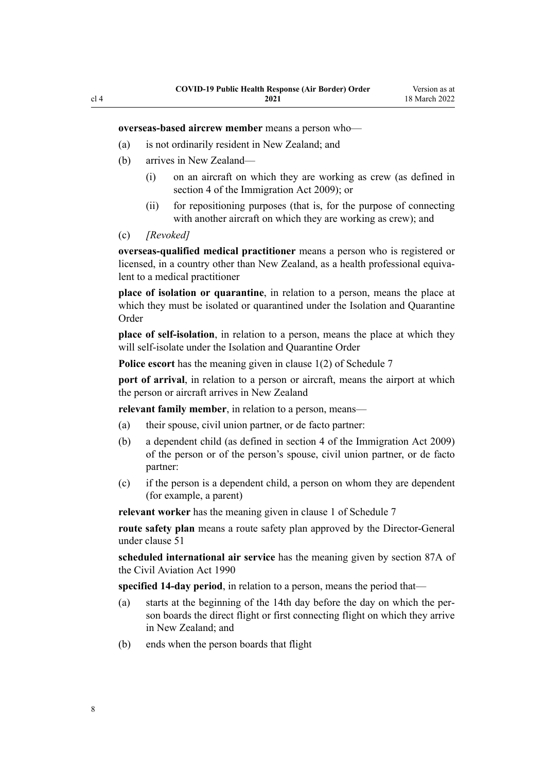**overseas-based aircrew member** means a person who—

(a) is not ordinarily resident in New Zealand; and

(b) arrives in New Zealand—

  (i) on an aircraft on which they are working as crew (as defined in section 4 of the Immigration Act 2009); or

  (ii) for repositioning purposes (that is, for the purpose of connecting with another aircraft on which they are working as crew); and

(c) *[Revoked]*

**overseas-qualified medical practitioner** means a person who is registered or licensed, in a country other than New Zealand, as a health professional equivalent to a medical practitioner

**place of isolation or quarantine**, in relation to a person, means the place at which they must be isolated or quarantined under the Isolation and Quarantine Order

**place of self-isolation**, in relation to a person, means the place at which they will self-isolate under the Isolation and Quarantine Order

**Police escort** has the meaning given in clause 1(2) of Schedule 7

**port of arrival**, in relation to a person or aircraft, means the airport at which the person or aircraft arrives in New Zealand

**relevant family member**, in relation to a person, means—

(a) their spouse, civil union partner, or de facto partner:

(b) a dependent child (as defined in section 4 of the Immigration Act 2009) of the person or of the person's spouse, civil union partner, or de facto partner:

(c) if the person is a dependent child, a person on whom they are dependent (for example, a parent)

**relevant worker** has the meaning given in clause 1 of Schedule 7

**route safety plan** means a route safety plan approved by the Director-General under clause 51

**scheduled international air service** has the meaning given by section 87A of the Civil Aviation Act 1990

**specified 14-day period**, in relation to a person, means the period that—

(a) starts at the beginning of the 14th day before the day on which the person boards the direct flight or first connecting flight on which they arrive in New Zealand; and

(b) ends when the person boards that flight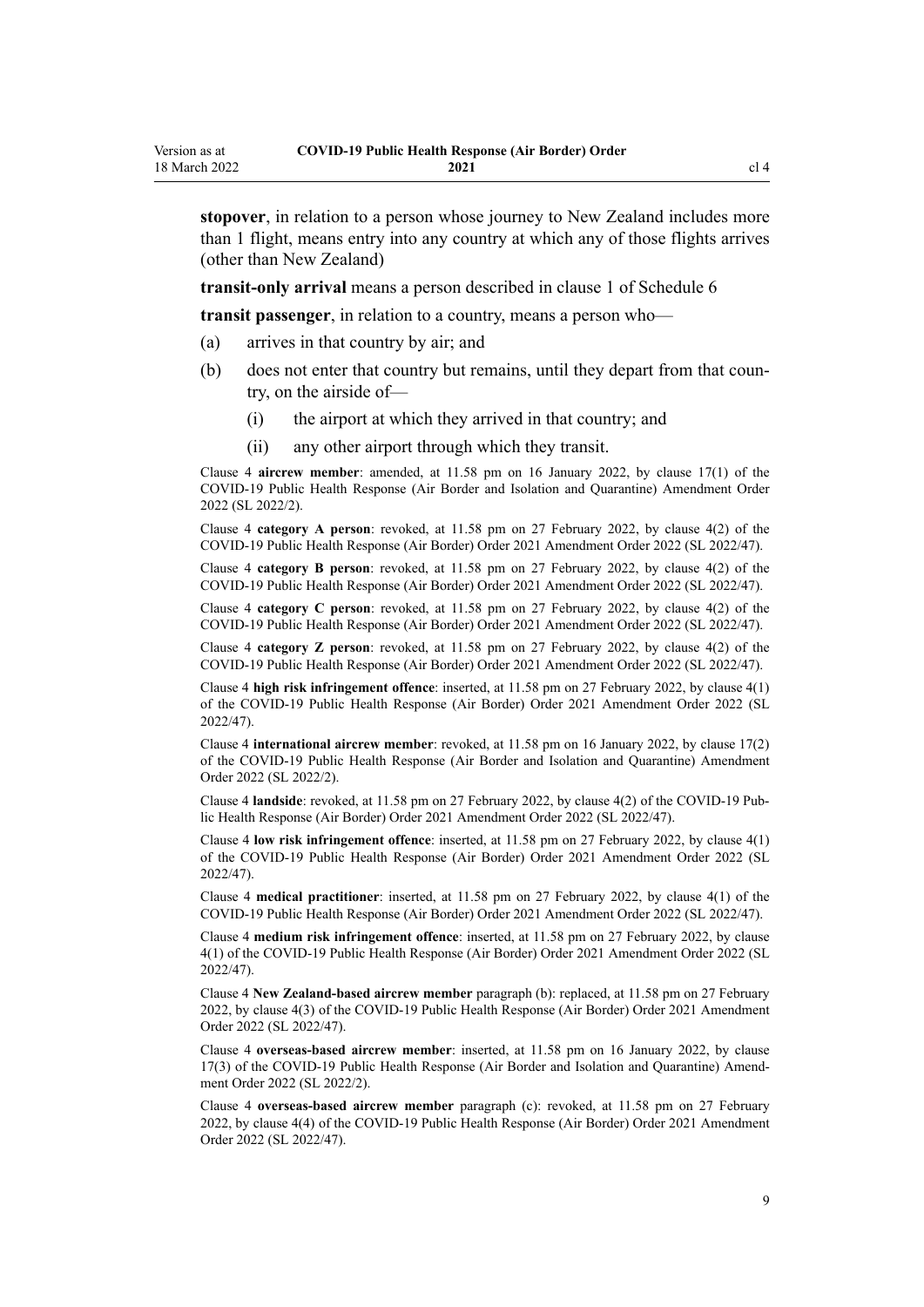**stopover**, in relation to a person whose journey to New Zealand includes more than 1 flight, means entry into any country at which any of those flights arrives (other than New Zealand)

**transit-only arrival** means a person described in clause 1 of Schedule 6

**transit passenger**, in relation to a country, means a person who—

(a) arrives in that country by air; and

(b) does not enter that country but remains, until they depart from that country, on the airside of—

(i) the airport at which they arrived in that country; and

(ii) any other airport through which they transit.

Clause 4 **aircrew member**: amended, at 11.58 pm on 16 January 2022, by clause 17(1) of the COVID-19 Public Health Response (Air Border and Isolation and Quarantine) Amendment Order 2022 (SL 2022/2).

Clause 4 **category A person**: revoked, at 11.58 pm on 27 February 2022, by clause 4(2) of the COVID-19 Public Health Response (Air Border) Order 2021 Amendment Order 2022 (SL 2022/47).

Clause 4 **category B person**: revoked, at 11.58 pm on 27 February 2022, by clause 4(2) of the COVID-19 Public Health Response (Air Border) Order 2021 Amendment Order 2022 (SL 2022/47).

Clause 4 **category C person**: revoked, at 11.58 pm on 27 February 2022, by clause 4(2) of the COVID-19 Public Health Response (Air Border) Order 2021 Amendment Order 2022 (SL 2022/47).

Clause 4 **category Z person**: revoked, at 11.58 pm on 27 February 2022, by clause 4(2) of the COVID-19 Public Health Response (Air Border) Order 2021 Amendment Order 2022 (SL 2022/47).

Clause 4 **high risk infringement offence**: inserted, at 11.58 pm on 27 February 2022, by clause 4(1) of the COVID-19 Public Health Response (Air Border) Order 2021 Amendment Order 2022 (SL 2022/47).

Clause 4 **international aircrew member**: revoked, at 11.58 pm on 16 January 2022, by clause 17(2) of the COVID-19 Public Health Response (Air Border and Isolation and Quarantine) Amendment Order 2022 (SL 2022/2).

Clause 4 **landside**: revoked, at 11.58 pm on 27 February 2022, by clause 4(2) of the COVID-19 Public Health Response (Air Border) Order 2021 Amendment Order 2022 (SL 2022/47).

Clause 4 **low risk infringement offence**: inserted, at 11.58 pm on 27 February 2022, by clause 4(1) of the COVID-19 Public Health Response (Air Border) Order 2021 Amendment Order 2022 (SL 2022/47).

Clause 4 **medical practitioner**: inserted, at 11.58 pm on 27 February 2022, by clause 4(1) of the COVID-19 Public Health Response (Air Border) Order 2021 Amendment Order 2022 (SL 2022/47).

Clause 4 **medium risk infringement offence**: inserted, at 11.58 pm on 27 February 2022, by clause 4(1) of the COVID-19 Public Health Response (Air Border) Order 2021 Amendment Order 2022 (SL 2022/47).

Clause 4 **New Zealand-based aircrew member** paragraph (b): replaced, at 11.58 pm on 27 February 2022, by clause 4(3) of the COVID-19 Public Health Response (Air Border) Order 2021 Amendment Order 2022 (SL 2022/47).

Clause 4 **overseas-based aircrew member**: inserted, at 11.58 pm on 16 January 2022, by clause 17(3) of the COVID-19 Public Health Response (Air Border and Isolation and Quarantine) Amendment Order 2022 (SL 2022/2).

Clause 4 **overseas-based aircrew member** paragraph (c): revoked, at 11.58 pm on 27 February 2022, by clause 4(4) of the COVID-19 Public Health Response (Air Border) Order 2021 Amendment Order 2022 (SL 2022/47).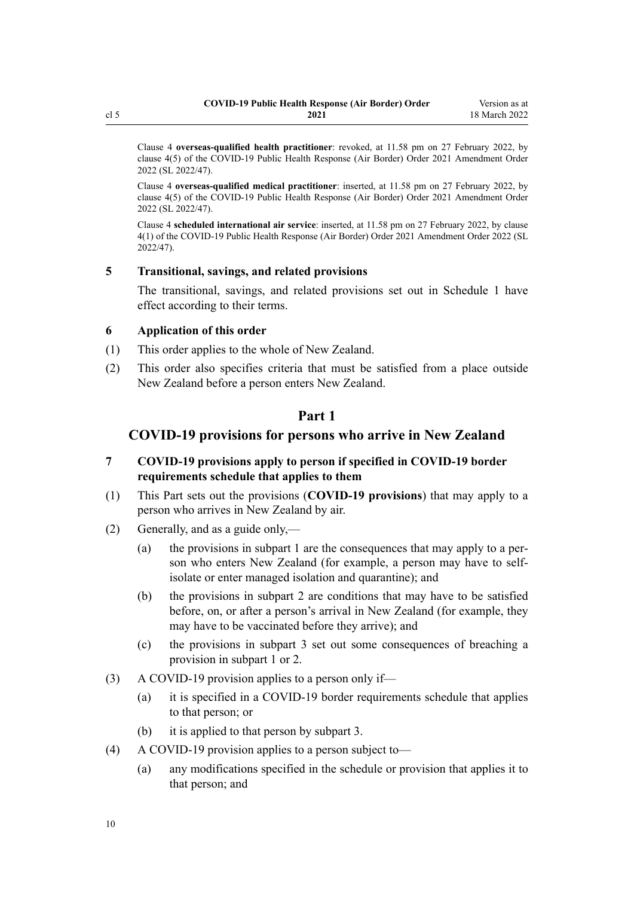Clause 4 **overseas-qualified health practitioner**: revoked, at 11.58 pm on 27 February 2022, by clause 4(5) of the COVID-19 Public Health Response (Air Border) Order 2021 Amendment Order 2022 (SL 2022/47).

Clause 4 **overseas-qualified medical practitioner**: inserted, at 11.58 pm on 27 February 2022, by clause 4(5) of the COVID-19 Public Health Response (Air Border) Order 2021 Amendment Order 2022 (SL 2022/47).

Clause 4 **scheduled international air service**: inserted, at 11.58 pm on 27 February 2022, by clause 4(1) of the COVID-19 Public Health Response (Air Border) Order 2021 Amendment Order 2022 (SL 2022/47).

### 5 Transitional, savings, and related provisions

The transitional, savings, and related provisions set out in Schedule 1 have effect according to their terms.

### 6 Application of this order

(1) This order applies to the whole of New Zealand.

(2) This order also specifies criteria that must be satisfied from a place outside New Zealand before a person enters New Zealand.

## Part 1

## COVID-19 provisions for persons who arrive in New Zealand

### 7 COVID-19 provisions apply to person if specified in COVID-19 border requirements schedule that applies to them

(1) This Part sets out the provisions (**COVID-19 provisions**) that may apply to a person who arrives in New Zealand by air.

(2) Generally, and as a guide only,—

- (a) the provisions in subpart 1 are the consequences that may apply to a person who enters New Zealand (for example, a person may have to self-isolate or enter managed isolation and quarantine); and
- (b) the provisions in subpart 2 are conditions that may have to be satisfied before, on, or after a person's arrival in New Zealand (for example, they may have to be vaccinated before they arrive); and
- (c) the provisions in subpart 3 set out some consequences of breaching a provision in subpart 1 or 2.

(3) A COVID-19 provision applies to a person only if—

- (a) it is specified in a COVID-19 border requirements schedule that applies to that person; or
- (b) it is applied to that person by subpart 3.

(4) A COVID-19 provision applies to a person subject to—

- (a) any modifications specified in the schedule or provision that applies it to that person; and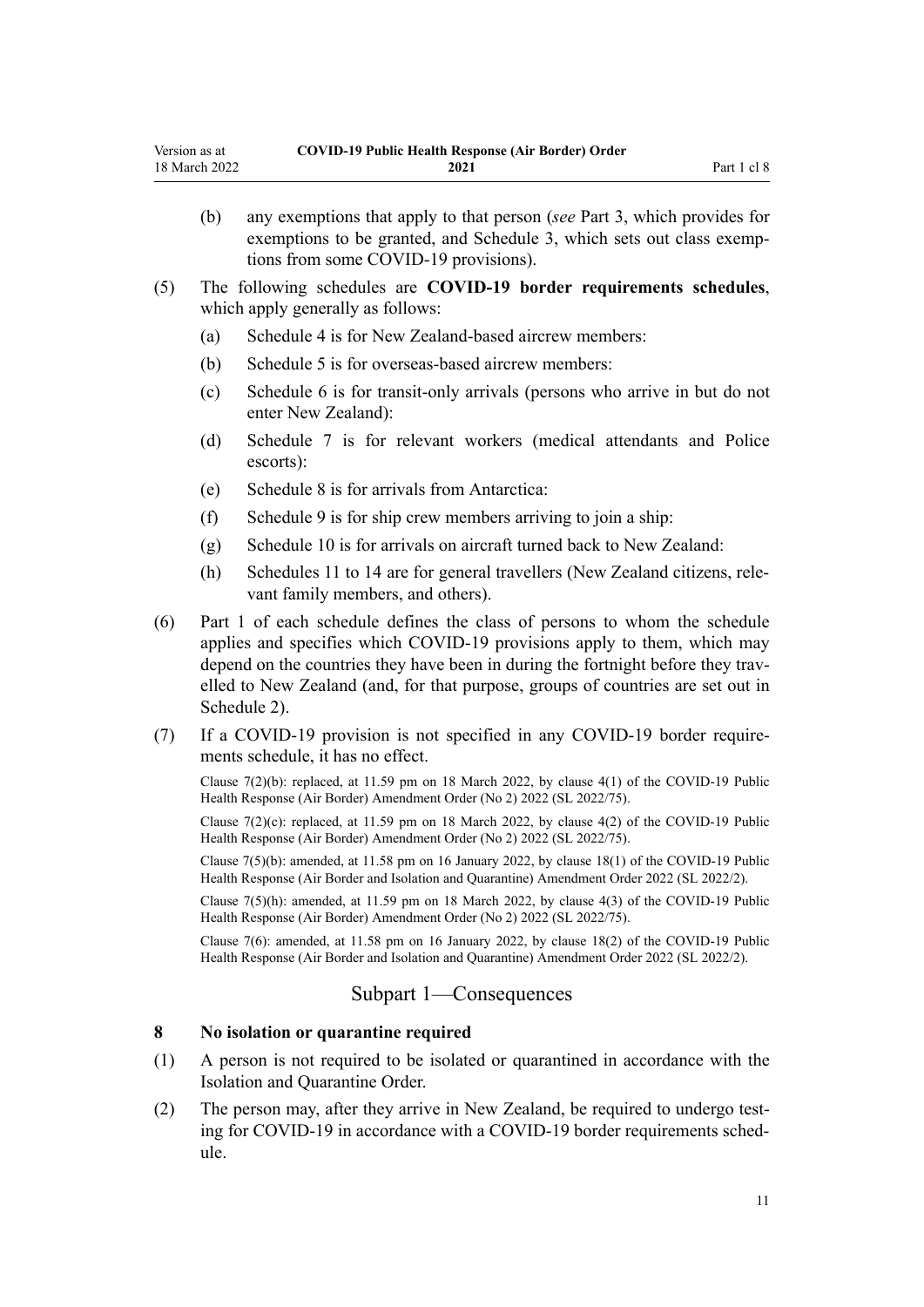(b) any exemptions that apply to that person (*see* Part 3, which provides for exemptions to be granted, and Schedule 3, which sets out class exemptions from some COVID-19 provisions).

(5) The following schedules are **COVID-19 border requirements schedules**, which apply generally as follows:

(a) Schedule 4 is for New Zealand-based aircrew members:

(b) Schedule 5 is for overseas-based aircrew members:

(c) Schedule 6 is for transit-only arrivals (persons who arrive in but do not enter New Zealand):

(d) Schedule 7 is for relevant workers (medical attendants and Police escorts):

(e) Schedule 8 is for arrivals from Antarctica:

(f) Schedule 9 is for ship crew members arriving to join a ship:

(g) Schedule 10 is for arrivals on aircraft turned back to New Zealand:

(h) Schedules 11 to 14 are for general travellers (New Zealand citizens, relevant family members, and others).

(6) Part 1 of each schedule defines the class of persons to whom the schedule applies and specifies which COVID-19 provisions apply to them, which may depend on the countries they have been in during the fortnight before they travelled to New Zealand (and, for that purpose, groups of countries are set out in Schedule 2).

(7) If a COVID-19 provision is not specified in any COVID-19 border requirements schedule, it has no effect.

Clause 7(2)(b): replaced, at 11.59 pm on 18 March 2022, by clause 4(1) of the COVID-19 Public Health Response (Air Border) Amendment Order (No 2) 2022 (SL 2022/75).

Clause 7(2)(c): replaced, at 11.59 pm on 18 March 2022, by clause 4(2) of the COVID-19 Public Health Response (Air Border) Amendment Order (No 2) 2022 (SL 2022/75).

Clause 7(5)(b): amended, at 11.58 pm on 16 January 2022, by clause 18(1) of the COVID-19 Public Health Response (Air Border and Isolation and Quarantine) Amendment Order 2022 (SL 2022/2).

Clause 7(5)(h): amended, at 11.59 pm on 18 March 2022, by clause 4(3) of the COVID-19 Public Health Response (Air Border) Amendment Order (No 2) 2022 (SL 2022/75).

Clause 7(6): amended, at 11.58 pm on 16 January 2022, by clause 18(2) of the COVID-19 Public Health Response (Air Border and Isolation and Quarantine) Amendment Order 2022 (SL 2022/2).

## Subpart 1—Consequences

### 8 No isolation or quarantine required

(1) A person is not required to be isolated or quarantined in accordance with the Isolation and Quarantine Order.

(2) The person may, after they arrive in New Zealand, be required to undergo testing for COVID-19 in accordance with a COVID-19 border requirements schedule.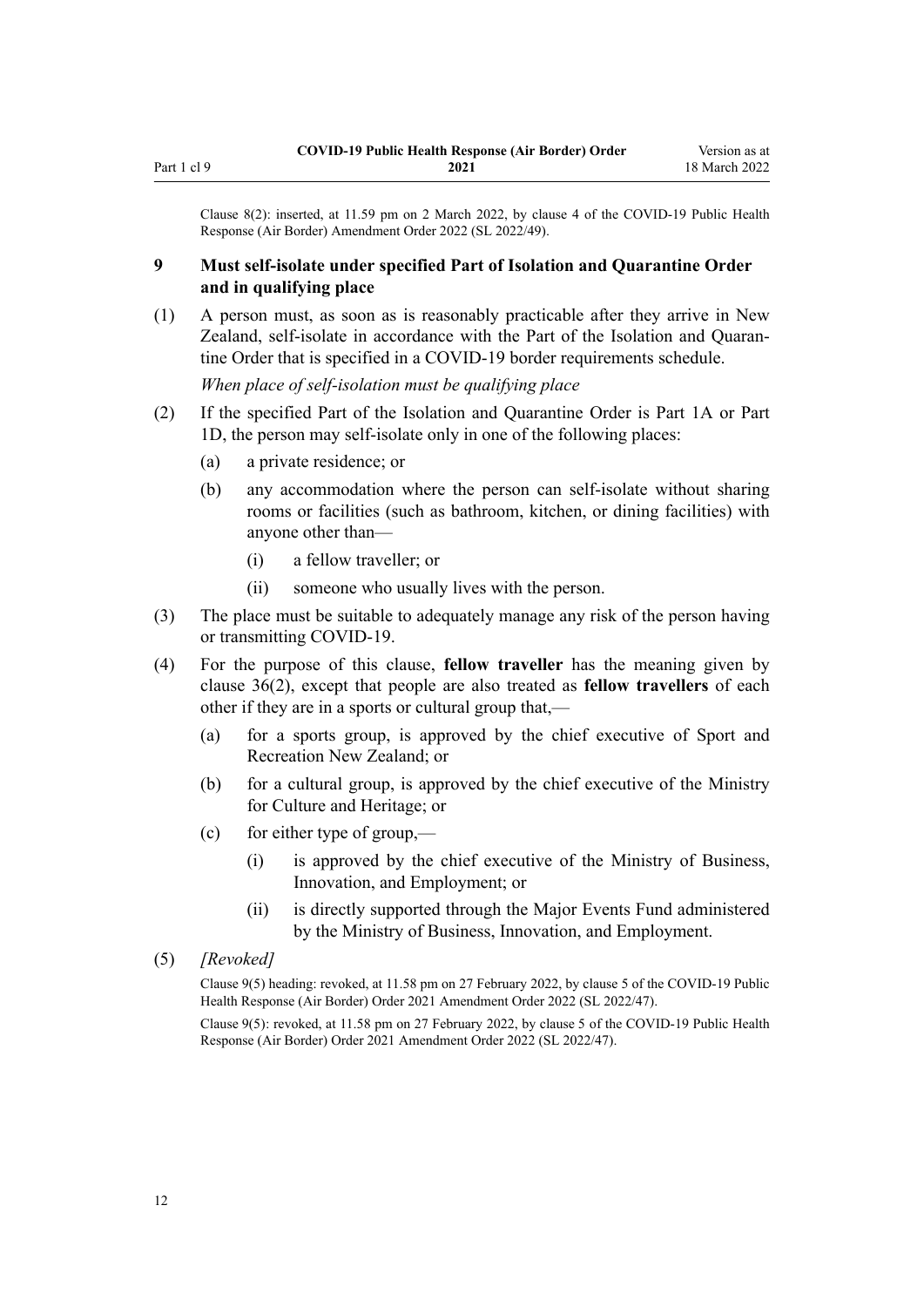Clause 8(2): inserted, at 11.59 pm on 2 March 2022, by clause 4 of the COVID-19 Public Health Response (Air Border) Amendment Order 2022 (SL 2022/49).

### 9 Must self-isolate under specified Part of Isolation and Quarantine Order and in qualifying place

(1) A person must, as soon as is reasonably practicable after they arrive in New Zealand, self-isolate in accordance with the Part of the Isolation and Quarantine Order that is specified in a COVID-19 border requirements schedule.

*When place of self-isolation must be qualifying place*

(2) If the specified Part of the Isolation and Quarantine Order is Part 1A or Part 1D, the person may self-isolate only in one of the following places:

- (a) a private residence; or
- (b) any accommodation where the person can self-isolate without sharing rooms or facilities (such as bathroom, kitchen, or dining facilities) with anyone other than—
  - (i) a fellow traveller; or
  - (ii) someone who usually lives with the person.

(3) The place must be suitable to adequately manage any risk of the person having or transmitting COVID-19.

(4) For the purpose of this clause, **fellow traveller** has the meaning given by clause 36(2), except that people are also treated as **fellow travellers** of each other if they are in a sports or cultural group that,—

- (a) for a sports group, is approved by the chief executive of Sport and Recreation New Zealand; or
- (b) for a cultural group, is approved by the chief executive of the Ministry for Culture and Heritage; or
- (c) for either type of group,—
  - (i) is approved by the chief executive of the Ministry of Business, Innovation, and Employment; or
  - (ii) is directly supported through the Major Events Fund administered by the Ministry of Business, Innovation, and Employment.

(5) *[Revoked]*

Clause 9(5) heading: revoked, at 11.58 pm on 27 February 2022, by clause 5 of the COVID-19 Public Health Response (Air Border) Order 2021 Amendment Order 2022 (SL 2022/47).

Clause 9(5): revoked, at 11.58 pm on 27 February 2022, by clause 5 of the COVID-19 Public Health Response (Air Border) Order 2021 Amendment Order 2022 (SL 2022/47).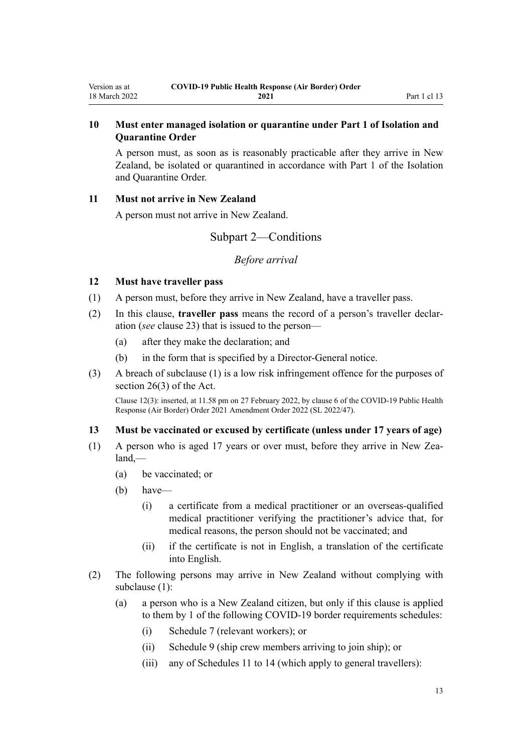### 10 Must enter managed isolation or quarantine under Part 1 of Isolation and Quarantine Order

A person must, as soon as is reasonably practicable after they arrive in New Zealand, be isolated or quarantined in accordance with Part 1 of the Isolation and Quarantine Order.

### 11 Must not arrive in New Zealand

A person must not arrive in New Zealand.

## Subpart 2—Conditions

*Before arrival*

### 12 Must have traveller pass

(1) A person must, before they arrive in New Zealand, have a traveller pass.

(2) In this clause, **traveller pass** means the record of a person's traveller declaration (*see* clause 23) that is issued to the person—

(a) after they make the declaration; and

(b) in the form that is specified by a Director-General notice.

(3) A breach of subclause (1) is a low risk infringement offence for the purposes of section 26(3) of the Act.

Clause 12(3): inserted, at 11.58 pm on 27 February 2022, by clause 6 of the COVID-19 Public Health Response (Air Border) Order 2021 Amendment Order 2022 (SL 2022/47).

### 13 Must be vaccinated or excused by certificate (unless under 17 years of age)

(1) A person who is aged 17 years or over must, before they arrive in New Zealand,—

(a) be vaccinated; or

(b) have—

(i) a certificate from a medical practitioner or an overseas-qualified medical practitioner verifying the practitioner's advice that, for medical reasons, the person should not be vaccinated; and

(ii) if the certificate is not in English, a translation of the certificate into English.

(2) The following persons may arrive in New Zealand without complying with subclause (1):

(a) a person who is a New Zealand citizen, but only if this clause is applied to them by 1 of the following COVID-19 border requirements schedules:

(i) Schedule 7 (relevant workers); or

(ii) Schedule 9 (ship crew members arriving to join ship); or

(iii) any of Schedules 11 to 14 (which apply to general travellers):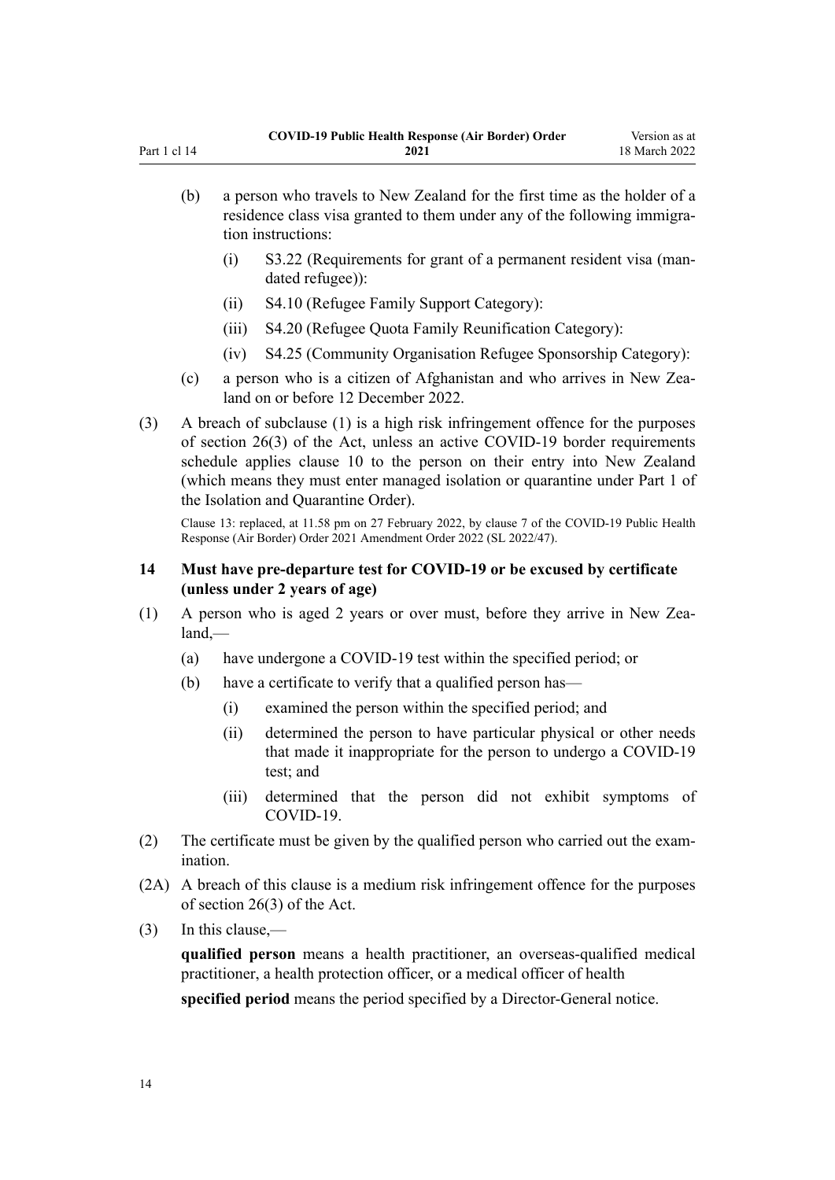(b) a person who travels to New Zealand for the first time as the holder of a residence class visa granted to them under any of the following immigration instructions:

 (i) S3.22 (Requirements for grant of a permanent resident visa (mandated refugee)):

 (ii) S4.10 (Refugee Family Support Category):

 (iii) S4.20 (Refugee Quota Family Reunification Category):

 (iv) S4.25 (Community Organisation Refugee Sponsorship Category):

(c) a person who is a citizen of Afghanistan and who arrives in New Zealand on or before 12 December 2022.

(3) A breach of subclause (1) is a high risk infringement offence for the purposes of section 26(3) of the Act, unless an active COVID-19 border requirements schedule applies clause 10 to the person on their entry into New Zealand (which means they must enter managed isolation or quarantine under Part 1 of the Isolation and Quarantine Order).

Clause 13: replaced, at 11.58 pm on 27 February 2022, by clause 7 of the COVID-19 Public Health Response (Air Border) Order 2021 Amendment Order 2022 (SL 2022/47).

### 14 Must have pre-departure test for COVID-19 or be excused by certificate (unless under 2 years of age)

(1) A person who is aged 2 years or over must, before they arrive in New Zealand,—

 (a) have undergone a COVID-19 test within the specified period; or

 (b) have a certificate to verify that a qualified person has—

  (i) examined the person within the specified period; and

  (ii) determined the person to have particular physical or other needs that made it inappropriate for the person to undergo a COVID-19 test; and

  (iii) determined that the person did not exhibit symptoms of COVID-19.

(2) The certificate must be given by the qualified person who carried out the examination.

(2A) A breach of this clause is a medium risk infringement offence for the purposes of section 26(3) of the Act.

(3) In this clause,—

**qualified person** means a health practitioner, an overseas-qualified medical practitioner, a health protection officer, or a medical officer of health

**specified period** means the period specified by a Director-General notice.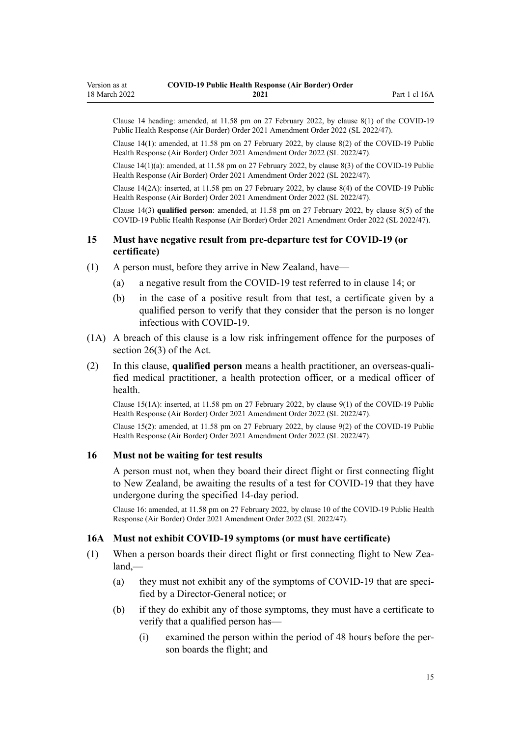Clause 14 heading: amended, at 11.58 pm on 27 February 2022, by clause 8(1) of the COVID-19 Public Health Response (Air Border) Order 2021 Amendment Order 2022 (SL 2022/47).

Clause 14(1): amended, at 11.58 pm on 27 February 2022, by clause 8(2) of the COVID-19 Public Health Response (Air Border) Order 2021 Amendment Order 2022 (SL 2022/47).

Clause 14(1)(a): amended, at 11.58 pm on 27 February 2022, by clause 8(3) of the COVID-19 Public Health Response (Air Border) Order 2021 Amendment Order 2022 (SL 2022/47).

Clause 14(2A): inserted, at 11.58 pm on 27 February 2022, by clause 8(4) of the COVID-19 Public Health Response (Air Border) Order 2021 Amendment Order 2022 (SL 2022/47).

Clause 14(3) **qualified person**: amended, at 11.58 pm on 27 February 2022, by clause 8(5) of the COVID-19 Public Health Response (Air Border) Order 2021 Amendment Order 2022 (SL 2022/47).

### 15 Must have negative result from pre-departure test for COVID-19 (or certificate)

(1) A person must, before they arrive in New Zealand, have—

(a) a negative result from the COVID-19 test referred to in clause 14; or

(b) in the case of a positive result from that test, a certificate given by a qualified person to verify that they consider that the person is no longer infectious with COVID-19.

(1A) A breach of this clause is a low risk infringement offence for the purposes of section 26(3) of the Act.

(2) In this clause, **qualified person** means a health practitioner, an overseas-qualified medical practitioner, a health protection officer, or a medical officer of health.

Clause 15(1A): inserted, at 11.58 pm on 27 February 2022, by clause 9(1) of the COVID-19 Public Health Response (Air Border) Order 2021 Amendment Order 2022 (SL 2022/47).

Clause 15(2): amended, at 11.58 pm on 27 February 2022, by clause 9(2) of the COVID-19 Public Health Response (Air Border) Order 2021 Amendment Order 2022 (SL 2022/47).

### 16 Must not be waiting for test results

A person must not, when they board their direct flight or first connecting flight to New Zealand, be awaiting the results of a test for COVID-19 that they have undergone during the specified 14-day period.

Clause 16: amended, at 11.58 pm on 27 February 2022, by clause 10 of the COVID-19 Public Health Response (Air Border) Order 2021 Amendment Order 2022 (SL 2022/47).

### 16A Must not exhibit COVID-19 symptoms (or must have certificate)

(1) When a person boards their direct flight or first connecting flight to New Zealand,—

(a) they must not exhibit any of the symptoms of COVID-19 that are specified by a Director-General notice; or

(b) if they do exhibit any of those symptoms, they must have a certificate to verify that a qualified person has—

(i) examined the person within the period of 48 hours before the person boards the flight; and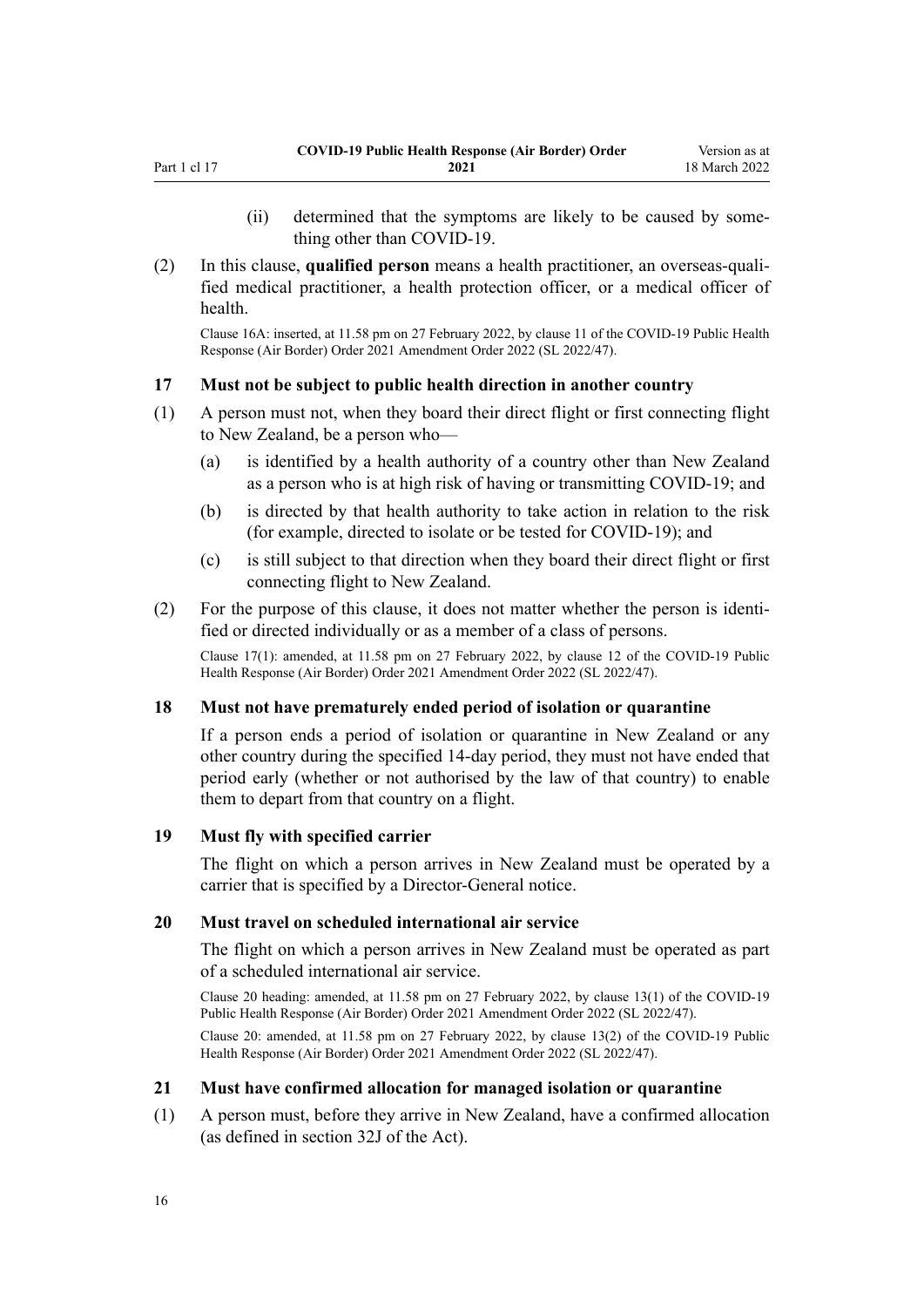(ii) determined that the symptoms are likely to be caused by something other than COVID-19.

(2) In this clause, **qualified person** means a health practitioner, an overseas-qualified medical practitioner, a health protection officer, or a medical officer of health.

Clause 16A: inserted, at 11.58 pm on 27 February 2022, by clause 11 of the COVID-19 Public Health Response (Air Border) Order 2021 Amendment Order 2022 (SL 2022/47).

### 17 Must not be subject to public health direction in another country

(1) A person must not, when they board their direct flight or first connecting flight to New Zealand, be a person who—

(a) is identified by a health authority of a country other than New Zealand as a person who is at high risk of having or transmitting COVID-19; and

(b) is directed by that health authority to take action in relation to the risk (for example, directed to isolate or be tested for COVID-19); and

(c) is still subject to that direction when they board their direct flight or first connecting flight to New Zealand.

(2) For the purpose of this clause, it does not matter whether the person is identified or directed individually or as a member of a class of persons.

Clause 17(1): amended, at 11.58 pm on 27 February 2022, by clause 12 of the COVID-19 Public Health Response (Air Border) Order 2021 Amendment Order 2022 (SL 2022/47).

### 18 Must not have prematurely ended period of isolation or quarantine

If a person ends a period of isolation or quarantine in New Zealand or any other country during the specified 14-day period, they must not have ended that period early (whether or not authorised by the law of that country) to enable them to depart from that country on a flight.

### 19 Must fly with specified carrier

The flight on which a person arrives in New Zealand must be operated by a carrier that is specified by a Director-General notice.

### 20 Must travel on scheduled international air service

The flight on which a person arrives in New Zealand must be operated as part of a scheduled international air service.

Clause 20 heading: amended, at 11.58 pm on 27 February 2022, by clause 13(1) of the COVID-19 Public Health Response (Air Border) Order 2021 Amendment Order 2022 (SL 2022/47).

Clause 20: amended, at 11.58 pm on 27 February 2022, by clause 13(2) of the COVID-19 Public Health Response (Air Border) Order 2021 Amendment Order 2022 (SL 2022/47).

### 21 Must have confirmed allocation for managed isolation or quarantine

(1) A person must, before they arrive in New Zealand, have a confirmed allocation (as defined in section 32J of the Act).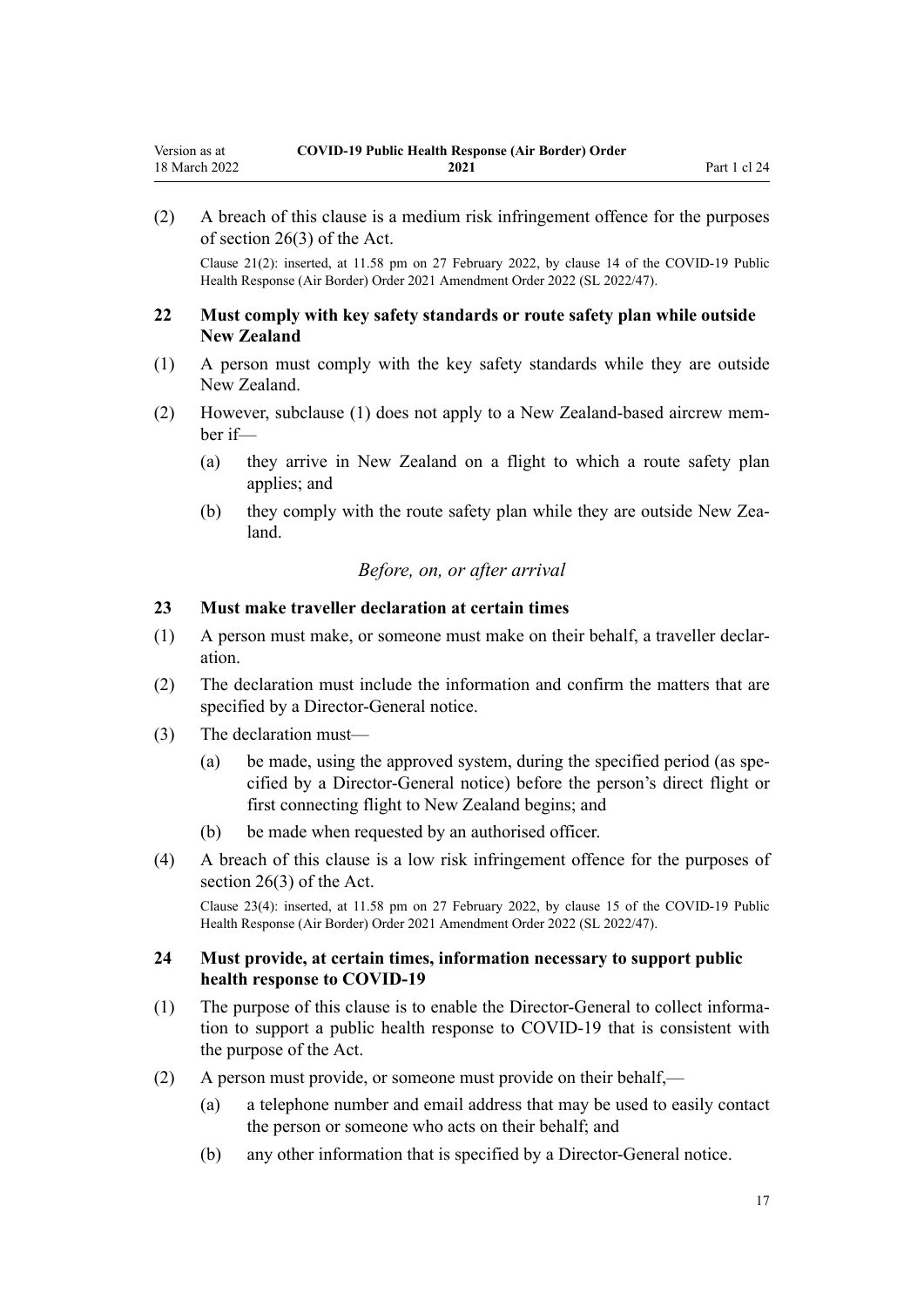(2) A breach of this clause is a medium risk infringement offence for the purposes of section 26(3) of the Act.

Clause 21(2): inserted, at 11.58 pm on 27 February 2022, by clause 14 of the COVID-19 Public Health Response (Air Border) Order 2021 Amendment Order 2022 (SL 2022/47).

### 22 Must comply with key safety standards or route safety plan while outside New Zealand

(1) A person must comply with the key safety standards while they are outside New Zealand.

(2) However, subclause (1) does not apply to a New Zealand-based aircrew member if—

- (a) they arrive in New Zealand on a flight to which a route safety plan applies; and
- (b) they comply with the route safety plan while they are outside New Zealand.

*Before, on, or after arrival*

### 23 Must make traveller declaration at certain times

(1) A person must make, or someone must make on their behalf, a traveller declaration.

(2) The declaration must include the information and confirm the matters that are specified by a Director-General notice.

(3) The declaration must—

- (a) be made, using the approved system, during the specified period (as specified by a Director-General notice) before the person's direct flight or first connecting flight to New Zealand begins; and
- (b) be made when requested by an authorised officer.

(4) A breach of this clause is a low risk infringement offence for the purposes of section 26(3) of the Act.

Clause 23(4): inserted, at 11.58 pm on 27 February 2022, by clause 15 of the COVID-19 Public Health Response (Air Border) Order 2021 Amendment Order 2022 (SL 2022/47).

### 24 Must provide, at certain times, information necessary to support public health response to COVID-19

(1) The purpose of this clause is to enable the Director-General to collect information to support a public health response to COVID-19 that is consistent with the purpose of the Act.

(2) A person must provide, or someone must provide on their behalf,—

- (a) a telephone number and email address that may be used to easily contact the person or someone who acts on their behalf; and
- (b) any other information that is specified by a Director-General notice.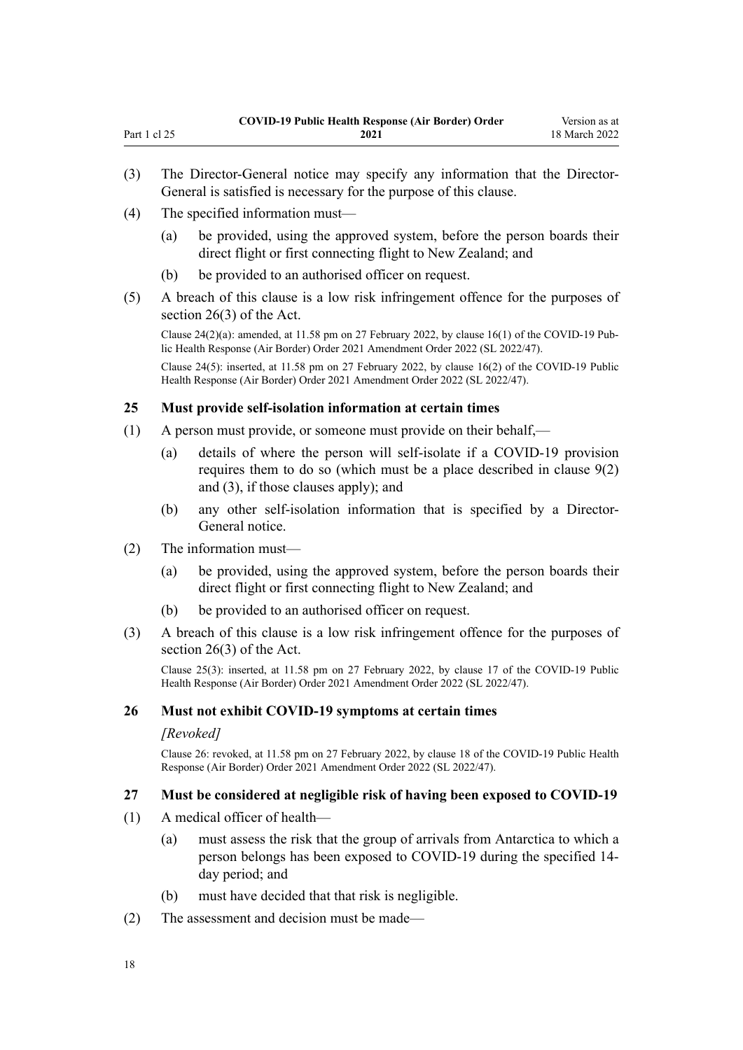(3) The Director-General notice may specify any information that the Director-General is satisfied is necessary for the purpose of this clause.

(4) The specified information must—

(a) be provided, using the approved system, before the person boards their direct flight or first connecting flight to New Zealand; and

(b) be provided to an authorised officer on request.

(5) A breach of this clause is a low risk infringement offence for the purposes of section 26(3) of the Act.

Clause 24(2)(a): amended, at 11.58 pm on 27 February 2022, by clause 16(1) of the COVID-19 Public Health Response (Air Border) Order 2021 Amendment Order 2022 (SL 2022/47).

Clause 24(5): inserted, at 11.58 pm on 27 February 2022, by clause 16(2) of the COVID-19 Public Health Response (Air Border) Order 2021 Amendment Order 2022 (SL 2022/47).

### 25 Must provide self-isolation information at certain times

(1) A person must provide, or someone must provide on their behalf,—

(a) details of where the person will self-isolate if a COVID-19 provision requires them to do so (which must be a place described in clause 9(2) and (3), if those clauses apply); and

(b) any other self-isolation information that is specified by a Director-General notice.

(2) The information must—

(a) be provided, using the approved system, before the person boards their direct flight or first connecting flight to New Zealand; and

(b) be provided to an authorised officer on request.

(3) A breach of this clause is a low risk infringement offence for the purposes of section 26(3) of the Act.

Clause 25(3): inserted, at 11.58 pm on 27 February 2022, by clause 17 of the COVID-19 Public Health Response (Air Border) Order 2021 Amendment Order 2022 (SL 2022/47).

### 26 Must not exhibit COVID-19 symptoms at certain times

*[Revoked]*

Clause 26: revoked, at 11.58 pm on 27 February 2022, by clause 18 of the COVID-19 Public Health Response (Air Border) Order 2021 Amendment Order 2022 (SL 2022/47).

### 27 Must be considered at negligible risk of having been exposed to COVID-19

(1) A medical officer of health—

(a) must assess the risk that the group of arrivals from Antarctica to which a person belongs has been exposed to COVID-19 during the specified 14-day period; and

(b) must have decided that that risk is negligible.

(2) The assessment and decision must be made—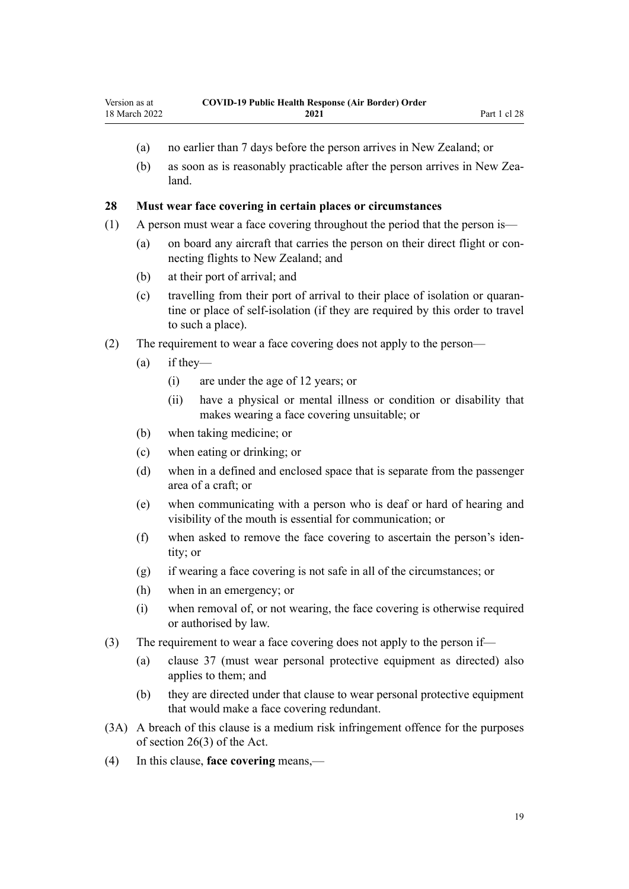(a) no earlier than 7 days before the person arrives in New Zealand; or

(b) as soon as is reasonably practicable after the person arrives in New Zealand.

### 28 Must wear face covering in certain places or circumstances

(1) A person must wear a face covering throughout the period that the person is—

- (a) on board any aircraft that carries the person on their direct flight or connecting flights to New Zealand; and
- (b) at their port of arrival; and
- (c) travelling from their port of arrival to their place of isolation or quarantine or place of self-isolation (if they are required by this order to travel to such a place).

(2) The requirement to wear a face covering does not apply to the person—

- (a) if they—
  - (i) are under the age of 12 years; or
  - (ii) have a physical or mental illness or condition or disability that makes wearing a face covering unsuitable; or
- (b) when taking medicine; or
- (c) when eating or drinking; or
- (d) when in a defined and enclosed space that is separate from the passenger area of a craft; or
- (e) when communicating with a person who is deaf or hard of hearing and visibility of the mouth is essential for communication; or
- (f) when asked to remove the face covering to ascertain the person's identity; or
- (g) if wearing a face covering is not safe in all of the circumstances; or
- (h) when in an emergency; or
- (i) when removal of, or not wearing, the face covering is otherwise required or authorised by law.

(3) The requirement to wear a face covering does not apply to the person if—

- (a) clause 37 (must wear personal protective equipment as directed) also applies to them; and
- (b) they are directed under that clause to wear personal protective equipment that would make a face covering redundant.

(3A) A breach of this clause is a medium risk infringement offence for the purposes of section 26(3) of the Act.

(4) In this clause, **face covering** means,—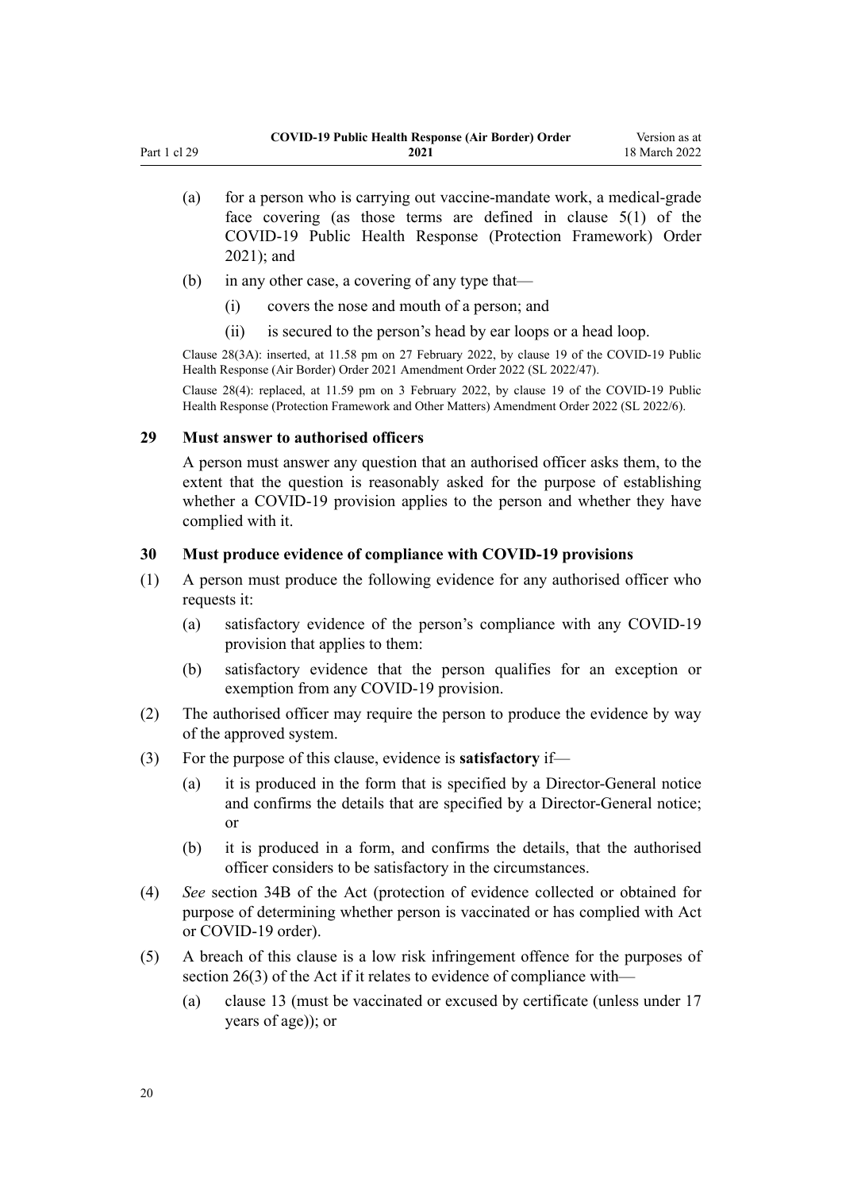(a) for a person who is carrying out vaccine-mandate work, a medical-grade face covering (as those terms are defined in clause 5(1) of the COVID-19 Public Health Response (Protection Framework) Order 2021); and

(b) in any other case, a covering of any type that—

(i) covers the nose and mouth of a person; and

(ii) is secured to the person's head by ear loops or a head loop.

Clause 28(3A): inserted, at 11.58 pm on 27 February 2022, by clause 19 of the COVID-19 Public Health Response (Air Border) Order 2021 Amendment Order 2022 (SL 2022/47).

Clause 28(4): replaced, at 11.59 pm on 3 February 2022, by clause 19 of the COVID-19 Public Health Response (Protection Framework and Other Matters) Amendment Order 2022 (SL 2022/6).

### 29 Must answer to authorised officers

A person must answer any question that an authorised officer asks them, to the extent that the question is reasonably asked for the purpose of establishing whether a COVID-19 provision applies to the person and whether they have complied with it.

### 30 Must produce evidence of compliance with COVID-19 provisions

(1) A person must produce the following evidence for any authorised officer who requests it:

(a) satisfactory evidence of the person's compliance with any COVID-19 provision that applies to them:

(b) satisfactory evidence that the person qualifies for an exception or exemption from any COVID-19 provision.

(2) The authorised officer may require the person to produce the evidence by way of the approved system.

(3) For the purpose of this clause, evidence is **satisfactory** if—

(a) it is produced in the form that is specified by a Director-General notice and confirms the details that are specified by a Director-General notice; or

(b) it is produced in a form, and confirms the details, that the authorised officer considers to be satisfactory in the circumstances.

(4) *See* section 34B of the Act (protection of evidence collected or obtained for purpose of determining whether person is vaccinated or has complied with Act or COVID-19 order).

(5) A breach of this clause is a low risk infringement offence for the purposes of section 26(3) of the Act if it relates to evidence of compliance with—

(a) clause 13 (must be vaccinated or excused by certificate (unless under 17 years of age)); or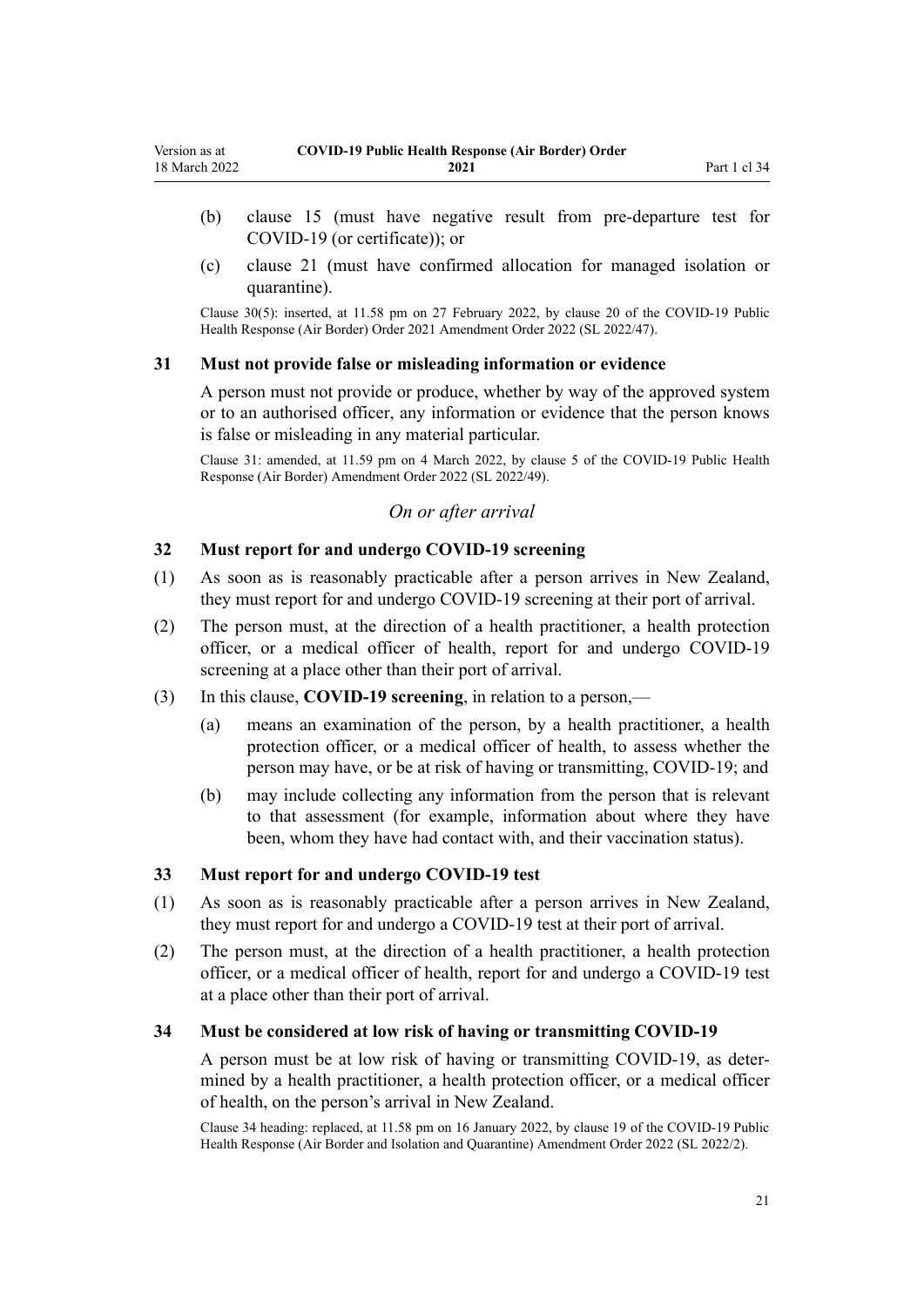(b) clause 15 (must have negative result from pre-departure test for COVID-19 (or certificate)); or

(c) clause 21 (must have confirmed allocation for managed isolation or quarantine).

Clause 30(5): inserted, at 11.58 pm on 27 February 2022, by clause 20 of the COVID-19 Public Health Response (Air Border) Order 2021 Amendment Order 2022 (SL 2022/47).

### 31 Must not provide false or misleading information or evidence

A person must not provide or produce, whether by way of the approved system or to an authorised officer, any information or evidence that the person knows is false or misleading in any material particular.

Clause 31: amended, at 11.59 pm on 4 March 2022, by clause 5 of the COVID-19 Public Health Response (Air Border) Amendment Order 2022 (SL 2022/49).

*On or after arrival*

### 32 Must report for and undergo COVID-19 screening

(1) As soon as is reasonably practicable after a person arrives in New Zealand, they must report for and undergo COVID-19 screening at their port of arrival.

(2) The person must, at the direction of a health practitioner, a health protection officer, or a medical officer of health, report for and undergo COVID-19 screening at a place other than their port of arrival.

(3) In this clause, **COVID-19 screening**, in relation to a person,—

(a) means an examination of the person, by a health practitioner, a health protection officer, or a medical officer of health, to assess whether the person may have, or be at risk of having or transmitting, COVID-19; and

(b) may include collecting any information from the person that is relevant to that assessment (for example, information about where they have been, whom they have had contact with, and their vaccination status).

### 33 Must report for and undergo COVID-19 test

(1) As soon as is reasonably practicable after a person arrives in New Zealand, they must report for and undergo a COVID-19 test at their port of arrival.

(2) The person must, at the direction of a health practitioner, a health protection officer, or a medical officer of health, report for and undergo a COVID-19 test at a place other than their port of arrival.

### 34 Must be considered at low risk of having or transmitting COVID-19

A person must be at low risk of having or transmitting COVID-19, as determined by a health practitioner, a health protection officer, or a medical officer of health, on the person's arrival in New Zealand.

Clause 34 heading: replaced, at 11.58 pm on 16 January 2022, by clause 19 of the COVID-19 Public Health Response (Air Border and Isolation and Quarantine) Amendment Order 2022 (SL 2022/2).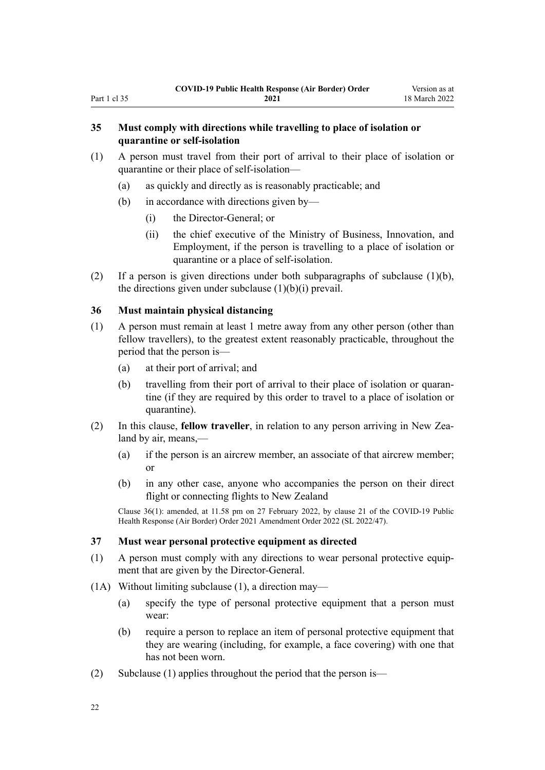### 35 Must comply with directions while travelling to place of isolation or quarantine or self-isolation

(1) A person must travel from their port of arrival to their place of isolation or quarantine or their place of self-isolation—

(a) as quickly and directly as is reasonably practicable; and

(b) in accordance with directions given by—

(i) the Director-General; or

(ii) the chief executive of the Ministry of Business, Innovation, and Employment, if the person is travelling to a place of isolation or quarantine or a place of self-isolation.

(2) If a person is given directions under both subparagraphs of subclause (1)(b), the directions given under subclause (1)(b)(i) prevail.

### 36 Must maintain physical distancing

(1) A person must remain at least 1 metre away from any other person (other than fellow travellers), to the greatest extent reasonably practicable, throughout the period that the person is—

(a) at their port of arrival; and

(b) travelling from their port of arrival to their place of isolation or quarantine (if they are required by this order to travel to a place of isolation or quarantine).

(2) In this clause, **fellow traveller**, in relation to any person arriving in New Zealand by air, means,—

(a) if the person is an aircrew member, an associate of that aircrew member; or

(b) in any other case, anyone who accompanies the person on their direct flight or connecting flights to New Zealand

Clause 36(1): amended, at 11.58 pm on 27 February 2022, by clause 21 of the COVID-19 Public Health Response (Air Border) Order 2021 Amendment Order 2022 (SL 2022/47).

### 37 Must wear personal protective equipment as directed

(1) A person must comply with any directions to wear personal protective equipment that are given by the Director-General.

(1A) Without limiting subclause (1), a direction may—

(a) specify the type of personal protective equipment that a person must wear:

(b) require a person to replace an item of personal protective equipment that they are wearing (including, for example, a face covering) with one that has not been worn.

(2) Subclause (1) applies throughout the period that the person is—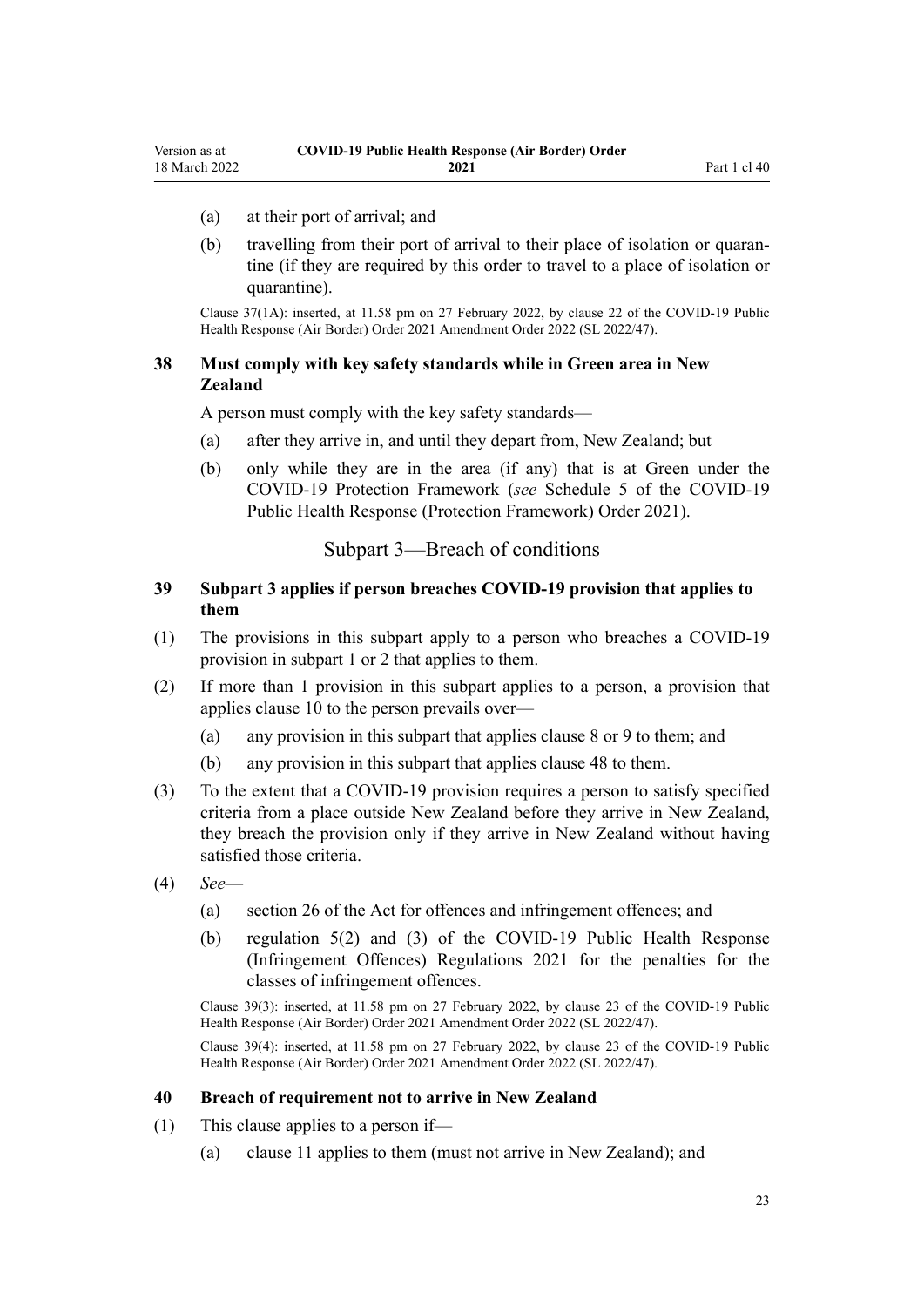(a) at their port of arrival; and

(b) travelling from their port of arrival to their place of isolation or quarantine (if they are required by this order to travel to a place of isolation or quarantine).

Clause 37(1A): inserted, at 11.58 pm on 27 February 2022, by clause 22 of the COVID-19 Public Health Response (Air Border) Order 2021 Amendment Order 2022 (SL 2022/47).

### 38 Must comply with key safety standards while in Green area in New Zealand

A person must comply with the key safety standards—

(a) after they arrive in, and until they depart from, New Zealand; but

(b) only while they are in the area (if any) that is at Green under the COVID-19 Protection Framework (*see* Schedule 5 of the COVID-19 Public Health Response (Protection Framework) Order 2021).

## Subpart 3—Breach of conditions

### 39 Subpart 3 applies if person breaches COVID-19 provision that applies to them

(1) The provisions in this subpart apply to a person who breaches a COVID-19 provision in subpart 1 or 2 that applies to them.

(2) If more than 1 provision in this subpart applies to a person, a provision that applies clause 10 to the person prevails over—

(a) any provision in this subpart that applies clause 8 or 9 to them; and

(b) any provision in this subpart that applies clause 48 to them.

(3) To the extent that a COVID-19 provision requires a person to satisfy specified criteria from a place outside New Zealand before they arrive in New Zealand, they breach the provision only if they arrive in New Zealand without having satisfied those criteria.

(4) *See*—

(a) section 26 of the Act for offences and infringement offences; and

(b) regulation 5(2) and (3) of the COVID-19 Public Health Response (Infringement Offences) Regulations 2021 for the penalties for the classes of infringement offences.

Clause 39(3): inserted, at 11.58 pm on 27 February 2022, by clause 23 of the COVID-19 Public Health Response (Air Border) Order 2021 Amendment Order 2022 (SL 2022/47).

Clause 39(4): inserted, at 11.58 pm on 27 February 2022, by clause 23 of the COVID-19 Public Health Response (Air Border) Order 2021 Amendment Order 2022 (SL 2022/47).

### 40 Breach of requirement not to arrive in New Zealand

(1) This clause applies to a person if—

(a) clause 11 applies to them (must not arrive in New Zealand); and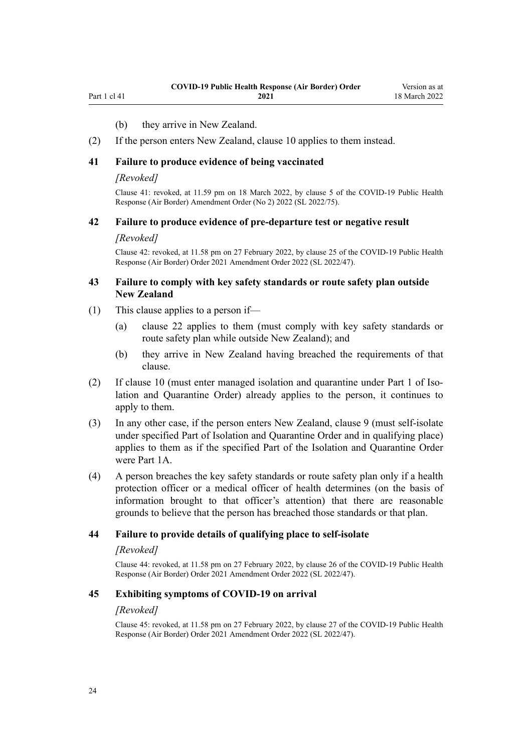(b) they arrive in New Zealand.

(2) If the person enters New Zealand, clause 10 applies to them instead.

### 41 Failure to produce evidence of being vaccinated

*[Revoked]*

Clause 41: revoked, at 11.59 pm on 18 March 2022, by clause 5 of the COVID-19 Public Health Response (Air Border) Amendment Order (No 2) 2022 (SL 2022/75).

### 42 Failure to produce evidence of pre-departure test or negative result

*[Revoked]*

Clause 42: revoked, at 11.58 pm on 27 February 2022, by clause 25 of the COVID-19 Public Health Response (Air Border) Order 2021 Amendment Order 2022 (SL 2022/47).

### 43 Failure to comply with key safety standards or route safety plan outside New Zealand

(1) This clause applies to a person if—

(a) clause 22 applies to them (must comply with key safety standards or route safety plan while outside New Zealand); and

(b) they arrive in New Zealand having breached the requirements of that clause.

(2) If clause 10 (must enter managed isolation and quarantine under Part 1 of Isolation and Quarantine Order) already applies to the person, it continues to apply to them.

(3) In any other case, if the person enters New Zealand, clause 9 (must self-isolate under specified Part of Isolation and Quarantine Order and in qualifying place) applies to them as if the specified Part of the Isolation and Quarantine Order were Part 1A.

(4) A person breaches the key safety standards or route safety plan only if a health protection officer or a medical officer of health determines (on the basis of information brought to that officer's attention) that there are reasonable grounds to believe that the person has breached those standards or that plan.

### 44 Failure to provide details of qualifying place to self-isolate

*[Revoked]*

Clause 44: revoked, at 11.58 pm on 27 February 2022, by clause 26 of the COVID-19 Public Health Response (Air Border) Order 2021 Amendment Order 2022 (SL 2022/47).

### 45 Exhibiting symptoms of COVID-19 on arrival

*[Revoked]*

Clause 45: revoked, at 11.58 pm on 27 February 2022, by clause 27 of the COVID-19 Public Health Response (Air Border) Order 2021 Amendment Order 2022 (SL 2022/47).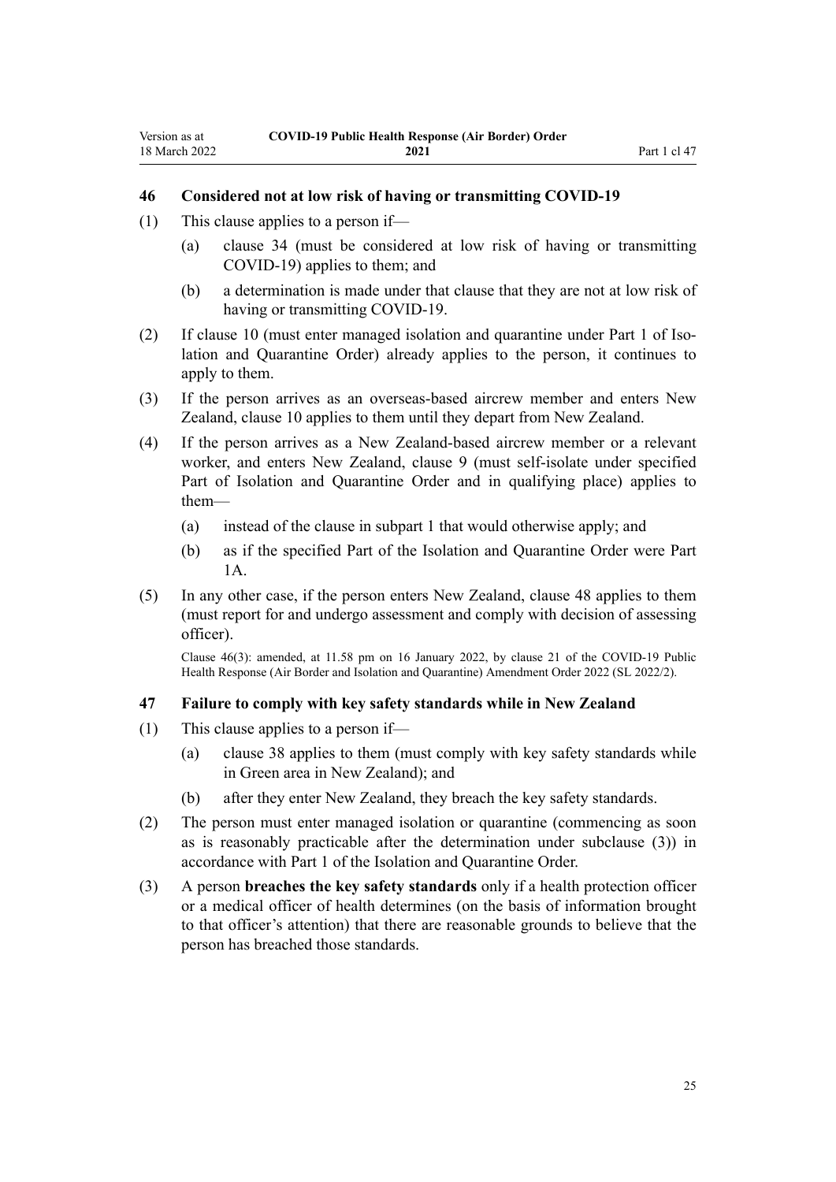### 46 Considered not at low risk of having or transmitting COVID-19

(1) This clause applies to a person if—

  (a) clause 34 (must be considered at low risk of having or transmitting COVID-19) applies to them; and

  (b) a determination is made under that clause that they are not at low risk of having or transmitting COVID-19.

(2) If clause 10 (must enter managed isolation and quarantine under Part 1 of Isolation and Quarantine Order) already applies to the person, it continues to apply to them.

(3) If the person arrives as an overseas-based aircrew member and enters New Zealand, clause 10 applies to them until they depart from New Zealand.

(4) If the person arrives as a New Zealand-based aircrew member or a relevant worker, and enters New Zealand, clause 9 (must self-isolate under specified Part of Isolation and Quarantine Order and in qualifying place) applies to them—

  (a) instead of the clause in subpart 1 that would otherwise apply; and

  (b) as if the specified Part of the Isolation and Quarantine Order were Part 1A.

(5) In any other case, if the person enters New Zealand, clause 48 applies to them (must report for and undergo assessment and comply with decision of assessing officer).

Clause 46(3): amended, at 11.58 pm on 16 January 2022, by clause 21 of the COVID-19 Public Health Response (Air Border and Isolation and Quarantine) Amendment Order 2022 (SL 2022/2).

### 47 Failure to comply with key safety standards while in New Zealand

(1) This clause applies to a person if—

  (a) clause 38 applies to them (must comply with key safety standards while in Green area in New Zealand); and

  (b) after they enter New Zealand, they breach the key safety standards.

(2) The person must enter managed isolation or quarantine (commencing as soon as is reasonably practicable after the determination under subclause (3)) in accordance with Part 1 of the Isolation and Quarantine Order.

(3) A person **breaches the key safety standards** only if a health protection officer or a medical officer of health determines (on the basis of information brought to that officer's attention) that there are reasonable grounds to believe that the person has breached those standards.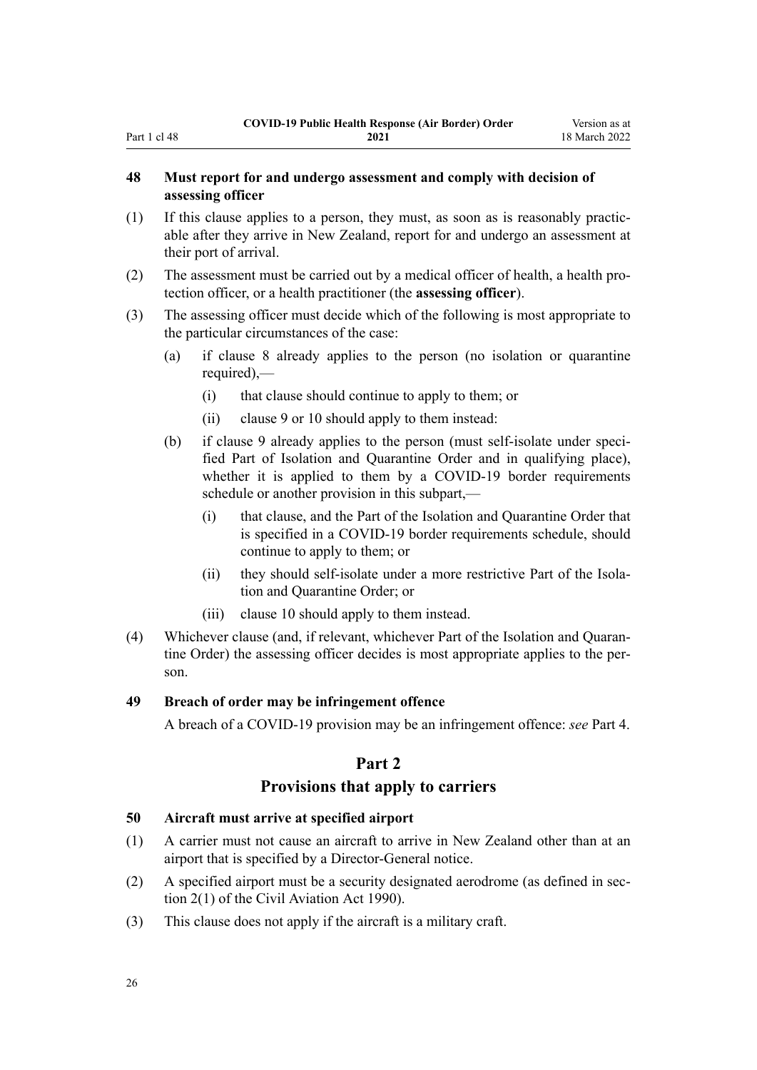### 48 Must report for and undergo assessment and comply with decision of assessing officer

(1) If this clause applies to a person, they must, as soon as is reasonably practicable after they arrive in New Zealand, report for and undergo an assessment at their port of arrival.

(2) The assessment must be carried out by a medical officer of health, a health protection officer, or a health practitioner (the **assessing officer**).

(3) The assessing officer must decide which of the following is most appropriate to the particular circumstances of the case:

- (a) if clause 8 already applies to the person (no isolation or quarantine required),—
  - (i) that clause should continue to apply to them; or
  - (ii) clause 9 or 10 should apply to them instead:
- (b) if clause 9 already applies to the person (must self-isolate under specified Part of Isolation and Quarantine Order and in qualifying place), whether it is applied to them by a COVID-19 border requirements schedule or another provision in this subpart,—
  - (i) that clause, and the Part of the Isolation and Quarantine Order that is specified in a COVID-19 border requirements schedule, should continue to apply to them; or
  - (ii) they should self-isolate under a more restrictive Part of the Isolation and Quarantine Order; or
  - (iii) clause 10 should apply to them instead.

(4) Whichever clause (and, if relevant, whichever Part of the Isolation and Quarantine Order) the assessing officer decides is most appropriate applies to the person.

### 49 Breach of order may be infringement offence

A breach of a COVID-19 provision may be an infringement offence: *see* Part 4.

## Part 2
## Provisions that apply to carriers

### 50 Aircraft must arrive at specified airport

(1) A carrier must not cause an aircraft to arrive in New Zealand other than at an airport that is specified by a Director-General notice.

(2) A specified airport must be a security designated aerodrome (as defined in section 2(1) of the Civil Aviation Act 1990).

(3) This clause does not apply if the aircraft is a military craft.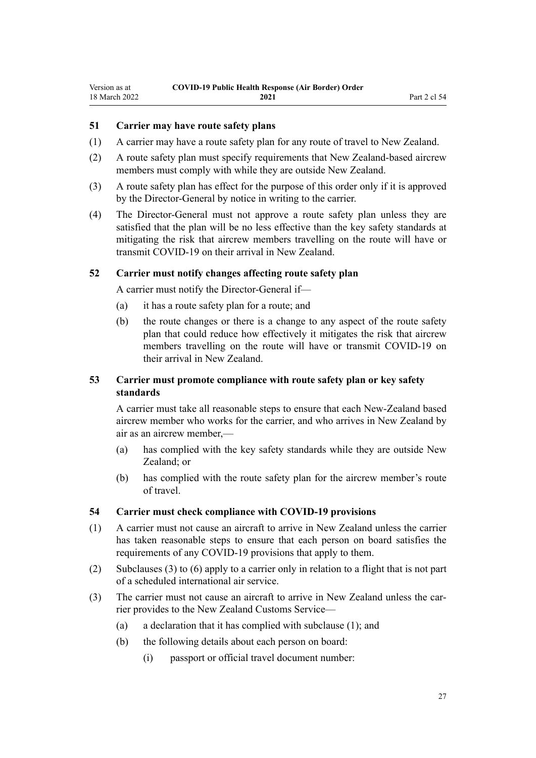### 51 Carrier may have route safety plans

(1) A carrier may have a route safety plan for any route of travel to New Zealand.

(2) A route safety plan must specify requirements that New Zealand-based aircrew members must comply with while they are outside New Zealand.

(3) A route safety plan has effect for the purpose of this order only if it is approved by the Director-General by notice in writing to the carrier.

(4) The Director-General must not approve a route safety plan unless they are satisfied that the plan will be no less effective than the key safety standards at mitigating the risk that aircrew members travelling on the route will have or transmit COVID-19 on their arrival in New Zealand.

### 52 Carrier must notify changes affecting route safety plan

A carrier must notify the Director-General if—

(a) it has a route safety plan for a route; and

(b) the route changes or there is a change to any aspect of the route safety plan that could reduce how effectively it mitigates the risk that aircrew members travelling on the route will have or transmit COVID-19 on their arrival in New Zealand.

### 53 Carrier must promote compliance with route safety plan or key safety standards

A carrier must take all reasonable steps to ensure that each New-Zealand based aircrew member who works for the carrier, and who arrives in New Zealand by air as an aircrew member,—

(a) has complied with the key safety standards while they are outside New Zealand; or

(b) has complied with the route safety plan for the aircrew member's route of travel.

### 54 Carrier must check compliance with COVID-19 provisions

(1) A carrier must not cause an aircraft to arrive in New Zealand unless the carrier has taken reasonable steps to ensure that each person on board satisfies the requirements of any COVID-19 provisions that apply to them.

(2) Subclauses (3) to (6) apply to a carrier only in relation to a flight that is not part of a scheduled international air service.

(3) The carrier must not cause an aircraft to arrive in New Zealand unless the carrier provides to the New Zealand Customs Service—

(a) a declaration that it has complied with subclause (1); and

(b) the following details about each person on board:

(i) passport or official travel document number: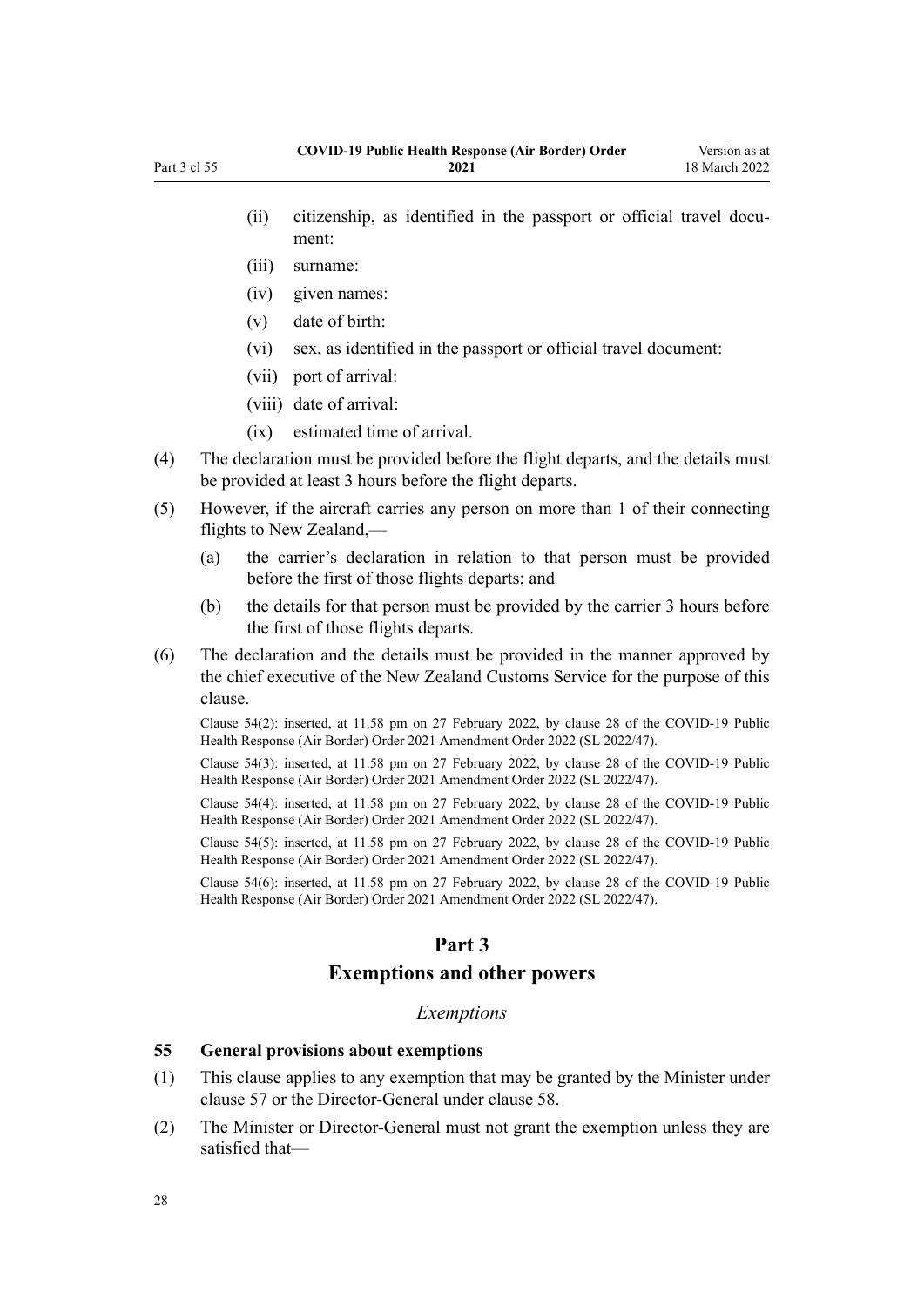(ii) citizenship, as identified in the passport or official travel document:

(iii) surname:

(iv) given names:

(v) date of birth:

(vi) sex, as identified in the passport or official travel document:

(vii) port of arrival:

(viii) date of arrival:

(ix) estimated time of arrival.

(4) The declaration must be provided before the flight departs, and the details must be provided at least 3 hours before the flight departs.

(5) However, if the aircraft carries any person on more than 1 of their connecting flights to New Zealand,—

(a) the carrier's declaration in relation to that person must be provided before the first of those flights departs; and

(b) the details for that person must be provided by the carrier 3 hours before the first of those flights departs.

(6) The declaration and the details must be provided in the manner approved by the chief executive of the New Zealand Customs Service for the purpose of this clause.

Clause 54(2): inserted, at 11.58 pm on 27 February 2022, by clause 28 of the COVID-19 Public Health Response (Air Border) Order 2021 Amendment Order 2022 (SL 2022/47).

Clause 54(3): inserted, at 11.58 pm on 27 February 2022, by clause 28 of the COVID-19 Public Health Response (Air Border) Order 2021 Amendment Order 2022 (SL 2022/47).

Clause 54(4): inserted, at 11.58 pm on 27 February 2022, by clause 28 of the COVID-19 Public Health Response (Air Border) Order 2021 Amendment Order 2022 (SL 2022/47).

Clause 54(5): inserted, at 11.58 pm on 27 February 2022, by clause 28 of the COVID-19 Public Health Response (Air Border) Order 2021 Amendment Order 2022 (SL 2022/47).

Clause 54(6): inserted, at 11.58 pm on 27 February 2022, by clause 28 of the COVID-19 Public Health Response (Air Border) Order 2021 Amendment Order 2022 (SL 2022/47).

## Part 3
## Exemptions and other powers

*Exemptions*

### 55 General provisions about exemptions

(1) This clause applies to any exemption that may be granted by the Minister under clause 57 or the Director-General under clause 58.

(2) The Minister or Director-General must not grant the exemption unless they are satisfied that—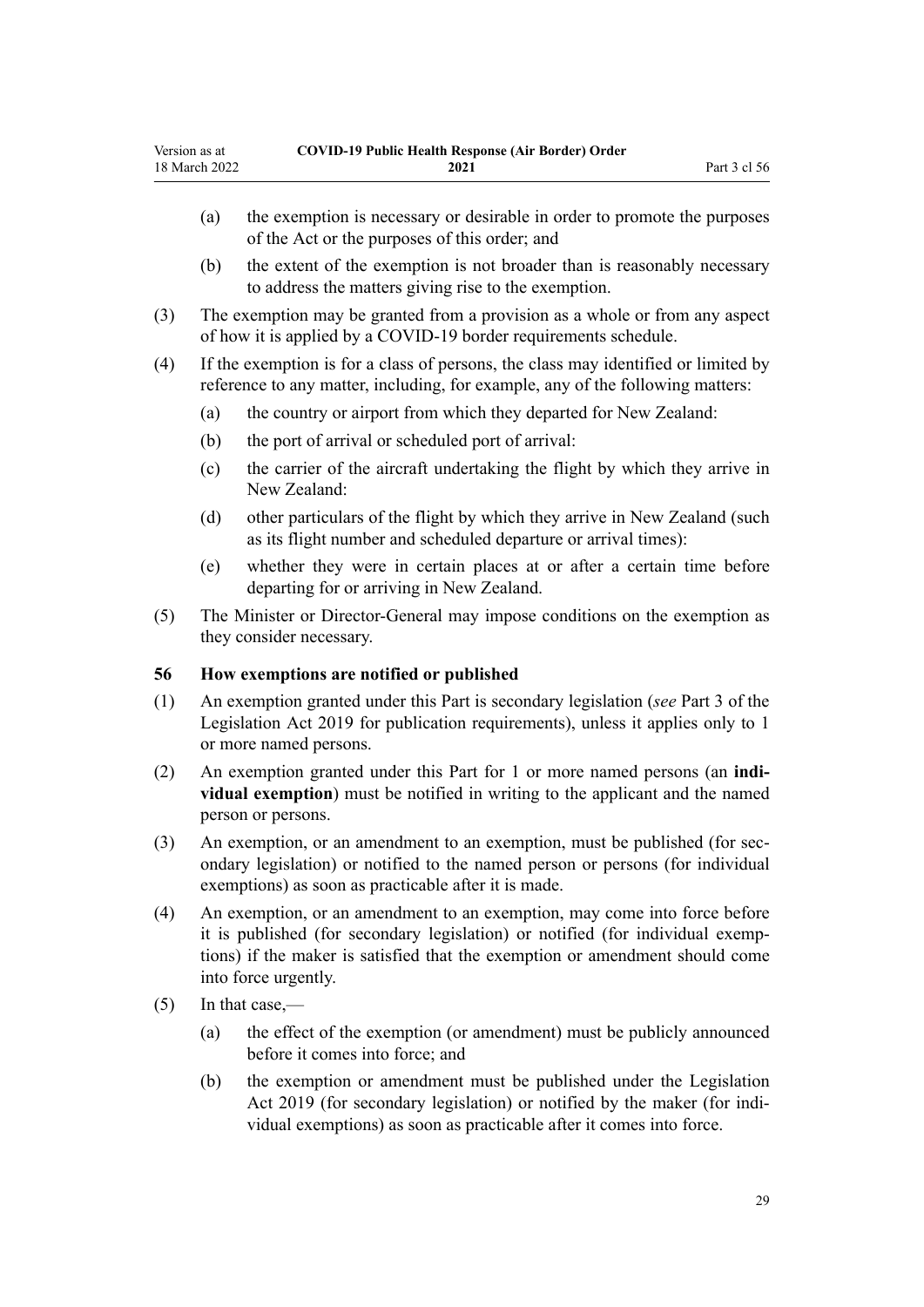(a) the exemption is necessary or desirable in order to promote the purposes of the Act or the purposes of this order; and

(b) the extent of the exemption is not broader than is reasonably necessary to address the matters giving rise to the exemption.

(3) The exemption may be granted from a provision as a whole or from any aspect of how it is applied by a COVID-19 border requirements schedule.

(4) If the exemption is for a class of persons, the class may identified or limited by reference to any matter, including, for example, any of the following matters:

(a) the country or airport from which they departed for New Zealand:

(b) the port of arrival or scheduled port of arrival:

(c) the carrier of the aircraft undertaking the flight by which they arrive in New Zealand:

(d) other particulars of the flight by which they arrive in New Zealand (such as its flight number and scheduled departure or arrival times):

(e) whether they were in certain places at or after a certain time before departing for or arriving in New Zealand.

(5) The Minister or Director-General may impose conditions on the exemption as they consider necessary.

### 56 How exemptions are notified or published

(1) An exemption granted under this Part is secondary legislation (*see* Part 3 of the Legislation Act 2019 for publication requirements), unless it applies only to 1 or more named persons.

(2) An exemption granted under this Part for 1 or more named persons (an **individual exemption**) must be notified in writing to the applicant and the named person or persons.

(3) An exemption, or an amendment to an exemption, must be published (for secondary legislation) or notified to the named person or persons (for individual exemptions) as soon as practicable after it is made.

(4) An exemption, or an amendment to an exemption, may come into force before it is published (for secondary legislation) or notified (for individual exemptions) if the maker is satisfied that the exemption or amendment should come into force urgently.

(5) In that case,—

(a) the effect of the exemption (or amendment) must be publicly announced before it comes into force; and

(b) the exemption or amendment must be published under the Legislation Act 2019 (for secondary legislation) or notified by the maker (for individual exemptions) as soon as practicable after it comes into force.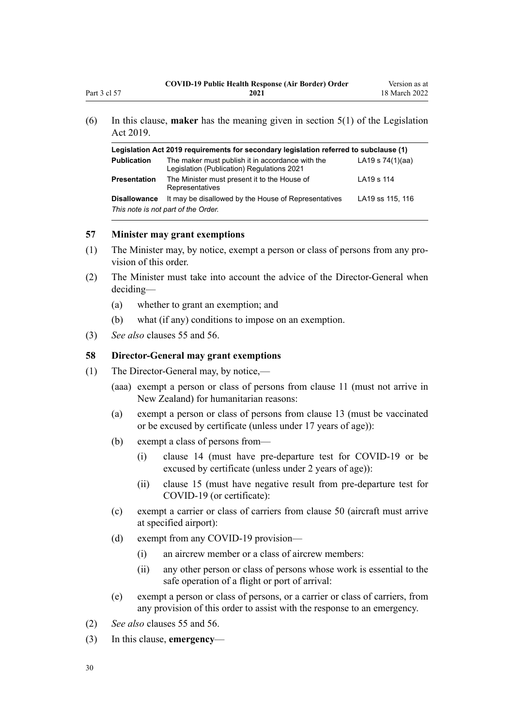(6) In this clause, **maker** has the meaning given in section 5(1) of the Legislation Act 2019.

| Legislation Act 2019 requirements for secondary legislation referred to subclause (1) | | |
|---|---|---|
| **Publication** | The maker must publish it in accordance with the Legislation (Publication) Regulations 2021 | LA19 s 74(1)(aa) |
| **Presentation** | The Minister must present it to the House of Representatives | LA19 s 114 |
| **Disallowance** | It may be disallowed by the House of Representatives | LA19 ss 115, 116 |

*This note is not part of the Order.*

### 57 Minister may grant exemptions

(1) The Minister may, by notice, exempt a person or class of persons from any provision of this order.

(2) The Minister must take into account the advice of the Director-General when deciding—

(a) whether to grant an exemption; and

(b) what (if any) conditions to impose on an exemption.

(3) *See also* clauses 55 and 56.

### 58 Director-General may grant exemptions

(1) The Director-General may, by notice,—

(aaa) exempt a person or class of persons from clause 11 (must not arrive in New Zealand) for humanitarian reasons:

(a) exempt a person or class of persons from clause 13 (must be vaccinated or be excused by certificate (unless under 17 years of age)):

(b) exempt a class of persons from—

(i) clause 14 (must have pre-departure test for COVID-19 or be excused by certificate (unless under 2 years of age)):

(ii) clause 15 (must have negative result from pre-departure test for COVID-19 (or certificate):

(c) exempt a carrier or class of carriers from clause 50 (aircraft must arrive at specified airport):

(d) exempt from any COVID-19 provision—

(i) an aircrew member or a class of aircrew members:

(ii) any other person or class of persons whose work is essential to the safe operation of a flight or port of arrival:

(e) exempt a person or class of persons, or a carrier or class of carriers, from any provision of this order to assist with the response to an emergency.

(2) *See also* clauses 55 and 56.

(3) In this clause, **emergency**—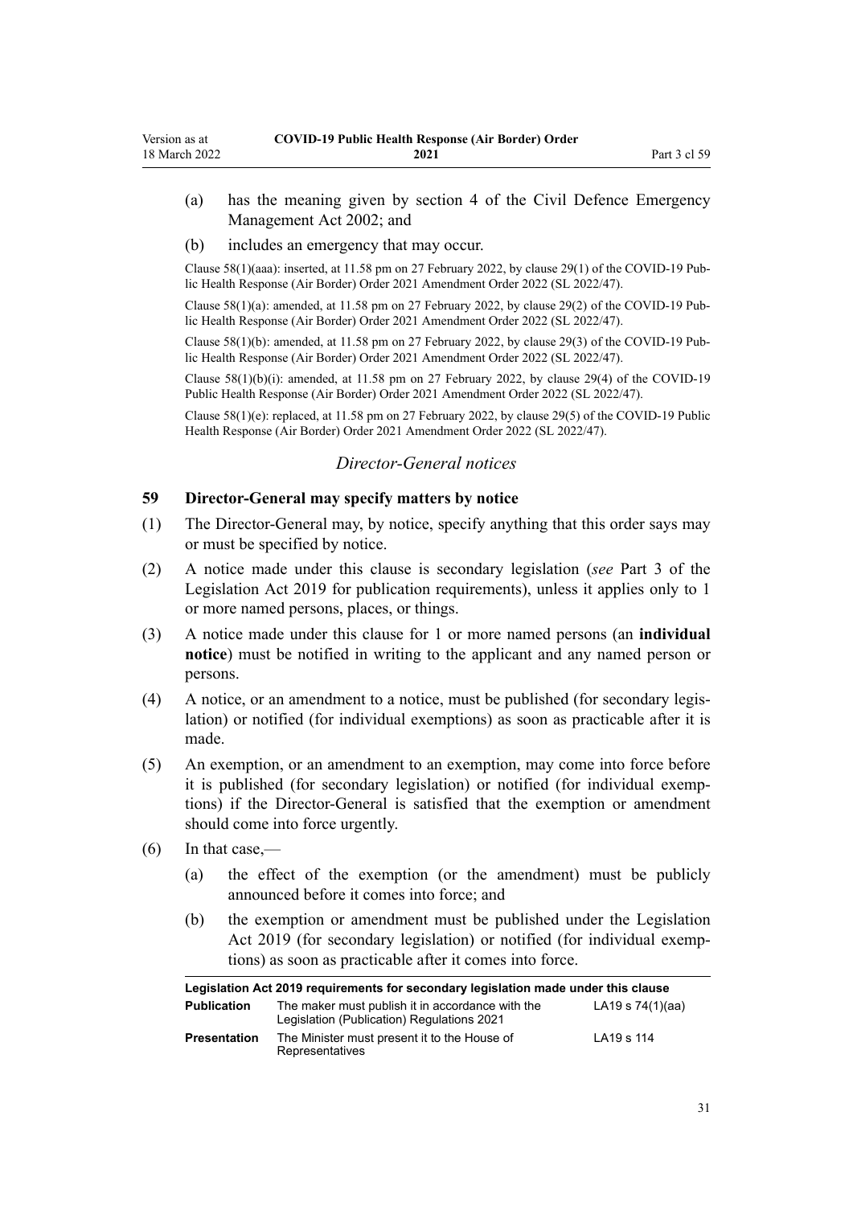(a) has the meaning given by section 4 of the Civil Defence Emergency Management Act 2002; and

(b) includes an emergency that may occur.

Clause 58(1)(aaa): inserted, at 11.58 pm on 27 February 2022, by clause 29(1) of the COVID-19 Public Health Response (Air Border) Order 2021 Amendment Order 2022 (SL 2022/47).

Clause 58(1)(a): amended, at 11.58 pm on 27 February 2022, by clause 29(2) of the COVID-19 Public Health Response (Air Border) Order 2021 Amendment Order 2022 (SL 2022/47).

Clause 58(1)(b): amended, at 11.58 pm on 27 February 2022, by clause 29(3) of the COVID-19 Public Health Response (Air Border) Order 2021 Amendment Order 2022 (SL 2022/47).

Clause 58(1)(b)(i): amended, at 11.58 pm on 27 February 2022, by clause 29(4) of the COVID-19 Public Health Response (Air Border) Order 2021 Amendment Order 2022 (SL 2022/47).

Clause 58(1)(e): replaced, at 11.58 pm on 27 February 2022, by clause 29(5) of the COVID-19 Public Health Response (Air Border) Order 2021 Amendment Order 2022 (SL 2022/47).

### *Director-General notices*

## 59 Director-General may specify matters by notice

(1) The Director-General may, by notice, specify anything that this order says may or must be specified by notice.

(2) A notice made under this clause is secondary legislation (*see* Part 3 of the Legislation Act 2019 for publication requirements), unless it applies only to 1 or more named persons, places, or things.

(3) A notice made under this clause for 1 or more named persons (an **individual notice**) must be notified in writing to the applicant and any named person or persons.

(4) A notice, or an amendment to a notice, must be published (for secondary legislation) or notified (for individual exemptions) as soon as practicable after it is made.

(5) An exemption, or an amendment to an exemption, may come into force before it is published (for secondary legislation) or notified (for individual exemptions) if the Director-General is satisfied that the exemption or amendment should come into force urgently.

(6) In that case,—

(a) the effect of the exemption (or the amendment) must be publicly announced before it comes into force; and

(b) the exemption or amendment must be published under the Legislation Act 2019 (for secondary legislation) or notified (for individual exemptions) as soon as practicable after it comes into force.

| Legislation Act 2019 requirements for secondary legislation made under this clause | | |
|---|---|---|
| **Publication** | The maker must publish it in accordance with the Legislation (Publication) Regulations 2021 | LA19 s 74(1)(aa) |
| **Presentation** | The Minister must present it to the House of Representatives | LA19 s 114 |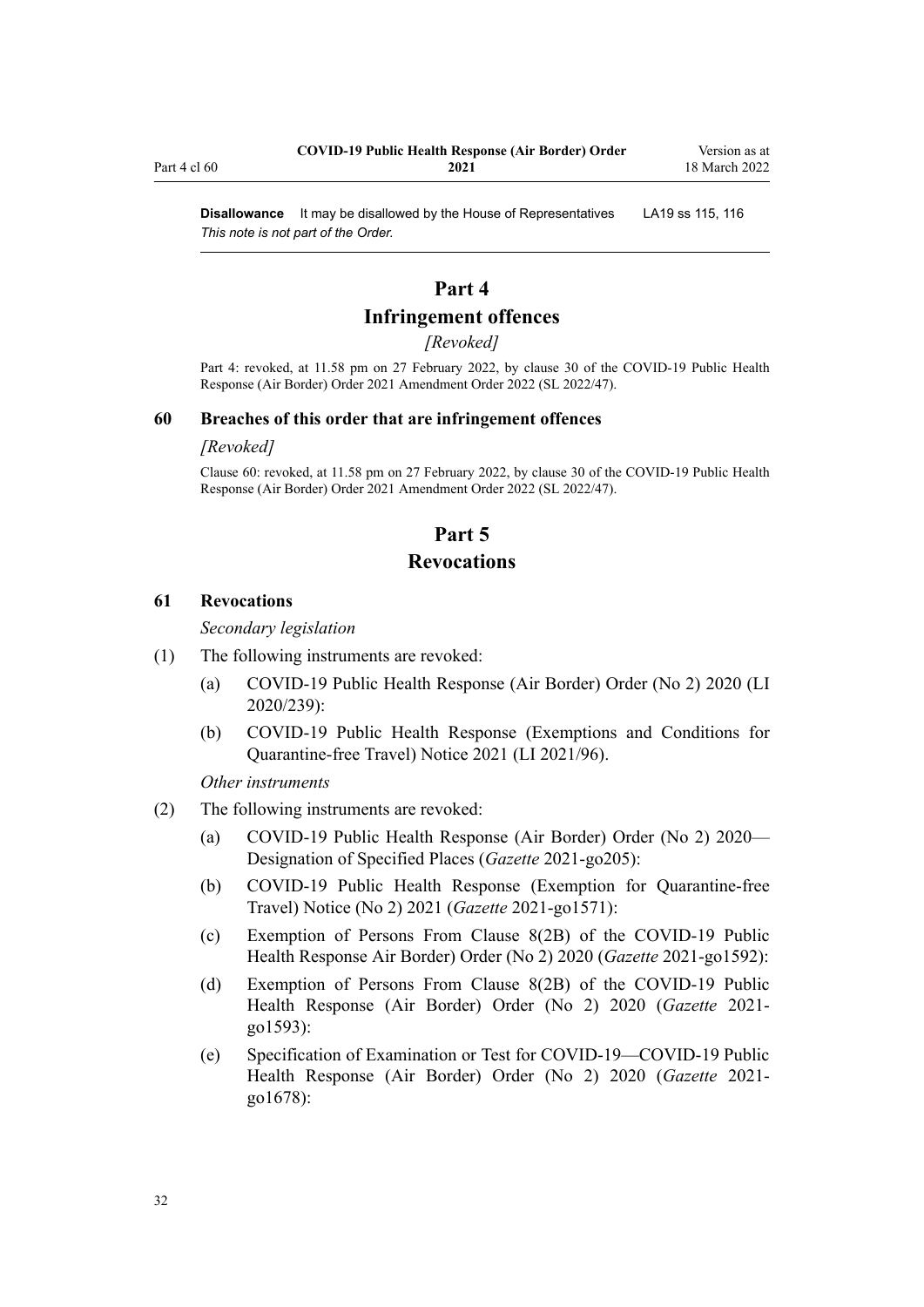**Disallowance** It may be disallowed by the House of Representatives LA19 ss 115, 116

*This note is not part of the Order.*

## Part 4
## Infringement offences

*[Revoked]*

Part 4: revoked, at 11.58 pm on 27 February 2022, by clause 30 of the COVID-19 Public Health Response (Air Border) Order 2021 Amendment Order 2022 (SL 2022/47).

### 60 Breaches of this order that are infringement offences

*[Revoked]*

Clause 60: revoked, at 11.58 pm on 27 February 2022, by clause 30 of the COVID-19 Public Health Response (Air Border) Order 2021 Amendment Order 2022 (SL 2022/47).

## Part 5
## Revocations

### 61 Revocations

*Secondary legislation*

(1) The following instruments are revoked:

(a) COVID-19 Public Health Response (Air Border) Order (No 2) 2020 (LI 2020/239):

(b) COVID-19 Public Health Response (Exemptions and Conditions for Quarantine-free Travel) Notice 2021 (LI 2021/96).

*Other instruments*

(2) The following instruments are revoked:

(a) COVID-19 Public Health Response (Air Border) Order (No 2) 2020—Designation of Specified Places (*Gazette* 2021-go205):

(b) COVID-19 Public Health Response (Exemption for Quarantine-free Travel) Notice (No 2) 2021 (*Gazette* 2021-go1571):

(c) Exemption of Persons From Clause 8(2B) of the COVID-19 Public Health Response Air Border) Order (No 2) 2020 (*Gazette* 2021-go1592):

(d) Exemption of Persons From Clause 8(2B) of the COVID-19 Public Health Response (Air Border) Order (No 2) 2020 (*Gazette* 2021-go1593):

(e) Specification of Examination or Test for COVID-19—COVID-19 Public Health Response (Air Border) Order (No 2) 2020 (*Gazette* 2021-go1678):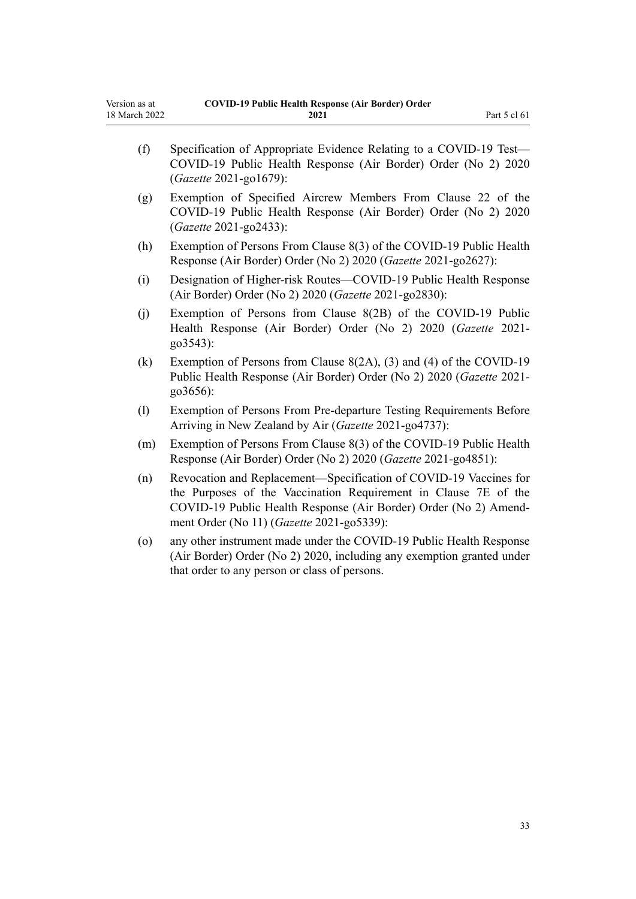(f) Specification of Appropriate Evidence Relating to a COVID-19 Test—COVID-19 Public Health Response (Air Border) Order (No 2) 2020 (*Gazette* 2021-go1679):

(g) Exemption of Specified Aircrew Members From Clause 22 of the COVID-19 Public Health Response (Air Border) Order (No 2) 2020 (*Gazette* 2021-go2433):

(h) Exemption of Persons From Clause 8(3) of the COVID-19 Public Health Response (Air Border) Order (No 2) 2020 (*Gazette* 2021-go2627):

(i) Designation of Higher-risk Routes—COVID-19 Public Health Response (Air Border) Order (No 2) 2020 (*Gazette* 2021-go2830):

(j) Exemption of Persons from Clause 8(2B) of the COVID-19 Public Health Response (Air Border) Order (No 2) 2020 (*Gazette* 2021-go3543):

(k) Exemption of Persons from Clause 8(2A), (3) and (4) of the COVID-19 Public Health Response (Air Border) Order (No 2) 2020 (*Gazette* 2021-go3656):

(l) Exemption of Persons From Pre-departure Testing Requirements Before Arriving in New Zealand by Air (*Gazette* 2021-go4737):

(m) Exemption of Persons From Clause 8(3) of the COVID-19 Public Health Response (Air Border) Order (No 2) 2020 (*Gazette* 2021-go4851):

(n) Revocation and Replacement—Specification of COVID-19 Vaccines for the Purposes of the Vaccination Requirement in Clause 7E of the COVID-19 Public Health Response (Air Border) Order (No 2) Amendment Order (No 11) (*Gazette* 2021-go5339):

(o) any other instrument made under the COVID-19 Public Health Response (Air Border) Order (No 2) 2020, including any exemption granted under that order to any person or class of persons.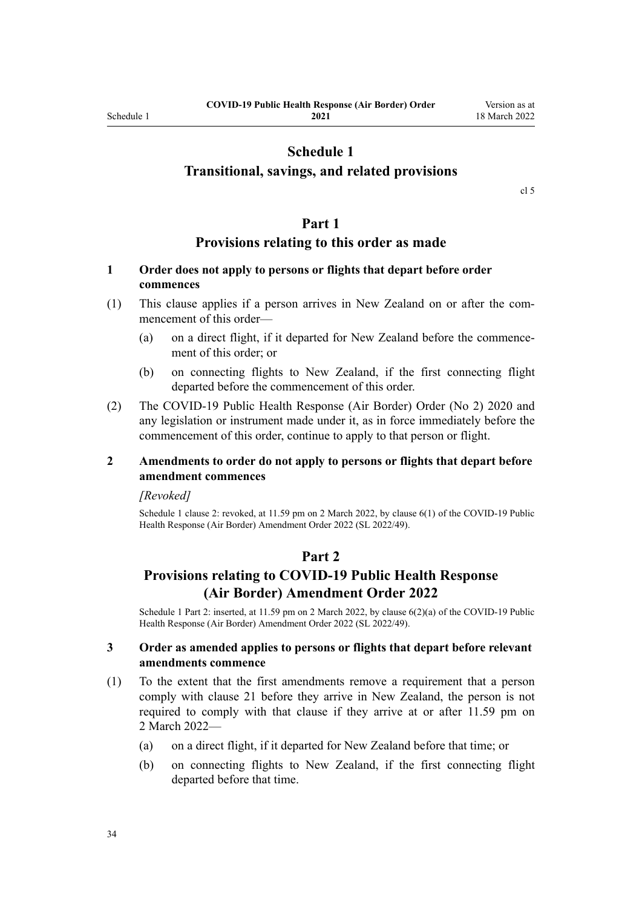# Schedule 1
## Transitional, savings, and related provisions

cl 5

## Part 1
### Provisions relating to this order as made

**1 Order does not apply to persons or flights that depart before order commences**

(1) This clause applies if a person arrives in New Zealand on or after the commencement of this order—

(a) on a direct flight, if it departed for New Zealand before the commencement of this order; or

(b) on connecting flights to New Zealand, if the first connecting flight departed before the commencement of this order.

(2) The COVID-19 Public Health Response (Air Border) Order (No 2) 2020 and any legislation or instrument made under it, as in force immediately before the commencement of this order, continue to apply to that person or flight.

**2 Amendments to order do not apply to persons or flights that depart before amendment commences**

*[Revoked]*

Schedule 1 clause 2: revoked, at 11.59 pm on 2 March 2022, by clause 6(1) of the COVID-19 Public Health Response (Air Border) Amendment Order 2022 (SL 2022/49).

## Part 2
### Provisions relating to COVID-19 Public Health Response (Air Border) Amendment Order 2022

Schedule 1 Part 2: inserted, at 11.59 pm on 2 March 2022, by clause 6(2)(a) of the COVID-19 Public Health Response (Air Border) Amendment Order 2022 (SL 2022/49).

**3 Order as amended applies to persons or flights that depart before relevant amendments commence**

(1) To the extent that the first amendments remove a requirement that a person comply with clause 21 before they arrive in New Zealand, the person is not required to comply with that clause if they arrive at or after 11.59 pm on 2 March 2022—

(a) on a direct flight, if it departed for New Zealand before that time; or

(b) on connecting flights to New Zealand, if the first connecting flight departed before that time.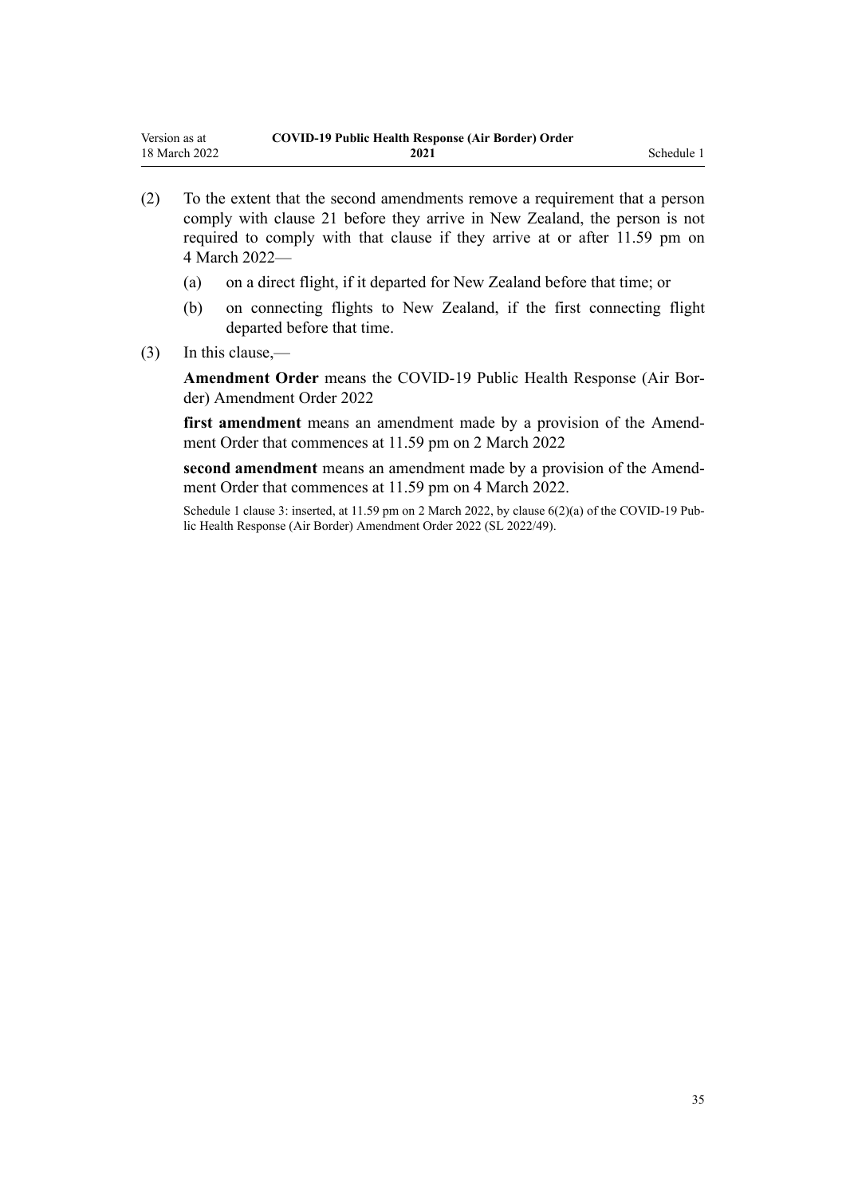(2) To the extent that the second amendments remove a requirement that a person comply with clause 21 before they arrive in New Zealand, the person is not required to comply with that clause if they arrive at or after 11.59 pm on 4 March 2022—

(a) on a direct flight, if it departed for New Zealand before that time; or

(b) on connecting flights to New Zealand, if the first connecting flight departed before that time.

(3) In this clause,—

**Amendment Order** means the COVID-19 Public Health Response (Air Border) Amendment Order 2022

**first amendment** means an amendment made by a provision of the Amendment Order that commences at 11.59 pm on 2 March 2022

**second amendment** means an amendment made by a provision of the Amendment Order that commences at 11.59 pm on 4 March 2022.

Schedule 1 clause 3: inserted, at 11.59 pm on 2 March 2022, by clause 6(2)(a) of the COVID-19 Public Health Response (Air Border) Amendment Order 2022 (SL 2022/49).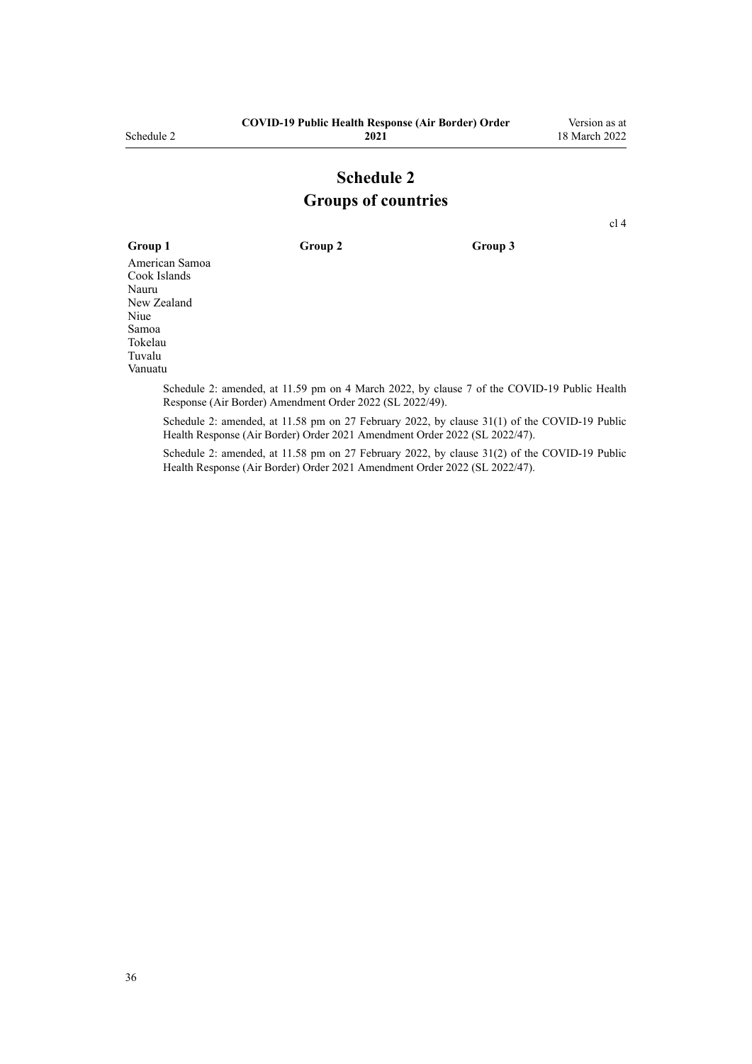# Schedule 2
## Groups of countries

cl 4

| Group 1 | Group 2 | Group 3 |
|---|---|---|
| American Samoa | | |
| Cook Islands | | |
| Nauru | | |
| New Zealand | | |
| Niue | | |
| Samoa | | |
| Tokelau | | |
| Tuvalu | | |
| Vanuatu | | |

Schedule 2: amended, at 11.59 pm on 4 March 2022, by clause 7 of the COVID-19 Public Health Response (Air Border) Amendment Order 2022 (SL 2022/49).

Schedule 2: amended, at 11.58 pm on 27 February 2022, by clause 31(1) of the COVID-19 Public Health Response (Air Border) Order 2021 Amendment Order 2022 (SL 2022/47).

Schedule 2: amended, at 11.58 pm on 27 February 2022, by clause 31(2) of the COVID-19 Public Health Response (Air Border) Order 2021 Amendment Order 2022 (SL 2022/47).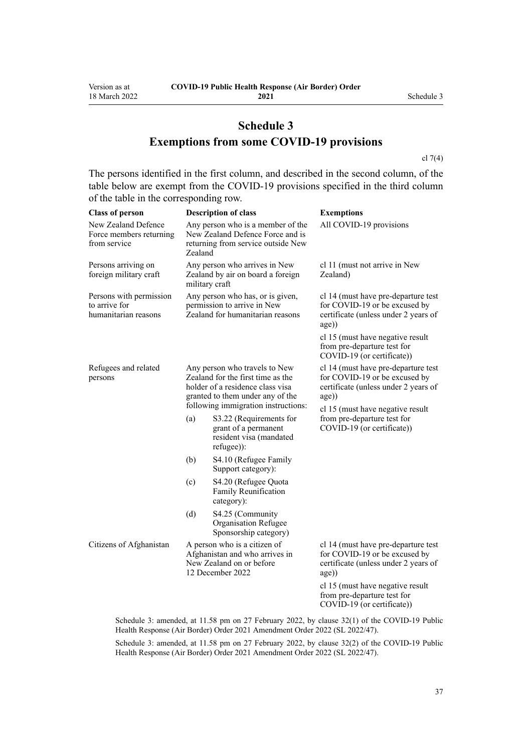# Schedule 3
## Exemptions from some COVID-19 provisions

cl 7(4)

The persons identified in the first column, and described in the second column, of the table below are exempt from the COVID-19 provisions specified in the third column of the table in the corresponding row.

| Class of person | Description of class | Exemptions |
|---|---|---|
| New Zealand Defence Force members returning from service | Any person who is a member of the New Zealand Defence Force and is returning from service outside New Zealand | All COVID-19 provisions |
| Persons arriving on foreign military craft | Any person who arrives in New Zealand by air on board a foreign military craft | cl 11 (must not arrive in New Zealand) |
| Persons with permission to arrive for humanitarian reasons | Any person who has, or is given, permission to arrive in New Zealand for humanitarian reasons | cl 14 (must have pre-departure test for COVID-19 or be excused by certificate (unless under 2 years of age))<br><br>cl 15 (must have negative result from pre-departure test for COVID-19 (or certificate)) |
| Refugees and related persons | Any person who travels to New Zealand for the first time as the holder of a residence class visa granted to them under any of the following immigration instructions:<br>(a) S3.22 (Requirements for grant of a permanent resident visa (mandated refugee)):<br>(b) S4.10 (Refugee Family Support category):<br>(c) S4.20 (Refugee Quota Family Reunification category):<br>(d) S4.25 (Community Organisation Refugee Sponsorship category) | cl 14 (must have pre-departure test for COVID-19 or be excused by certificate (unless under 2 years of age))<br><br>cl 15 (must have negative result from pre-departure test for COVID-19 (or certificate)) |
| Citizens of Afghanistan | A person who is a citizen of Afghanistan and who arrives in New Zealand on or before 12 December 2022 | cl 14 (must have pre-departure test for COVID-19 or be excused by certificate (unless under 2 years of age))<br><br>cl 15 (must have negative result from pre-departure test for COVID-19 (or certificate)) |

Schedule 3: amended, at 11.58 pm on 27 February 2022, by clause 32(1) of the COVID-19 Public Health Response (Air Border) Order 2021 Amendment Order 2022 (SL 2022/47).

Schedule 3: amended, at 11.58 pm on 27 February 2022, by clause 32(2) of the COVID-19 Public Health Response (Air Border) Order 2021 Amendment Order 2022 (SL 2022/47).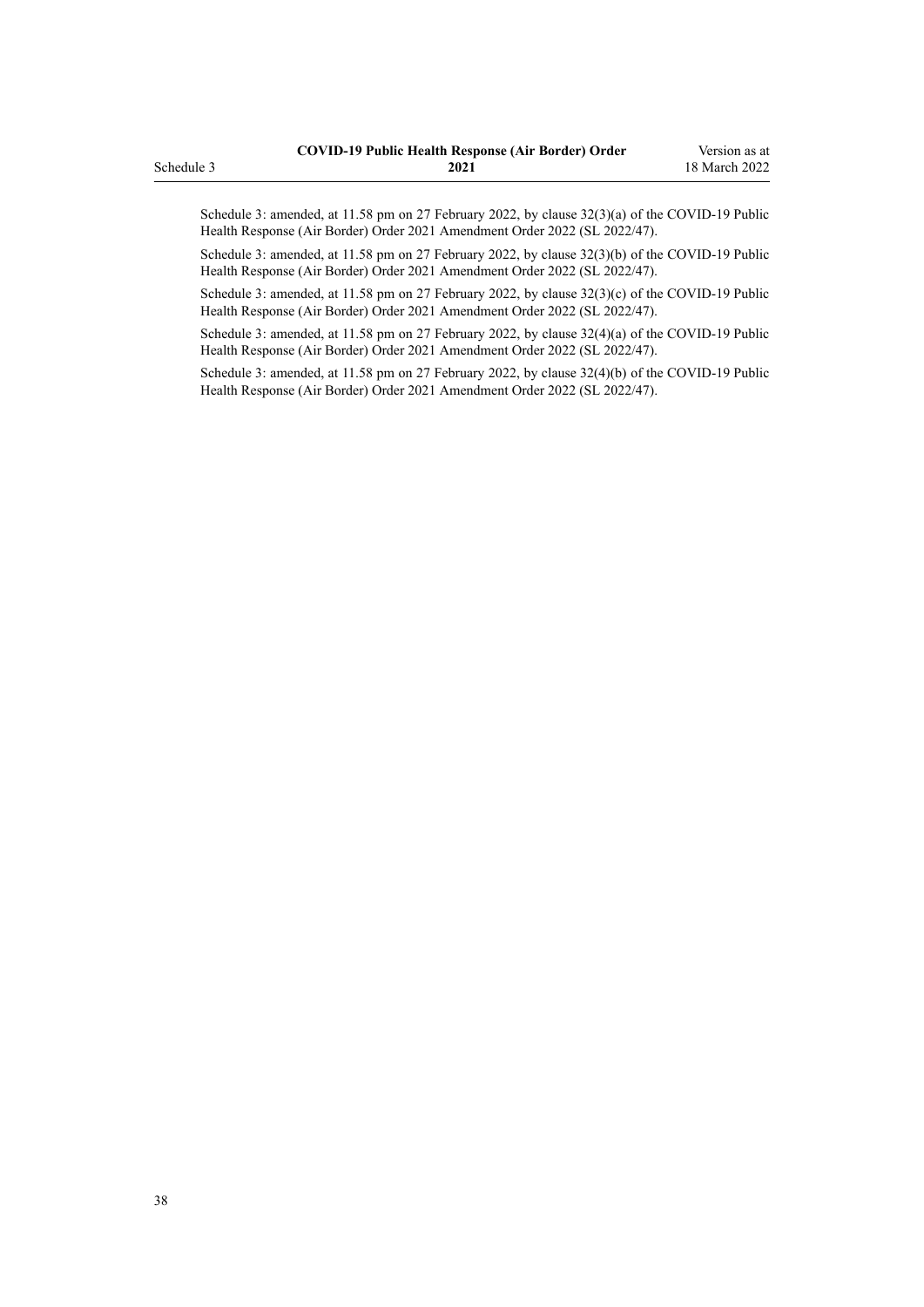Schedule 3: amended, at 11.58 pm on 27 February 2022, by clause 32(3)(a) of the COVID-19 Public Health Response (Air Border) Order 2021 Amendment Order 2022 (SL 2022/47).

Schedule 3: amended, at 11.58 pm on 27 February 2022, by clause 32(3)(b) of the COVID-19 Public Health Response (Air Border) Order 2021 Amendment Order 2022 (SL 2022/47).

Schedule 3: amended, at 11.58 pm on 27 February 2022, by clause 32(3)(c) of the COVID-19 Public Health Response (Air Border) Order 2021 Amendment Order 2022 (SL 2022/47).

Schedule 3: amended, at 11.58 pm on 27 February 2022, by clause 32(4)(a) of the COVID-19 Public Health Response (Air Border) Order 2021 Amendment Order 2022 (SL 2022/47).

Schedule 3: amended, at 11.58 pm on 27 February 2022, by clause 32(4)(b) of the COVID-19 Public Health Response (Air Border) Order 2021 Amendment Order 2022 (SL 2022/47).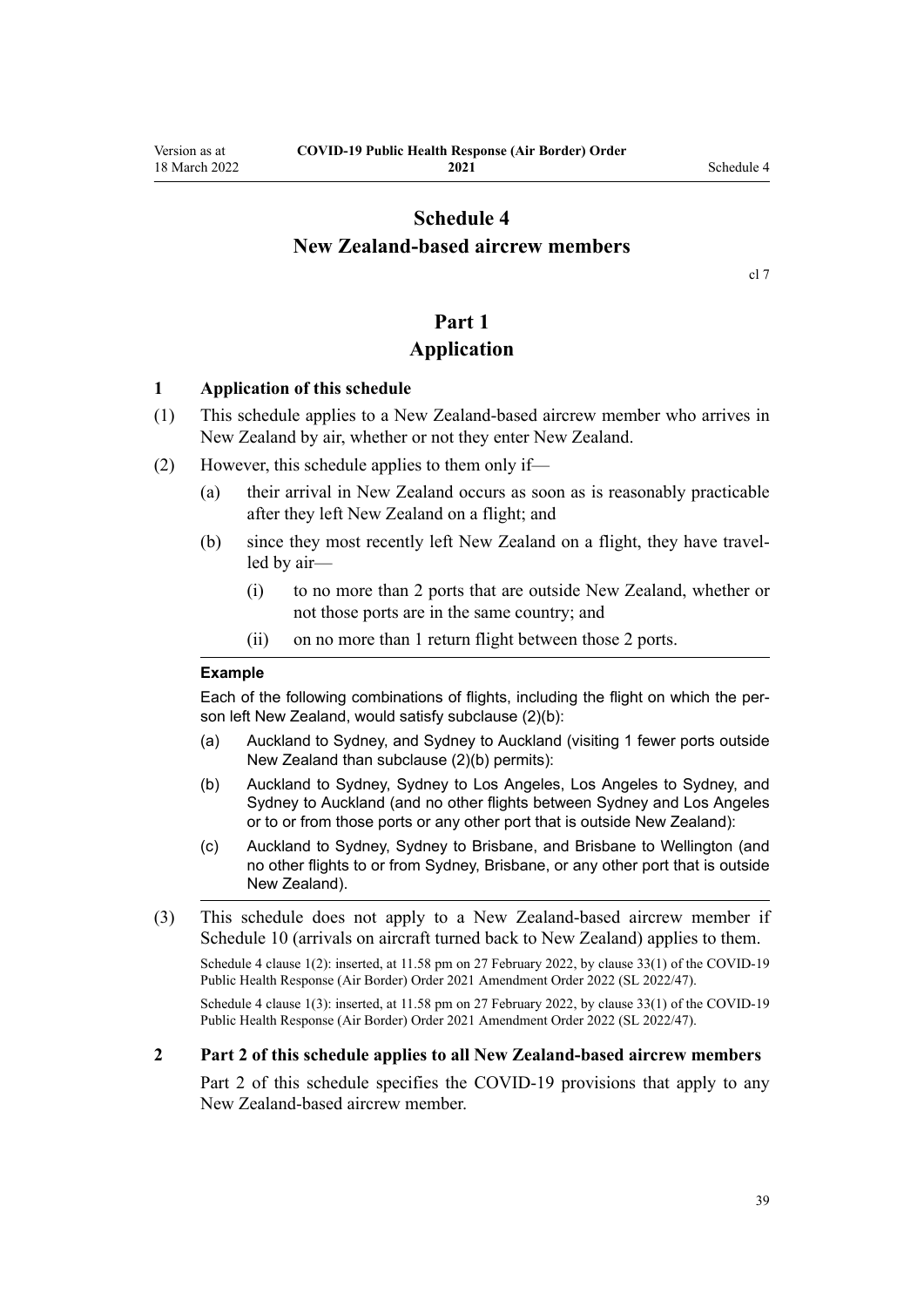# Schedule 4
# New Zealand-based aircrew members

cl 7

## Part 1
## Application

### 1 Application of this schedule

(1) This schedule applies to a New Zealand-based aircrew member who arrives in New Zealand by air, whether or not they enter New Zealand.

(2) However, this schedule applies to them only if—

(a) their arrival in New Zealand occurs as soon as is reasonably practicable after they left New Zealand on a flight; and

(b) since they most recently left New Zealand on a flight, they have travelled by air—

(i) to no more than 2 ports that are outside New Zealand, whether or not those ports are in the same country; and

(ii) on no more than 1 return flight between those 2 ports.

**Example**

Each of the following combinations of flights, including the flight on which the person left New Zealand, would satisfy subclause (2)(b):

(a) Auckland to Sydney, and Sydney to Auckland (visiting 1 fewer ports outside New Zealand than subclause (2)(b) permits):

(b) Auckland to Sydney, Sydney to Los Angeles, Los Angeles to Sydney, and Sydney to Auckland (and no other flights between Sydney and Los Angeles or to or from those ports or any other port that is outside New Zealand):

(c) Auckland to Sydney, Sydney to Brisbane, and Brisbane to Wellington (and no other flights to or from Sydney, Brisbane, or any other port that is outside New Zealand).

(3) This schedule does not apply to a New Zealand-based aircrew member if Schedule 10 (arrivals on aircraft turned back to New Zealand) applies to them.

Schedule 4 clause 1(2): inserted, at 11.58 pm on 27 February 2022, by clause 33(1) of the COVID-19 Public Health Response (Air Border) Order 2021 Amendment Order 2022 (SL 2022/47).

Schedule 4 clause 1(3): inserted, at 11.58 pm on 27 February 2022, by clause 33(1) of the COVID-19 Public Health Response (Air Border) Order 2021 Amendment Order 2022 (SL 2022/47).

### 2 Part 2 of this schedule applies to all New Zealand-based aircrew members

Part 2 of this schedule specifies the COVID-19 provisions that apply to any New Zealand-based aircrew member.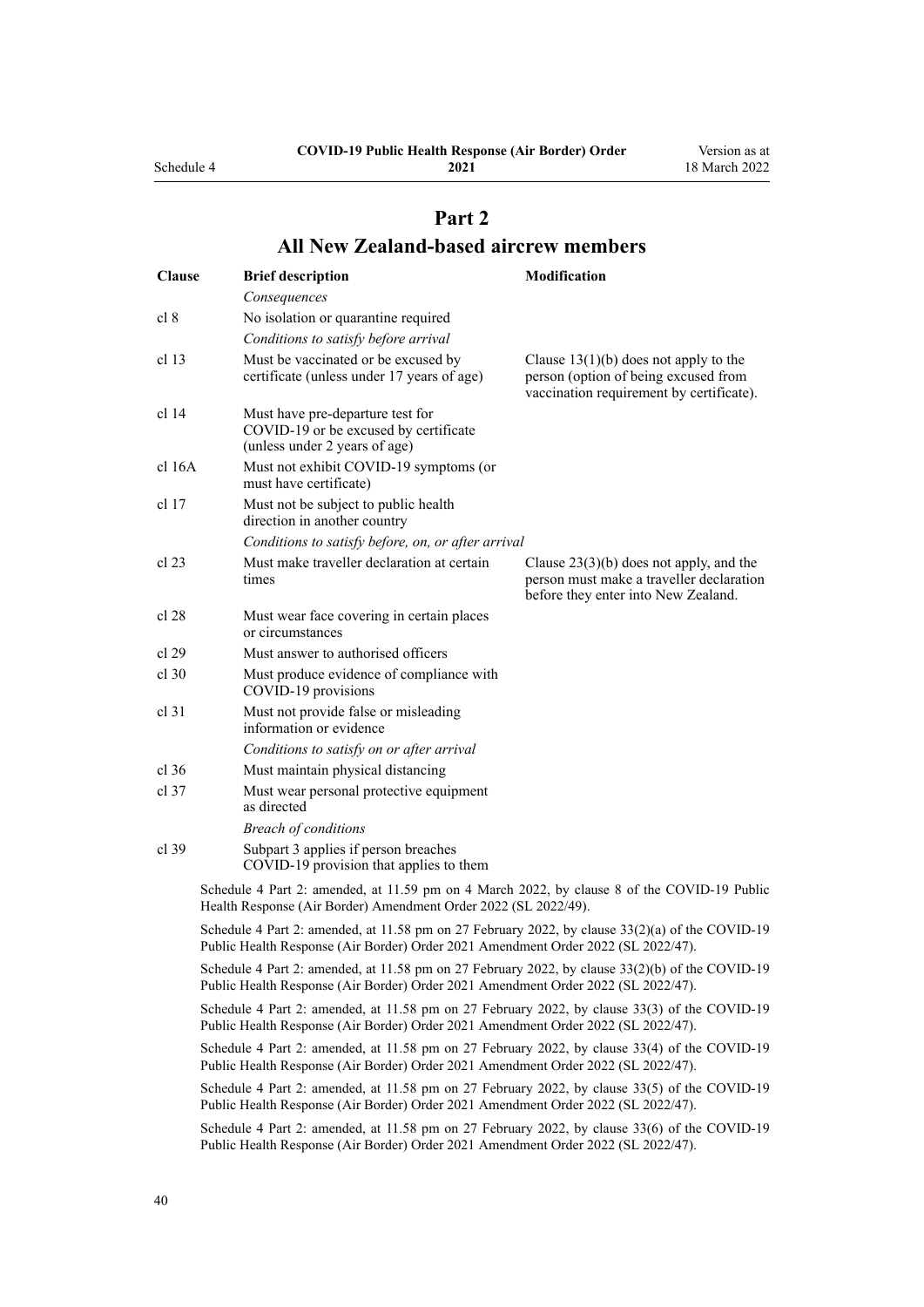# Part 2
## All New Zealand-based aircrew members

| Clause | Brief description | Modification |
|---|---|---|
| | *Consequences* | |
| cl 8 | No isolation or quarantine required | |
| | *Conditions to satisfy before arrival* | |
| cl 13 | Must be vaccinated or be excused by certificate (unless under 17 years of age) | Clause 13(1)(b) does not apply to the person (option of being excused from vaccination requirement by certificate). |
| cl 14 | Must have pre-departure test for COVID-19 or be excused by certificate (unless under 2 years of age) | |
| cl 16A | Must not exhibit COVID-19 symptoms (or must have certificate) | |
| cl 17 | Must not be subject to public health direction in another country | |
| | *Conditions to satisfy before, on, or after arrival* | |
| cl 23 | Must make traveller declaration at certain times | Clause 23(3)(b) does not apply, and the person must make a traveller declaration before they enter into New Zealand. |
| cl 28 | Must wear face covering in certain places or circumstances | |
| cl 29 | Must answer to authorised officers | |
| cl 30 | Must produce evidence of compliance with COVID-19 provisions | |
| cl 31 | Must not provide false or misleading information or evidence | |
| | *Conditions to satisfy on or after arrival* | |
| cl 36 | Must maintain physical distancing | |
| cl 37 | Must wear personal protective equipment as directed | |
| | *Breach of conditions* | |
| cl 39 | Subpart 3 applies if person breaches COVID-19 provision that applies to them | |

Schedule 4 Part 2: amended, at 11.59 pm on 4 March 2022, by clause 8 of the COVID-19 Public Health Response (Air Border) Amendment Order 2022 (SL 2022/49).

Schedule 4 Part 2: amended, at 11.58 pm on 27 February 2022, by clause 33(2)(a) of the COVID-19 Public Health Response (Air Border) Order 2021 Amendment Order 2022 (SL 2022/47).

Schedule 4 Part 2: amended, at 11.58 pm on 27 February 2022, by clause 33(2)(b) of the COVID-19 Public Health Response (Air Border) Order 2021 Amendment Order 2022 (SL 2022/47).

Schedule 4 Part 2: amended, at 11.58 pm on 27 February 2022, by clause 33(3) of the COVID-19 Public Health Response (Air Border) Order 2021 Amendment Order 2022 (SL 2022/47).

Schedule 4 Part 2: amended, at 11.58 pm on 27 February 2022, by clause 33(4) of the COVID-19 Public Health Response (Air Border) Order 2021 Amendment Order 2022 (SL 2022/47).

Schedule 4 Part 2: amended, at 11.58 pm on 27 February 2022, by clause 33(5) of the COVID-19 Public Health Response (Air Border) Order 2021 Amendment Order 2022 (SL 2022/47).

Schedule 4 Part 2: amended, at 11.58 pm on 27 February 2022, by clause 33(6) of the COVID-19 Public Health Response (Air Border) Order 2021 Amendment Order 2022 (SL 2022/47).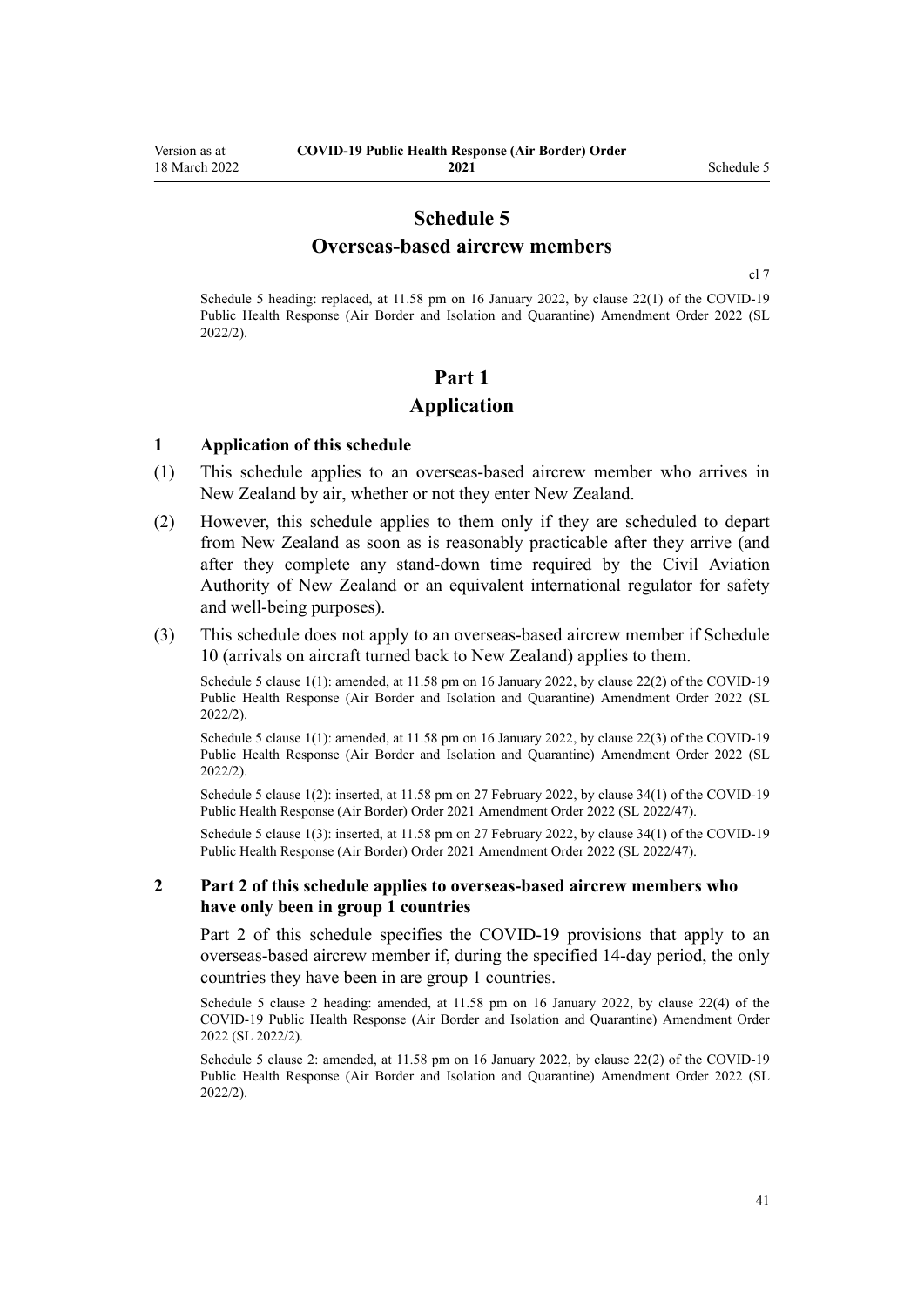# Schedule 5
## Overseas-based aircrew members

cl 7

Schedule 5 heading: replaced, at 11.58 pm on 16 January 2022, by clause 22(1) of the COVID-19 Public Health Response (Air Border and Isolation and Quarantine) Amendment Order 2022 (SL 2022/2).

# Part 1
## Application

### 1 Application of this schedule

(1) This schedule applies to an overseas-based aircrew member who arrives in New Zealand by air, whether or not they enter New Zealand.

(2) However, this schedule applies to them only if they are scheduled to depart from New Zealand as soon as is reasonably practicable after they arrive (and after they complete any stand-down time required by the Civil Aviation Authority of New Zealand or an equivalent international regulator for safety and well-being purposes).

(3) This schedule does not apply to an overseas-based aircrew member if Schedule 10 (arrivals on aircraft turned back to New Zealand) applies to them.

Schedule 5 clause 1(1): amended, at 11.58 pm on 16 January 2022, by clause 22(2) of the COVID-19 Public Health Response (Air Border and Isolation and Quarantine) Amendment Order 2022 (SL 2022/2).

Schedule 5 clause 1(1): amended, at 11.58 pm on 16 January 2022, by clause 22(3) of the COVID-19 Public Health Response (Air Border and Isolation and Quarantine) Amendment Order 2022 (SL 2022/2).

Schedule 5 clause 1(2): inserted, at 11.58 pm on 27 February 2022, by clause 34(1) of the COVID-19 Public Health Response (Air Border) Order 2021 Amendment Order 2022 (SL 2022/47).

Schedule 5 clause 1(3): inserted, at 11.58 pm on 27 February 2022, by clause 34(1) of the COVID-19 Public Health Response (Air Border) Order 2021 Amendment Order 2022 (SL 2022/47).

### 2 Part 2 of this schedule applies to overseas-based aircrew members who have only been in group 1 countries

Part 2 of this schedule specifies the COVID-19 provisions that apply to an overseas-based aircrew member if, during the specified 14-day period, the only countries they have been in are group 1 countries.

Schedule 5 clause 2 heading: amended, at 11.58 pm on 16 January 2022, by clause 22(4) of the COVID-19 Public Health Response (Air Border and Isolation and Quarantine) Amendment Order 2022 (SL 2022/2).

Schedule 5 clause 2: amended, at 11.58 pm on 16 January 2022, by clause 22(2) of the COVID-19 Public Health Response (Air Border and Isolation and Quarantine) Amendment Order 2022 (SL 2022/2).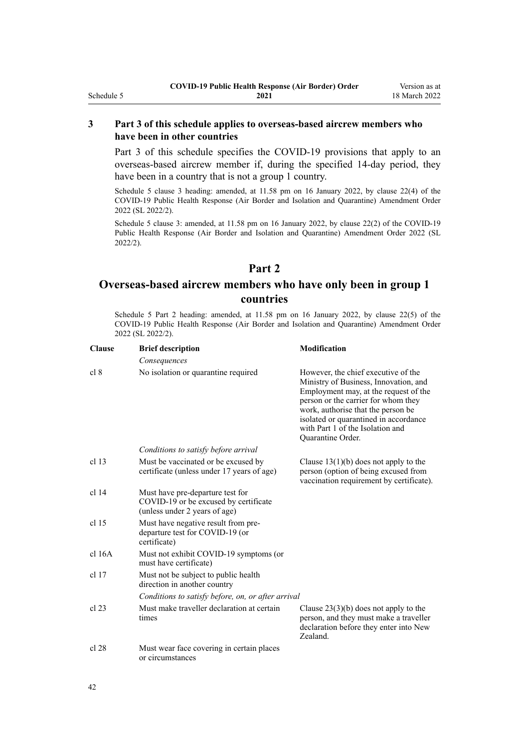### 3 Part 3 of this schedule applies to overseas-based aircrew members who have been in other countries

Part 3 of this schedule specifies the COVID-19 provisions that apply to an overseas-based aircrew member if, during the specified 14-day period, they have been in a country that is not a group 1 country.

Schedule 5 clause 3 heading: amended, at 11.58 pm on 16 January 2022, by clause 22(4) of the COVID-19 Public Health Response (Air Border and Isolation and Quarantine) Amendment Order 2022 (SL 2022/2).

Schedule 5 clause 3: amended, at 11.58 pm on 16 January 2022, by clause 22(2) of the COVID-19 Public Health Response (Air Border and Isolation and Quarantine) Amendment Order 2022 (SL 2022/2).

## Part 2
## Overseas-based aircrew members who have only been in group 1 countries

Schedule 5 Part 2 heading: amended, at 11.58 pm on 16 January 2022, by clause 22(5) of the COVID-19 Public Health Response (Air Border and Isolation and Quarantine) Amendment Order 2022 (SL 2022/2).

| Clause | Brief description | Modification |
|---|---|---|
| | *Consequences* | |
| cl 8 | No isolation or quarantine required | However, the chief executive of the Ministry of Business, Innovation, and Employment may, at the request of the person or the carrier for whom they work, authorise that the person be isolated or quarantined in accordance with Part 1 of the Isolation and Quarantine Order. |
| | *Conditions to satisfy before arrival* | |
| cl 13 | Must be vaccinated or be excused by certificate (unless under 17 years of age) | Clause 13(1)(b) does not apply to the person (option of being excused from vaccination requirement by certificate). |
| cl 14 | Must have pre-departure test for COVID-19 or be excused by certificate (unless under 2 years of age) | |
| cl 15 | Must have negative result from pre-departure test for COVID-19 (or certificate) | |
| cl 16A | Must not exhibit COVID-19 symptoms (or must have certificate) | |
| cl 17 | Must not be subject to public health direction in another country | |
| | *Conditions to satisfy before, on, or after arrival* | |
| cl 23 | Must make traveller declaration at certain times | Clause 23(3)(b) does not apply to the person, and they must make a traveller declaration before they enter into New Zealand. |
| cl 28 | Must wear face covering in certain places or circumstances | |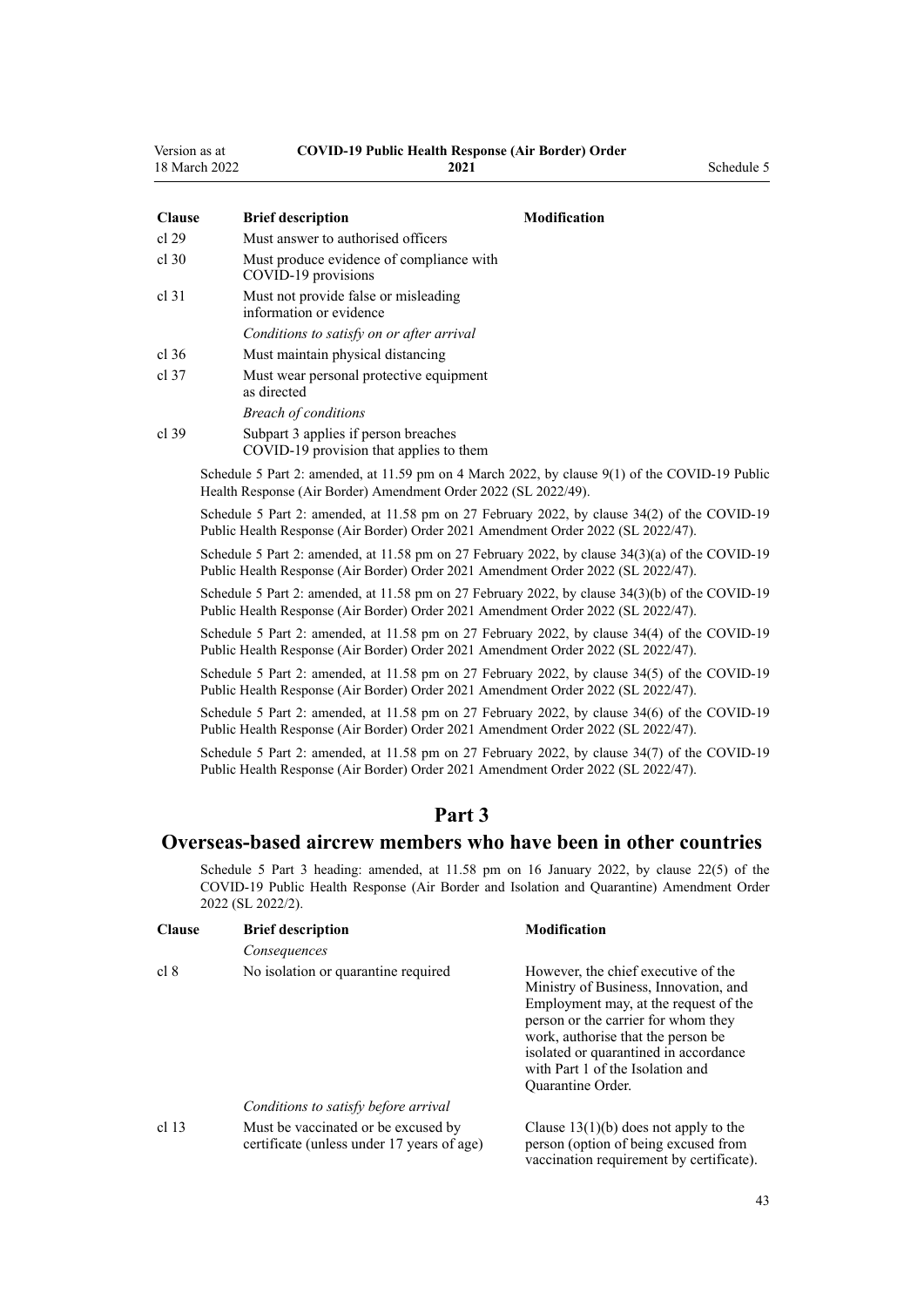| Clause | Brief description | Modification |
|---|---|---|
| cl 29 | Must answer to authorised officers | |
| cl 30 | Must produce evidence of compliance with COVID-19 provisions | |
| cl 31 | Must not provide false or misleading information or evidence | |
| | *Conditions to satisfy on or after arrival* | |
| cl 36 | Must maintain physical distancing | |
| cl 37 | Must wear personal protective equipment as directed | |
| | *Breach of conditions* | |
| cl 39 | Subpart 3 applies if person breaches COVID-19 provision that applies to them | |

Schedule 5 Part 2: amended, at 11.59 pm on 4 March 2022, by clause 9(1) of the COVID-19 Public Health Response (Air Border) Amendment Order 2022 (SL 2022/49).

Schedule 5 Part 2: amended, at 11.58 pm on 27 February 2022, by clause 34(2) of the COVID-19 Public Health Response (Air Border) Order 2021 Amendment Order 2022 (SL 2022/47).

Schedule 5 Part 2: amended, at 11.58 pm on 27 February 2022, by clause 34(3)(a) of the COVID-19 Public Health Response (Air Border) Order 2021 Amendment Order 2022 (SL 2022/47).

Schedule 5 Part 2: amended, at 11.58 pm on 27 February 2022, by clause 34(3)(b) of the COVID-19 Public Health Response (Air Border) Order 2021 Amendment Order 2022 (SL 2022/47).

Schedule 5 Part 2: amended, at 11.58 pm on 27 February 2022, by clause 34(4) of the COVID-19 Public Health Response (Air Border) Order 2021 Amendment Order 2022 (SL 2022/47).

Schedule 5 Part 2: amended, at 11.58 pm on 27 February 2022, by clause 34(5) of the COVID-19 Public Health Response (Air Border) Order 2021 Amendment Order 2022 (SL 2022/47).

Schedule 5 Part 2: amended, at 11.58 pm on 27 February 2022, by clause 34(6) of the COVID-19 Public Health Response (Air Border) Order 2021 Amendment Order 2022 (SL 2022/47).

Schedule 5 Part 2: amended, at 11.58 pm on 27 February 2022, by clause 34(7) of the COVID-19 Public Health Response (Air Border) Order 2021 Amendment Order 2022 (SL 2022/47).

## Part 3

## Overseas-based aircrew members who have been in other countries

Schedule 5 Part 3 heading: amended, at 11.58 pm on 16 January 2022, by clause 22(5) of the COVID-19 Public Health Response (Air Border and Isolation and Quarantine) Amendment Order 2022 (SL 2022/2).

| Clause | Brief description | Modification |
|---|---|---|
| | *Consequences* | |
| cl 8 | No isolation or quarantine required | However, the chief executive of the Ministry of Business, Innovation, and Employment may, at the request of the person or the carrier for whom they work, authorise that the person be isolated or quarantined in accordance with Part 1 of the Isolation and Quarantine Order. |
| | *Conditions to satisfy before arrival* | |
| cl 13 | Must be vaccinated or be excused by certificate (unless under 17 years of age) | Clause 13(1)(b) does not apply to the person (option of being excused from vaccination requirement by certificate). |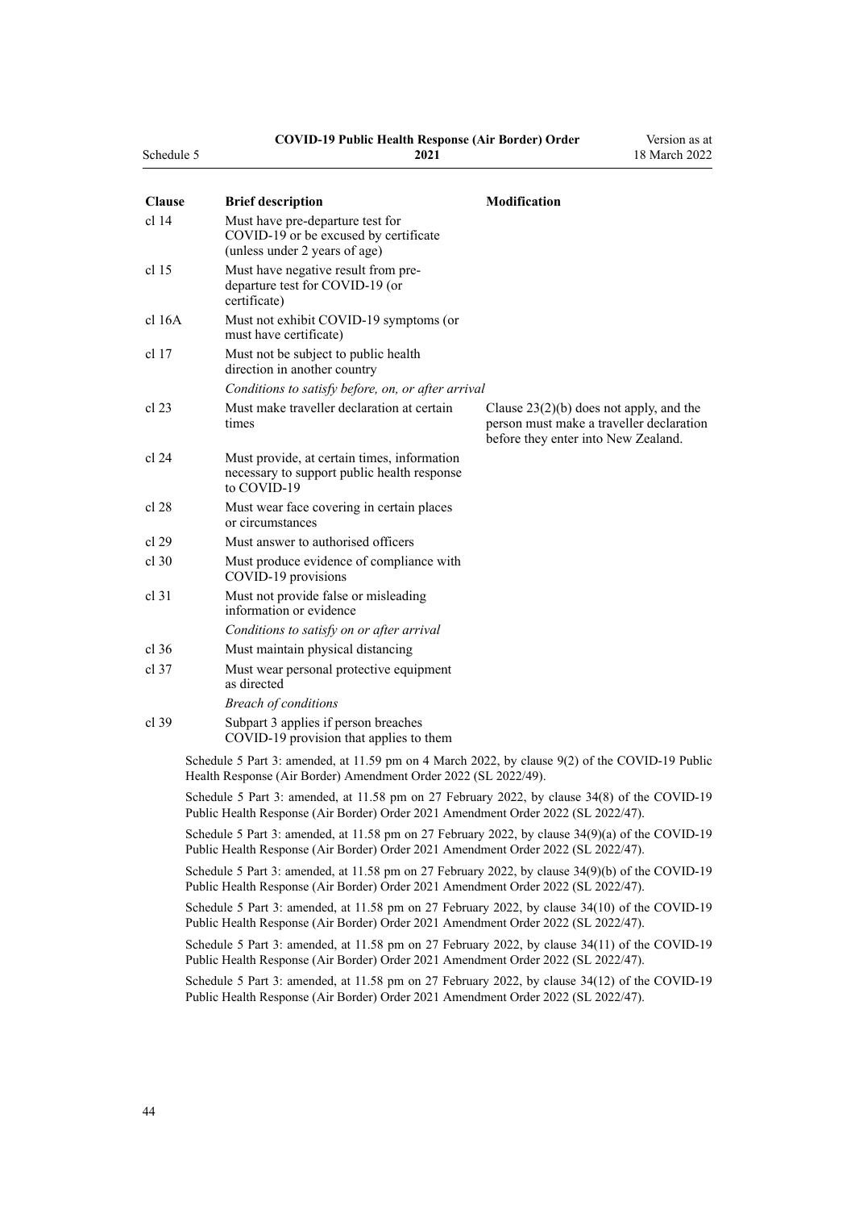| Clause | Brief description | Modification |
|---|---|---|
| cl 14 | Must have pre-departure test for COVID-19 or be excused by certificate (unless under 2 years of age) | |
| cl 15 | Must have negative result from pre-departure test for COVID-19 (or certificate) | |
| cl 16A | Must not exhibit COVID-19 symptoms (or must have certificate) | |
| cl 17 | Must not be subject to public health direction in another country | |
| | *Conditions to satisfy before, on, or after arrival* | |
| cl 23 | Must make traveller declaration at certain times | Clause 23(2)(b) does not apply, and the person must make a traveller declaration before they enter into New Zealand. |
| cl 24 | Must provide, at certain times, information necessary to support public health response to COVID-19 | |
| cl 28 | Must wear face covering in certain places or circumstances | |
| cl 29 | Must answer to authorised officers | |
| cl 30 | Must produce evidence of compliance with COVID-19 provisions | |
| cl 31 | Must not provide false or misleading information or evidence | |
| | *Conditions to satisfy on or after arrival* | |
| cl 36 | Must maintain physical distancing | |
| cl 37 | Must wear personal protective equipment as directed | |
| | *Breach of conditions* | |
| cl 39 | Subpart 3 applies if person breaches COVID-19 provision that applies to them | |

Schedule 5 Part 3: amended, at 11.59 pm on 4 March 2022, by clause 9(2) of the COVID-19 Public Health Response (Air Border) Amendment Order 2022 (SL 2022/49).

Schedule 5 Part 3: amended, at 11.58 pm on 27 February 2022, by clause 34(8) of the COVID-19 Public Health Response (Air Border) Order 2021 Amendment Order 2022 (SL 2022/47).

Schedule 5 Part 3: amended, at 11.58 pm on 27 February 2022, by clause 34(9)(a) of the COVID-19 Public Health Response (Air Border) Order 2021 Amendment Order 2022 (SL 2022/47).

Schedule 5 Part 3: amended, at 11.58 pm on 27 February 2022, by clause 34(9)(b) of the COVID-19 Public Health Response (Air Border) Order 2021 Amendment Order 2022 (SL 2022/47).

Schedule 5 Part 3: amended, at 11.58 pm on 27 February 2022, by clause 34(10) of the COVID-19 Public Health Response (Air Border) Order 2021 Amendment Order 2022 (SL 2022/47).

Schedule 5 Part 3: amended, at 11.58 pm on 27 February 2022, by clause 34(11) of the COVID-19 Public Health Response (Air Border) Order 2021 Amendment Order 2022 (SL 2022/47).

Schedule 5 Part 3: amended, at 11.58 pm on 27 February 2022, by clause 34(12) of the COVID-19 Public Health Response (Air Border) Order 2021 Amendment Order 2022 (SL 2022/47).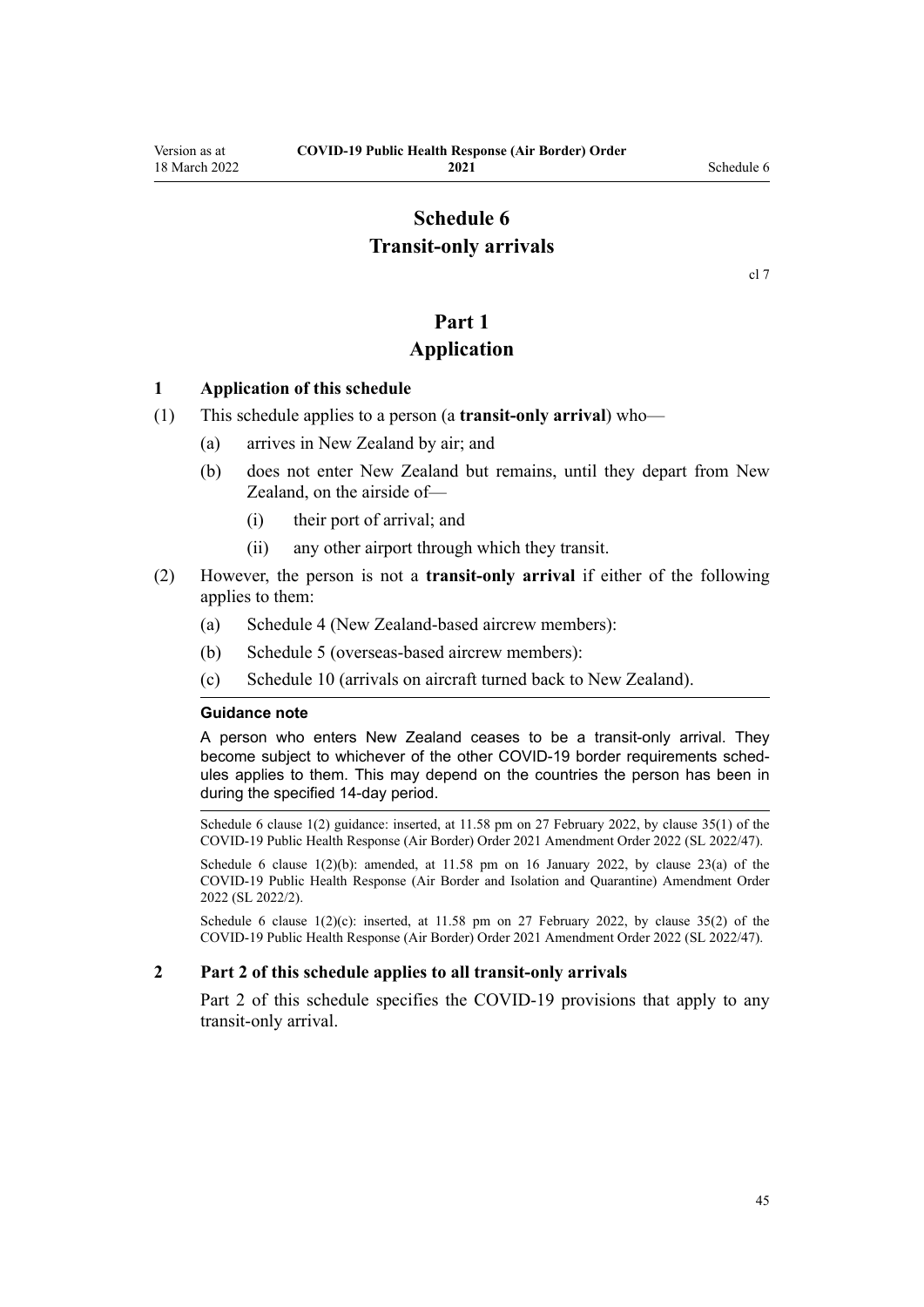# Schedule 6
# Transit-only arrivals

cl 7

## Part 1
## Application

### 1 Application of this schedule

(1) This schedule applies to a person (a **transit-only arrival**) who—

(a) arrives in New Zealand by air; and

(b) does not enter New Zealand but remains, until they depart from New Zealand, on the airside of—

(i) their port of arrival; and

(ii) any other airport through which they transit.

(2) However, the person is not a **transit-only arrival** if either of the following applies to them:

(a) Schedule 4 (New Zealand-based aircrew members):

(b) Schedule 5 (overseas-based aircrew members):

(c) Schedule 10 (arrivals on aircraft turned back to New Zealand).

**Guidance note**

A person who enters New Zealand ceases to be a transit-only arrival. They become subject to whichever of the other COVID-19 border requirements schedules applies to them. This may depend on the countries the person has been in during the specified 14-day period.

Schedule 6 clause 1(2) guidance: inserted, at 11.58 pm on 27 February 2022, by clause 35(1) of the COVID-19 Public Health Response (Air Border) Order 2021 Amendment Order 2022 (SL 2022/47).

Schedule 6 clause 1(2)(b): amended, at 11.58 pm on 16 January 2022, by clause 23(a) of the COVID-19 Public Health Response (Air Border and Isolation and Quarantine) Amendment Order 2022 (SL 2022/2).

Schedule 6 clause 1(2)(c): inserted, at 11.58 pm on 27 February 2022, by clause 35(2) of the COVID-19 Public Health Response (Air Border) Order 2021 Amendment Order 2022 (SL 2022/47).

### 2 Part 2 of this schedule applies to all transit-only arrivals

Part 2 of this schedule specifies the COVID-19 provisions that apply to any transit-only arrival.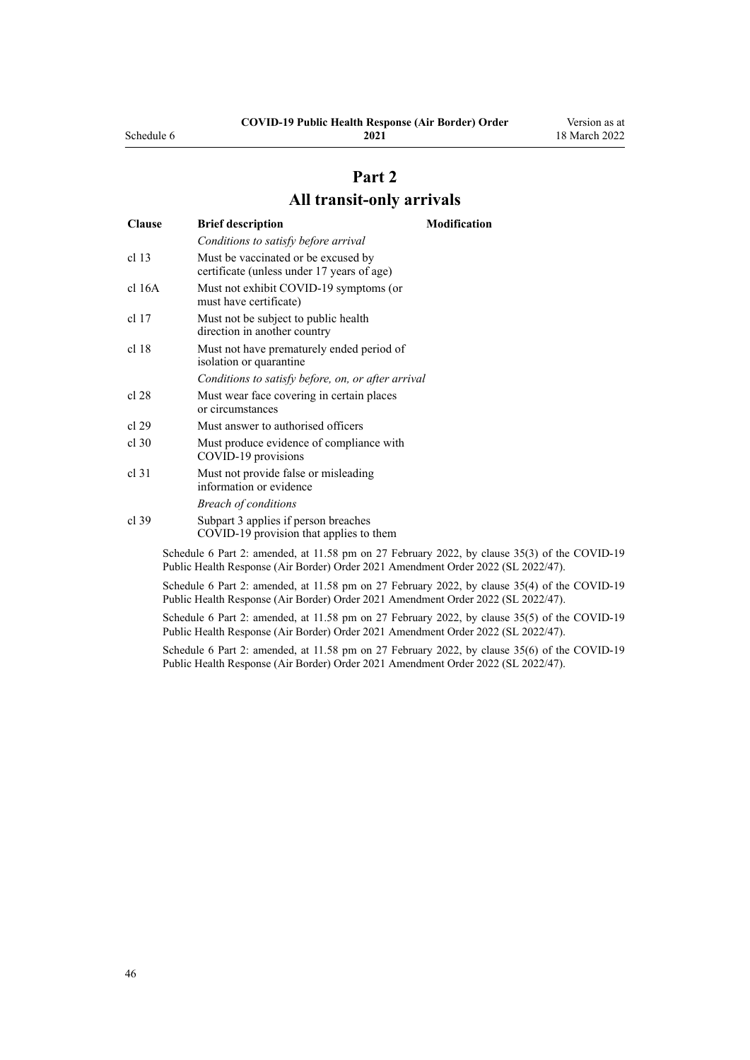# Part 2
## All transit-only arrivals

| Clause | Brief description | Modification |
|---|---|---|
| | *Conditions to satisfy before arrival* | |
| cl 13 | Must be vaccinated or be excused by certificate (unless under 17 years of age) | |
| cl 16A | Must not exhibit COVID-19 symptoms (or must have certificate) | |
| cl 17 | Must not be subject to public health direction in another country | |
| cl 18 | Must not have prematurely ended period of isolation or quarantine | |
| | *Conditions to satisfy before, on, or after arrival* | |
| cl 28 | Must wear face covering in certain places or circumstances | |
| cl 29 | Must answer to authorised officers | |
| cl 30 | Must produce evidence of compliance with COVID-19 provisions | |
| cl 31 | Must not provide false or misleading information or evidence | |
| | *Breach of conditions* | |
| cl 39 | Subpart 3 applies if person breaches COVID-19 provision that applies to them | |

Schedule 6 Part 2: amended, at 11.58 pm on 27 February 2022, by clause 35(3) of the COVID-19 Public Health Response (Air Border) Order 2021 Amendment Order 2022 (SL 2022/47).

Schedule 6 Part 2: amended, at 11.58 pm on 27 February 2022, by clause 35(4) of the COVID-19 Public Health Response (Air Border) Order 2021 Amendment Order 2022 (SL 2022/47).

Schedule 6 Part 2: amended, at 11.58 pm on 27 February 2022, by clause 35(5) of the COVID-19 Public Health Response (Air Border) Order 2021 Amendment Order 2022 (SL 2022/47).

Schedule 6 Part 2: amended, at 11.58 pm on 27 February 2022, by clause 35(6) of the COVID-19 Public Health Response (Air Border) Order 2021 Amendment Order 2022 (SL 2022/47).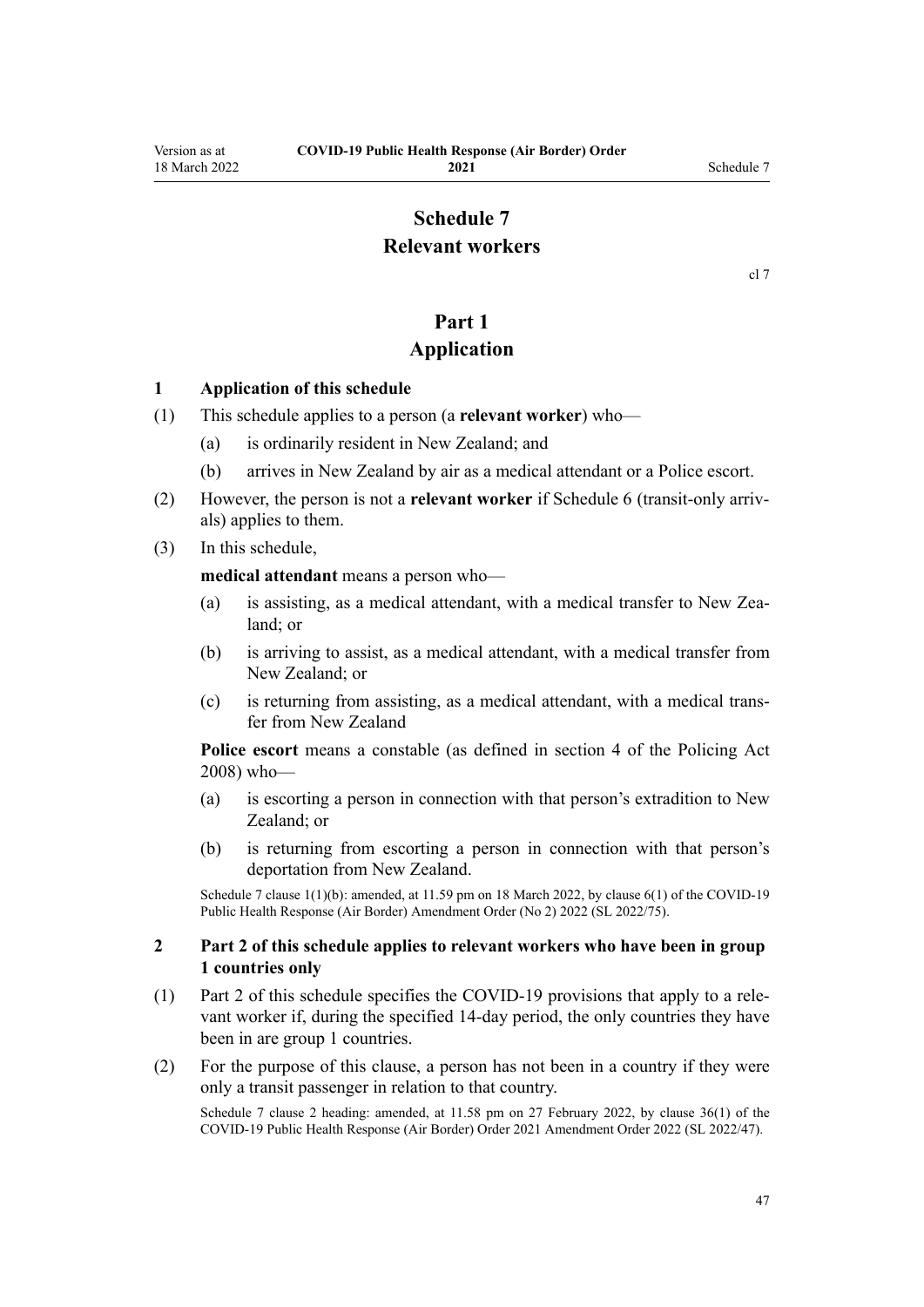# Schedule 7
# Relevant workers

cl 7

## Part 1
## Application

### 1 Application of this schedule

(1) This schedule applies to a person (a **relevant worker**) who—

(a) is ordinarily resident in New Zealand; and

(b) arrives in New Zealand by air as a medical attendant or a Police escort.

(2) However, the person is not a **relevant worker** if Schedule 6 (transit-only arrivals) applies to them.

(3) In this schedule,

**medical attendant** means a person who—

(a) is assisting, as a medical attendant, with a medical transfer to New Zealand; or

(b) is arriving to assist, as a medical attendant, with a medical transfer from New Zealand; or

(c) is returning from assisting, as a medical attendant, with a medical transfer from New Zealand

**Police escort** means a constable (as defined in section 4 of the Policing Act 2008) who—

(a) is escorting a person in connection with that person's extradition to New Zealand; or

(b) is returning from escorting a person in connection with that person's deportation from New Zealand.

Schedule 7 clause 1(1)(b): amended, at 11.59 pm on 18 March 2022, by clause 6(1) of the COVID-19 Public Health Response (Air Border) Amendment Order (No 2) 2022 (SL 2022/75).

### 2 Part 2 of this schedule applies to relevant workers who have been in group 1 countries only

(1) Part 2 of this schedule specifies the COVID-19 provisions that apply to a relevant worker if, during the specified 14-day period, the only countries they have been in are group 1 countries.

(2) For the purpose of this clause, a person has not been in a country if they were only a transit passenger in relation to that country.

Schedule 7 clause 2 heading: amended, at 11.58 pm on 27 February 2022, by clause 36(1) of the COVID-19 Public Health Response (Air Border) Order 2021 Amendment Order 2022 (SL 2022/47).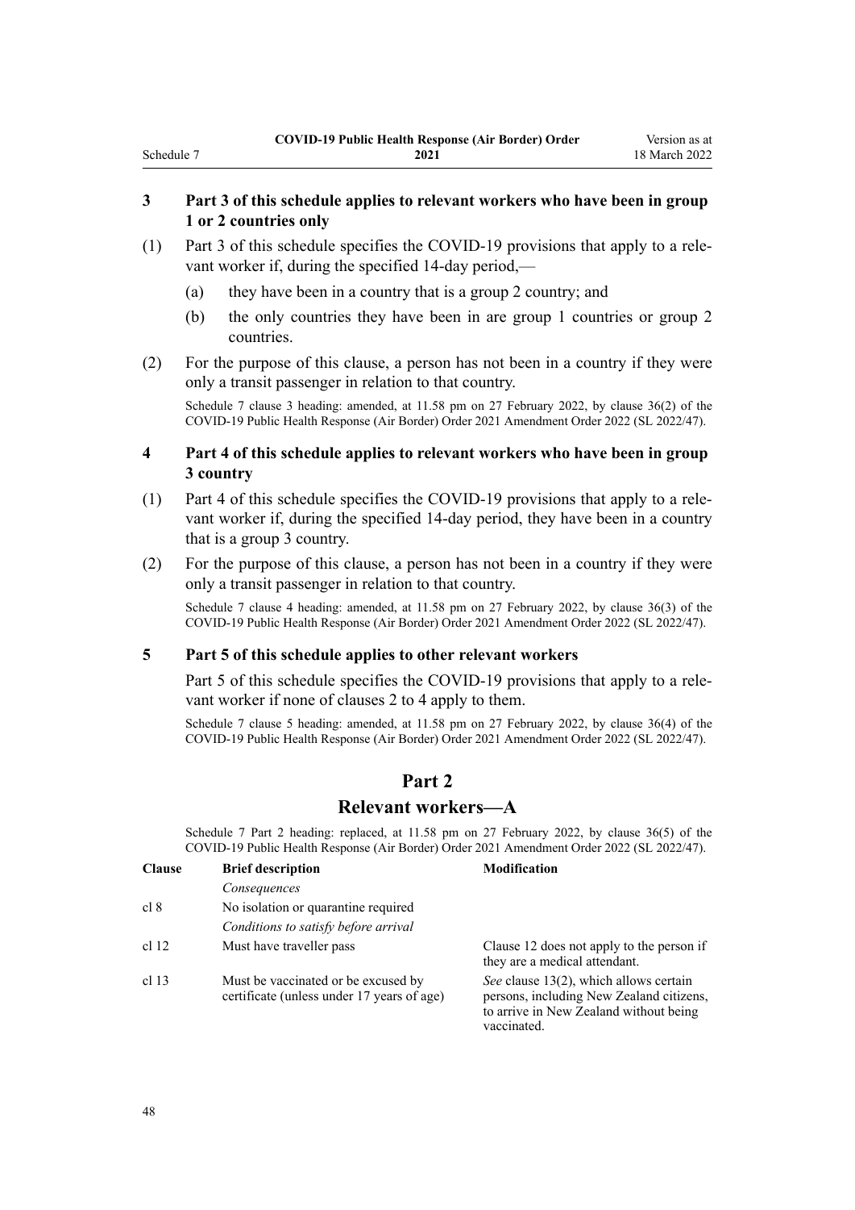### 3 Part 3 of this schedule applies to relevant workers who have been in group 1 or 2 countries only

(1) Part 3 of this schedule specifies the COVID-19 provisions that apply to a relevant worker if, during the specified 14-day period,—

- (a) they have been in a country that is a group 2 country; and
- (b) the only countries they have been in are group 1 countries or group 2 countries.

(2) For the purpose of this clause, a person has not been in a country if they were only a transit passenger in relation to that country.

Schedule 7 clause 3 heading: amended, at 11.58 pm on 27 February 2022, by clause 36(2) of the COVID-19 Public Health Response (Air Border) Order 2021 Amendment Order 2022 (SL 2022/47).

### 4 Part 4 of this schedule applies to relevant workers who have been in group 3 country

(1) Part 4 of this schedule specifies the COVID-19 provisions that apply to a relevant worker if, during the specified 14-day period, they have been in a country that is a group 3 country.

(2) For the purpose of this clause, a person has not been in a country if they were only a transit passenger in relation to that country.

Schedule 7 clause 4 heading: amended, at 11.58 pm on 27 February 2022, by clause 36(3) of the COVID-19 Public Health Response (Air Border) Order 2021 Amendment Order 2022 (SL 2022/47).

### 5 Part 5 of this schedule applies to other relevant workers

Part 5 of this schedule specifies the COVID-19 provisions that apply to a relevant worker if none of clauses 2 to 4 apply to them.

Schedule 7 clause 5 heading: amended, at 11.58 pm on 27 February 2022, by clause 36(4) of the COVID-19 Public Health Response (Air Border) Order 2021 Amendment Order 2022 (SL 2022/47).

## Part 2
## Relevant workers—A

Schedule 7 Part 2 heading: replaced, at 11.58 pm on 27 February 2022, by clause 36(5) of the COVID-19 Public Health Response (Air Border) Order 2021 Amendment Order 2022 (SL 2022/47).

| Clause | Brief description | Modification |
|---|---|---|
| | *Consequences* | |
| cl 8 | No isolation or quarantine required | |
| | *Conditions to satisfy before arrival* | |
| cl 12 | Must have traveller pass | Clause 12 does not apply to the person if they are a medical attendant. |
| cl 13 | Must be vaccinated or be excused by certificate (unless under 17 years of age) | *See* clause 13(2), which allows certain persons, including New Zealand citizens, to arrive in New Zealand without being vaccinated. |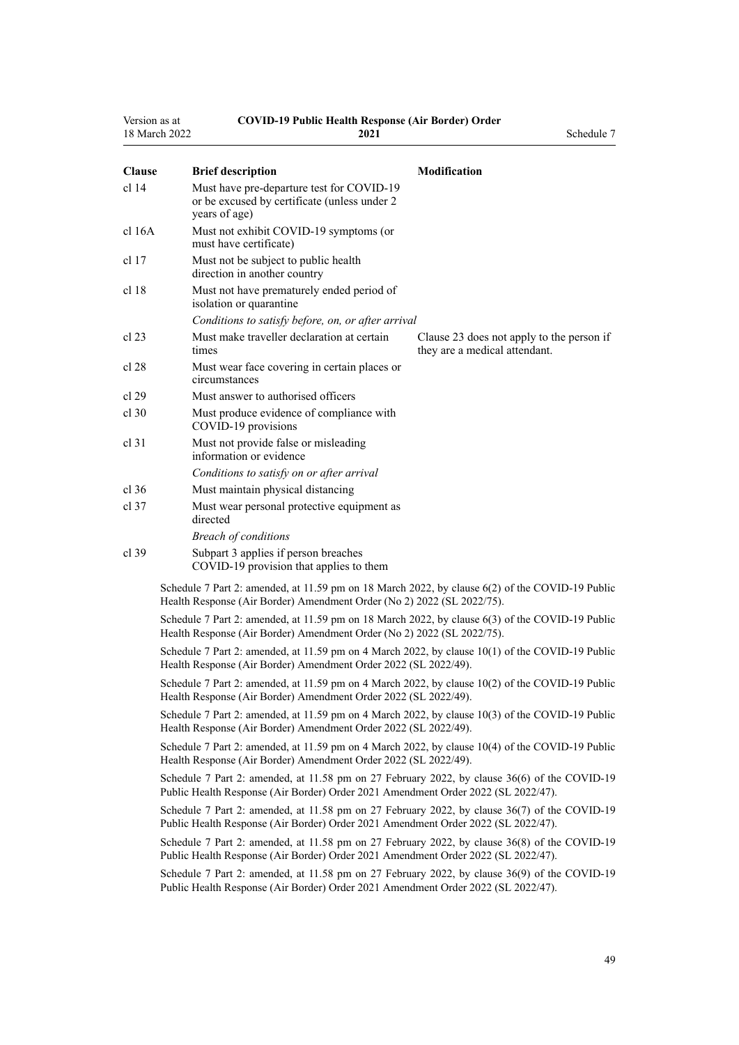| Clause | Brief description | Modification |
|---|---|---|
| cl 14 | Must have pre-departure test for COVID-19 or be excused by certificate (unless under 2 years of age) | |
| cl 16A | Must not exhibit COVID-19 symptoms (or must have certificate) | |
| cl 17 | Must not be subject to public health direction in another country | |
| cl 18 | Must not have prematurely ended period of isolation or quarantine | |
| | *Conditions to satisfy before, on, or after arrival* | |
| cl 23 | Must make traveller declaration at certain times | Clause 23 does not apply to the person if they are a medical attendant. |
| cl 28 | Must wear face covering in certain places or circumstances | |
| cl 29 | Must answer to authorised officers | |
| cl 30 | Must produce evidence of compliance with COVID-19 provisions | |
| cl 31 | Must not provide false or misleading information or evidence | |
| | *Conditions to satisfy on or after arrival* | |
| cl 36 | Must maintain physical distancing | |
| cl 37 | Must wear personal protective equipment as directed | |
| | *Breach of conditions* | |
| cl 39 | Subpart 3 applies if person breaches COVID-19 provision that applies to them | |

Schedule 7 Part 2: amended, at 11.59 pm on 18 March 2022, by clause 6(2) of the COVID-19 Public Health Response (Air Border) Amendment Order (No 2) 2022 (SL 2022/75).

Schedule 7 Part 2: amended, at 11.59 pm on 18 March 2022, by clause 6(3) of the COVID-19 Public Health Response (Air Border) Amendment Order (No 2) 2022 (SL 2022/75).

Schedule 7 Part 2: amended, at 11.59 pm on 4 March 2022, by clause 10(1) of the COVID-19 Public Health Response (Air Border) Amendment Order 2022 (SL 2022/49).

Schedule 7 Part 2: amended, at 11.59 pm on 4 March 2022, by clause 10(2) of the COVID-19 Public Health Response (Air Border) Amendment Order 2022 (SL 2022/49).

Schedule 7 Part 2: amended, at 11.59 pm on 4 March 2022, by clause 10(3) of the COVID-19 Public Health Response (Air Border) Amendment Order 2022 (SL 2022/49).

Schedule 7 Part 2: amended, at 11.59 pm on 4 March 2022, by clause 10(4) of the COVID-19 Public Health Response (Air Border) Amendment Order 2022 (SL 2022/49).

Schedule 7 Part 2: amended, at 11.58 pm on 27 February 2022, by clause 36(6) of the COVID-19 Public Health Response (Air Border) Order 2021 Amendment Order 2022 (SL 2022/47).

Schedule 7 Part 2: amended, at 11.58 pm on 27 February 2022, by clause 36(7) of the COVID-19 Public Health Response (Air Border) Order 2021 Amendment Order 2022 (SL 2022/47).

Schedule 7 Part 2: amended, at 11.58 pm on 27 February 2022, by clause 36(8) of the COVID-19 Public Health Response (Air Border) Order 2021 Amendment Order 2022 (SL 2022/47).

Schedule 7 Part 2: amended, at 11.58 pm on 27 February 2022, by clause 36(9) of the COVID-19 Public Health Response (Air Border) Order 2021 Amendment Order 2022 (SL 2022/47).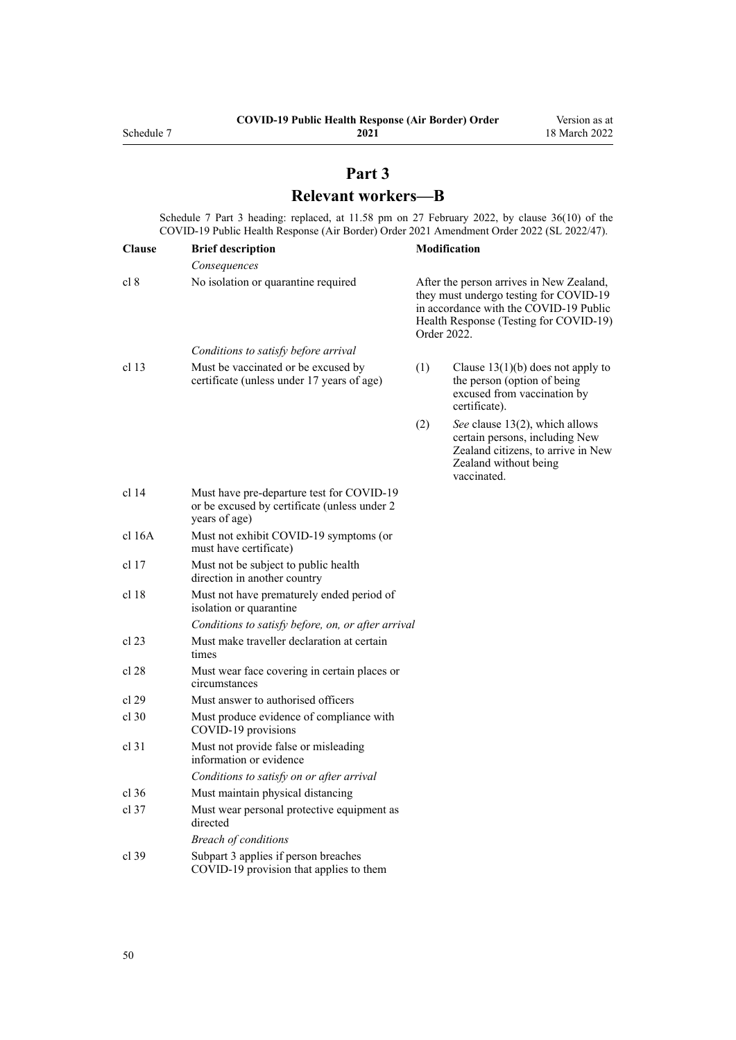# Part 3

# Relevant workers—B

Schedule 7 Part 3 heading: replaced, at 11.58 pm on 27 February 2022, by clause 36(10) of the COVID-19 Public Health Response (Air Border) Order 2021 Amendment Order 2022 (SL 2022/47).

| Clause | Brief description | Modification |
|---|---|---|
| | *Consequences* | |
| cl 8 | No isolation or quarantine required | After the person arrives in New Zealand, they must undergo testing for COVID-19 in accordance with the COVID-19 Public Health Response (Testing for COVID-19) Order 2022. |
| | *Conditions to satisfy before arrival* | |
| cl 13 | Must be vaccinated or be excused by certificate (unless under 17 years of age) | (1) Clause 13(1)(b) does not apply to the person (option of being excused from vaccination by certificate). |
| | | (2) *See* clause 13(2), which allows certain persons, including New Zealand citizens, to arrive in New Zealand without being vaccinated. |
| cl 14 | Must have pre-departure test for COVID-19 or be excused by certificate (unless under 2 years of age) | |
| cl 16A | Must not exhibit COVID-19 symptoms (or must have certificate) | |
| cl 17 | Must not be subject to public health direction in another country | |
| cl 18 | Must not have prematurely ended period of isolation or quarantine | |
| | *Conditions to satisfy before, on, or after arrival* | |
| cl 23 | Must make traveller declaration at certain times | |
| cl 28 | Must wear face covering in certain places or circumstances | |
| cl 29 | Must answer to authorised officers | |
| cl 30 | Must produce evidence of compliance with COVID-19 provisions | |
| cl 31 | Must not provide false or misleading information or evidence | |
| | *Conditions to satisfy on or after arrival* | |
| cl 36 | Must maintain physical distancing | |
| cl 37 | Must wear personal protective equipment as directed | |
| | *Breach of conditions* | |
| cl 39 | Subpart 3 applies if person breaches COVID-19 provision that applies to them | |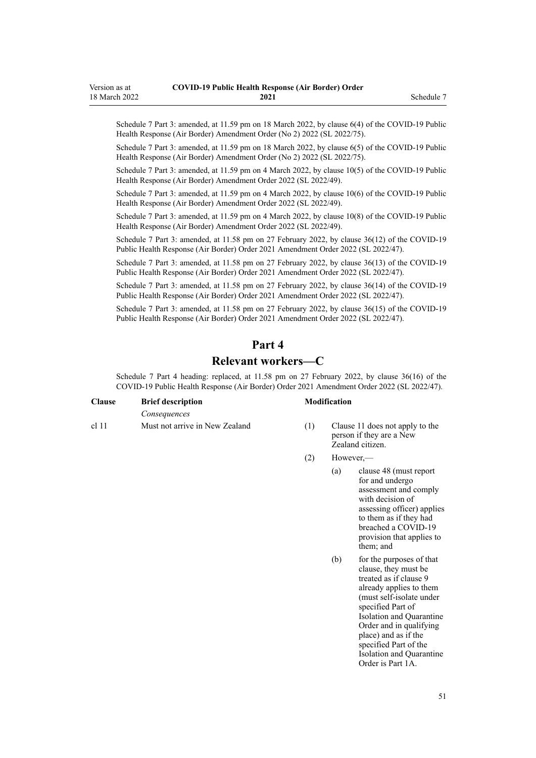Schedule 7 Part 3: amended, at 11.59 pm on 18 March 2022, by clause 6(4) of the COVID-19 Public Health Response (Air Border) Amendment Order (No 2) 2022 (SL 2022/75).

Schedule 7 Part 3: amended, at 11.59 pm on 18 March 2022, by clause 6(5) of the COVID-19 Public Health Response (Air Border) Amendment Order (No 2) 2022 (SL 2022/75).

Schedule 7 Part 3: amended, at 11.59 pm on 4 March 2022, by clause 10(5) of the COVID-19 Public Health Response (Air Border) Amendment Order 2022 (SL 2022/49).

Schedule 7 Part 3: amended, at 11.59 pm on 4 March 2022, by clause 10(6) of the COVID-19 Public Health Response (Air Border) Amendment Order 2022 (SL 2022/49).

Schedule 7 Part 3: amended, at 11.59 pm on 4 March 2022, by clause 10(8) of the COVID-19 Public Health Response (Air Border) Amendment Order 2022 (SL 2022/49).

Schedule 7 Part 3: amended, at 11.58 pm on 27 February 2022, by clause 36(12) of the COVID-19 Public Health Response (Air Border) Order 2021 Amendment Order 2022 (SL 2022/47).

Schedule 7 Part 3: amended, at 11.58 pm on 27 February 2022, by clause 36(13) of the COVID-19 Public Health Response (Air Border) Order 2021 Amendment Order 2022 (SL 2022/47).

Schedule 7 Part 3: amended, at 11.58 pm on 27 February 2022, by clause 36(14) of the COVID-19 Public Health Response (Air Border) Order 2021 Amendment Order 2022 (SL 2022/47).

Schedule 7 Part 3: amended, at 11.58 pm on 27 February 2022, by clause 36(15) of the COVID-19 Public Health Response (Air Border) Order 2021 Amendment Order 2022 (SL 2022/47).

## Part 4
## Relevant workers—C

Schedule 7 Part 4 heading: replaced, at 11.58 pm on 27 February 2022, by clause 36(16) of the COVID-19 Public Health Response (Air Border) Order 2021 Amendment Order 2022 (SL 2022/47).

| Clause | Brief description | Modification |
|---|---|---|
| | *Consequences* | |
| cl 11 | Must not arrive in New Zealand | (1) Clause 11 does not apply to the person if they are a New Zealand citizen.<br>(2) However,—<br>(a) clause 48 (must report for and undergo assessment and comply with decision of assessing officer) applies to them as if they had breached a COVID-19 provision that applies to them; and<br>(b) for the purposes of that clause, they must be treated as if clause 9 already applies to them (must self-isolate under specified Part of Isolation and Quarantine Order and in qualifying place) and as if the specified Part of the Isolation and Quarantine Order is Part 1A. |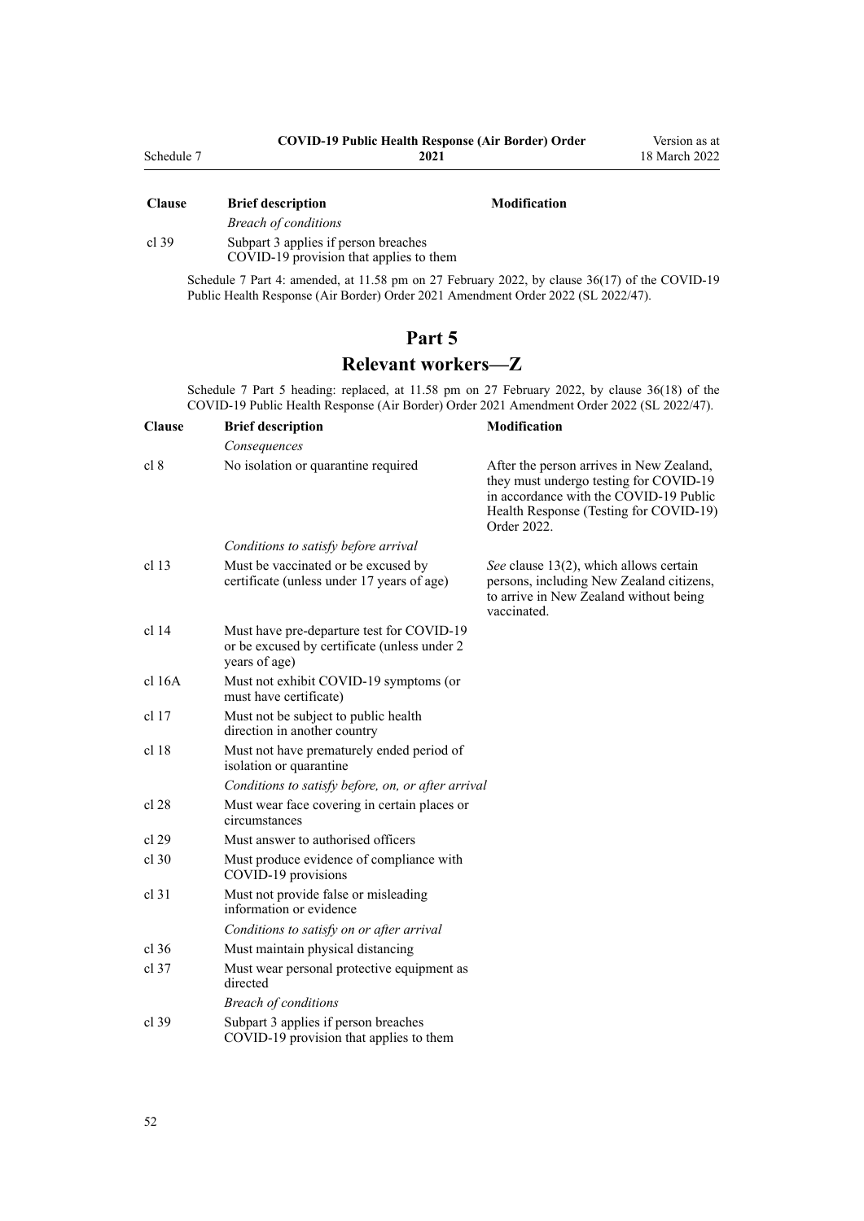| Clause | Brief description | Modification |
|---|---|---|
| | *Breach of conditions* | |
| cl 39 | Subpart 3 applies if person breaches COVID-19 provision that applies to them | |

Schedule 7 Part 4: amended, at 11.58 pm on 27 February 2022, by clause 36(17) of the COVID-19 Public Health Response (Air Border) Order 2021 Amendment Order 2022 (SL 2022/47).

## Part 5

## Relevant workers—Z

Schedule 7 Part 5 heading: replaced, at 11.58 pm on 27 February 2022, by clause 36(18) of the COVID-19 Public Health Response (Air Border) Order 2021 Amendment Order 2022 (SL 2022/47).

| Clause | Brief description | Modification |
|---|---|---|
| | *Consequences* | |
| cl 8 | No isolation or quarantine required | After the person arrives in New Zealand, they must undergo testing for COVID-19 in accordance with the COVID-19 Public Health Response (Testing for COVID-19) Order 2022. |
| | *Conditions to satisfy before arrival* | |
| cl 13 | Must be vaccinated or be excused by certificate (unless under 17 years of age) | *See* clause 13(2), which allows certain persons, including New Zealand citizens, to arrive in New Zealand without being vaccinated. |
| cl 14 | Must have pre-departure test for COVID-19 or be excused by certificate (unless under 2 years of age) | |
| cl 16A | Must not exhibit COVID-19 symptoms (or must have certificate) | |
| cl 17 | Must not be subject to public health direction in another country | |
| cl 18 | Must not have prematurely ended period of isolation or quarantine | |
| | *Conditions to satisfy before, on, or after arrival* | |
| cl 28 | Must wear face covering in certain places or circumstances | |
| cl 29 | Must answer to authorised officers | |
| cl 30 | Must produce evidence of compliance with COVID-19 provisions | |
| cl 31 | Must not provide false or misleading information or evidence | |
| | *Conditions to satisfy on or after arrival* | |
| cl 36 | Must maintain physical distancing | |
| cl 37 | Must wear personal protective equipment as directed | |
| | *Breach of conditions* | |
| cl 39 | Subpart 3 applies if person breaches COVID-19 provision that applies to them | |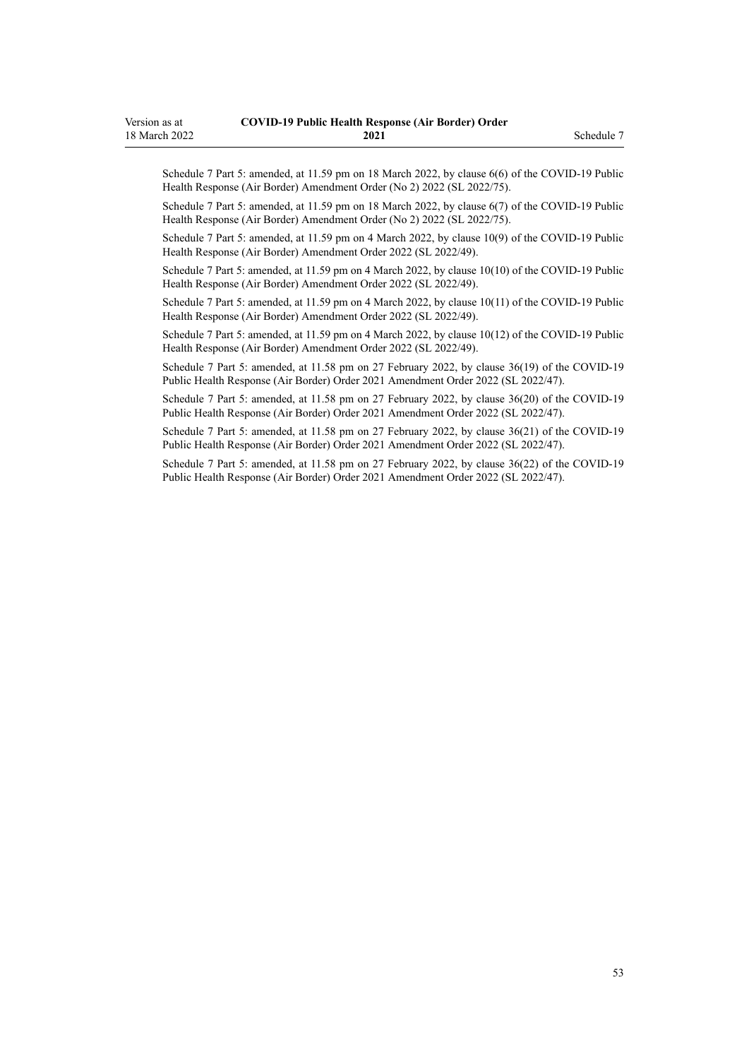Schedule 7 Part 5: amended, at 11.59 pm on 18 March 2022, by clause 6(6) of the COVID-19 Public Health Response (Air Border) Amendment Order (No 2) 2022 (SL 2022/75).

Schedule 7 Part 5: amended, at 11.59 pm on 18 March 2022, by clause 6(7) of the COVID-19 Public Health Response (Air Border) Amendment Order (No 2) 2022 (SL 2022/75).

Schedule 7 Part 5: amended, at 11.59 pm on 4 March 2022, by clause 10(9) of the COVID-19 Public Health Response (Air Border) Amendment Order 2022 (SL 2022/49).

Schedule 7 Part 5: amended, at 11.59 pm on 4 March 2022, by clause 10(10) of the COVID-19 Public Health Response (Air Border) Amendment Order 2022 (SL 2022/49).

Schedule 7 Part 5: amended, at 11.59 pm on 4 March 2022, by clause 10(11) of the COVID-19 Public Health Response (Air Border) Amendment Order 2022 (SL 2022/49).

Schedule 7 Part 5: amended, at 11.59 pm on 4 March 2022, by clause 10(12) of the COVID-19 Public Health Response (Air Border) Amendment Order 2022 (SL 2022/49).

Schedule 7 Part 5: amended, at 11.58 pm on 27 February 2022, by clause 36(19) of the COVID-19 Public Health Response (Air Border) Order 2021 Amendment Order 2022 (SL 2022/47).

Schedule 7 Part 5: amended, at 11.58 pm on 27 February 2022, by clause 36(20) of the COVID-19 Public Health Response (Air Border) Order 2021 Amendment Order 2022 (SL 2022/47).

Schedule 7 Part 5: amended, at 11.58 pm on 27 February 2022, by clause 36(21) of the COVID-19 Public Health Response (Air Border) Order 2021 Amendment Order 2022 (SL 2022/47).

Schedule 7 Part 5: amended, at 11.58 pm on 27 February 2022, by clause 36(22) of the COVID-19 Public Health Response (Air Border) Order 2021 Amendment Order 2022 (SL 2022/47).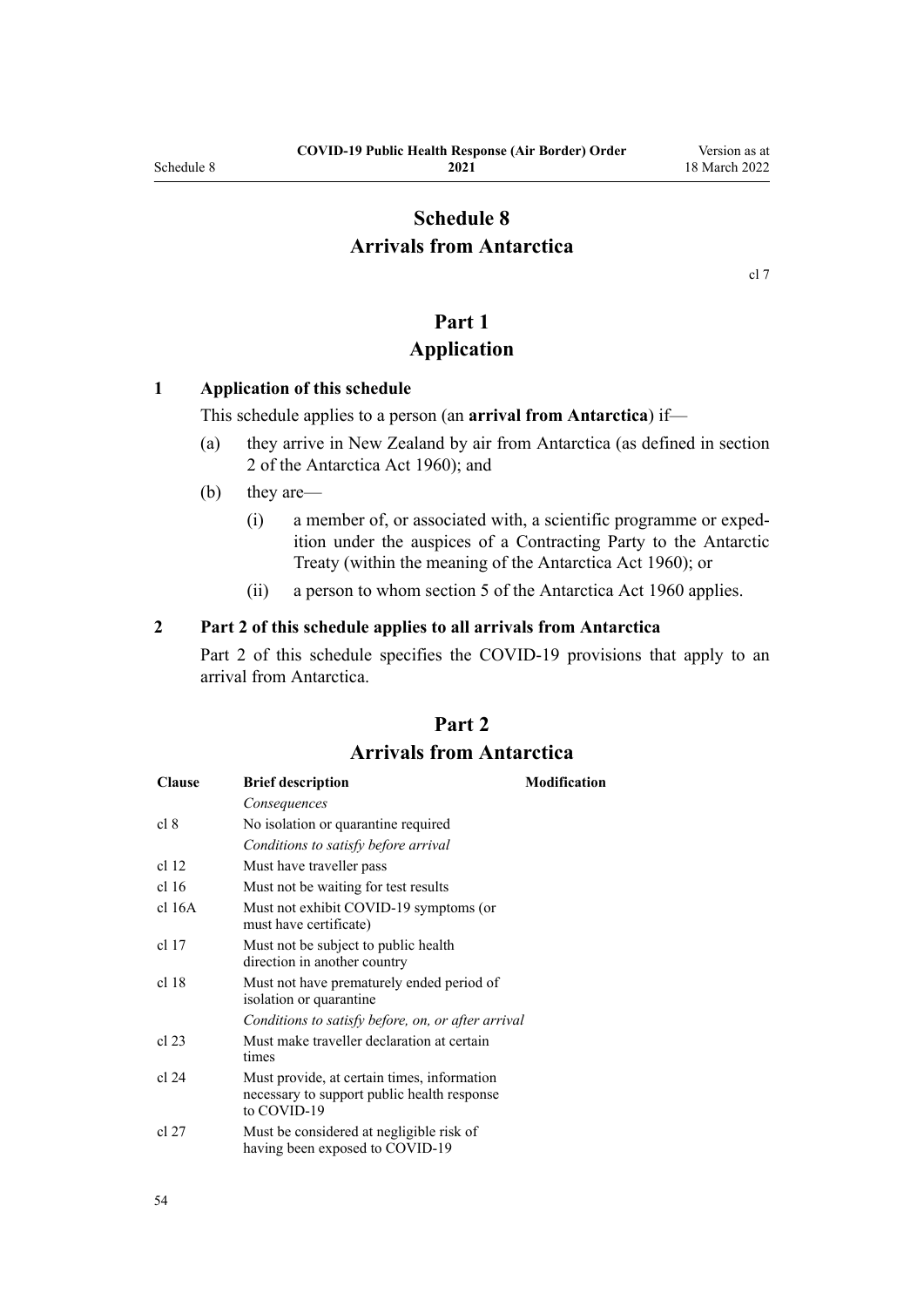# Schedule 8
# Arrivals from Antarctica

cl 7

## Part 1
## Application

### 1 Application of this schedule

This schedule applies to a person (an **arrival from Antarctica**) if—

(a) they arrive in New Zealand by air from Antarctica (as defined in section 2 of the Antarctica Act 1960); and

(b) they are—

(i) a member of, or associated with, a scientific programme or expedition under the auspices of a Contracting Party to the Antarctic Treaty (within the meaning of the Antarctica Act 1960); or

(ii) a person to whom section 5 of the Antarctica Act 1960 applies.

### 2 Part 2 of this schedule applies to all arrivals from Antarctica

Part 2 of this schedule specifies the COVID-19 provisions that apply to an arrival from Antarctica.

## Part 2
## Arrivals from Antarctica

| Clause | Brief description | Modification |
|---|---|---|
| | *Consequences* | |
| cl 8 | No isolation or quarantine required | |
| | *Conditions to satisfy before arrival* | |
| cl 12 | Must have traveller pass | |
| cl 16 | Must not be waiting for test results | |
| cl 16A | Must not exhibit COVID-19 symptoms (or must have certificate) | |
| cl 17 | Must not be subject to public health direction in another country | |
| cl 18 | Must not have prematurely ended period of isolation or quarantine | |
| | *Conditions to satisfy before, on, or after arrival* | |
| cl 23 | Must make traveller declaration at certain times | |
| cl 24 | Must provide, at certain times, information necessary to support public health response to COVID-19 | |
| cl 27 | Must be considered at negligible risk of having been exposed to COVID-19 | |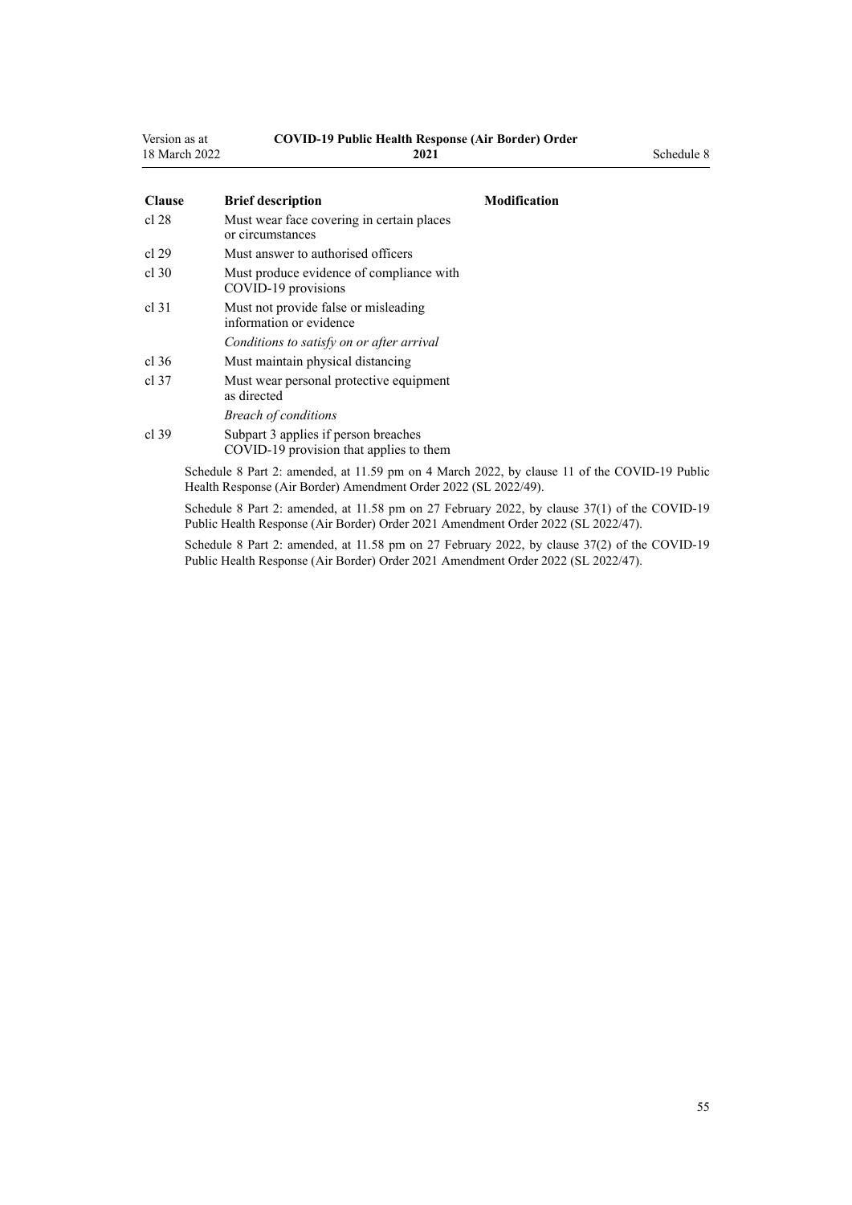| Clause | Brief description | Modification |
|---|---|---|
| cl 28 | Must wear face covering in certain places or circumstances | |
| cl 29 | Must answer to authorised officers | |
| cl 30 | Must produce evidence of compliance with COVID-19 provisions | |
| cl 31 | Must not provide false or misleading information or evidence | |
| | *Conditions to satisfy on or after arrival* | |
| cl 36 | Must maintain physical distancing | |
| cl 37 | Must wear personal protective equipment as directed | |
| | *Breach of conditions* | |
| cl 39 | Subpart 3 applies if person breaches COVID-19 provision that applies to them | |

Schedule 8 Part 2: amended, at 11.59 pm on 4 March 2022, by clause 11 of the COVID-19 Public Health Response (Air Border) Amendment Order 2022 (SL 2022/49).

Schedule 8 Part 2: amended, at 11.58 pm on 27 February 2022, by clause 37(1) of the COVID-19 Public Health Response (Air Border) Order 2021 Amendment Order 2022 (SL 2022/47).

Schedule 8 Part 2: amended, at 11.58 pm on 27 February 2022, by clause 37(2) of the COVID-19 Public Health Response (Air Border) Order 2021 Amendment Order 2022 (SL 2022/47).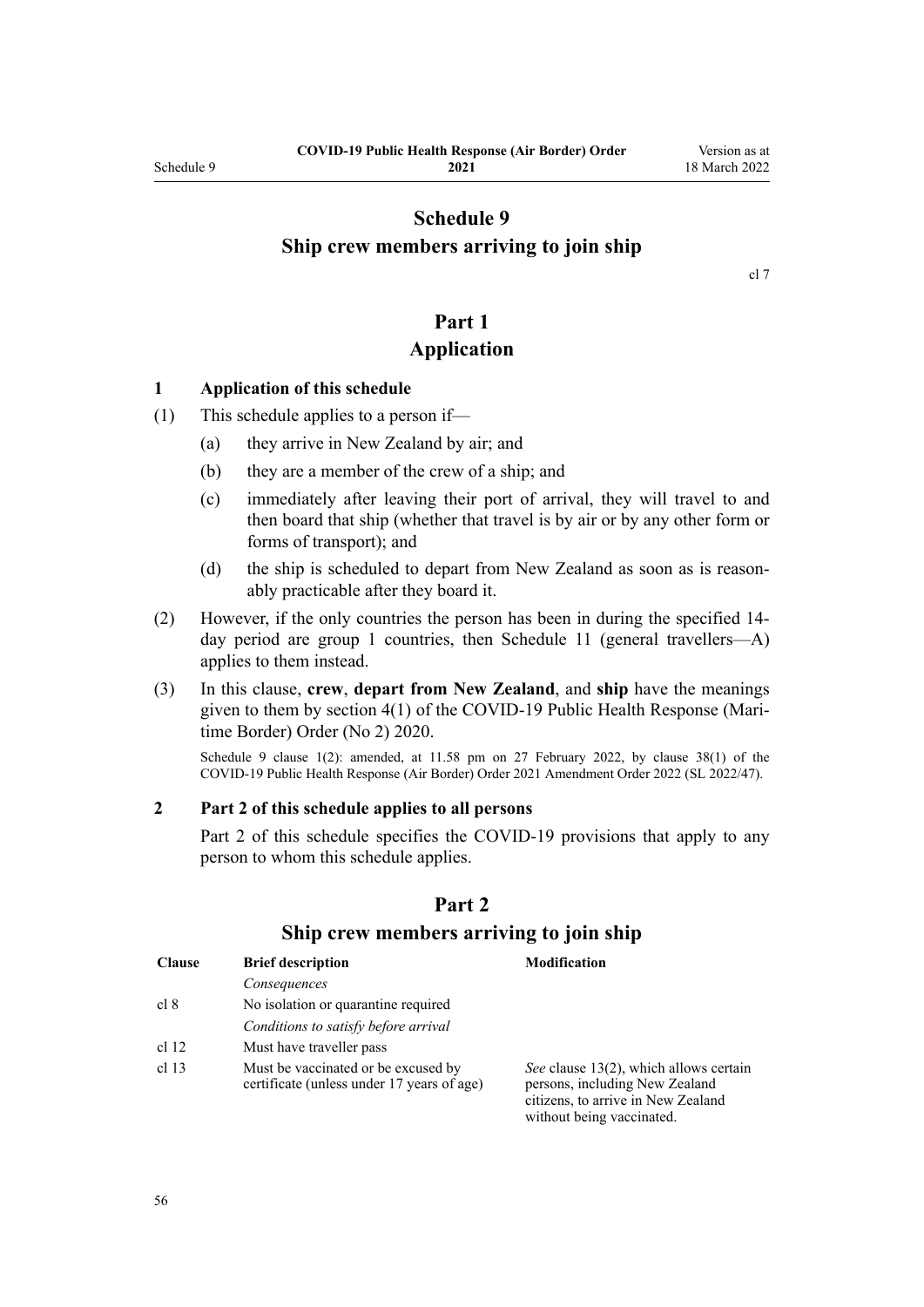# Schedule 9
# Ship crew members arriving to join ship

cl 7

## Part 1
## Application

### 1 Application of this schedule

(1) This schedule applies to a person if—

   (a) they arrive in New Zealand by air; and

   (b) they are a member of the crew of a ship; and

   (c) immediately after leaving their port of arrival, they will travel to and then board that ship (whether that travel is by air or by any other form or forms of transport); and

   (d) the ship is scheduled to depart from New Zealand as soon as is reasonably practicable after they board it.

(2) However, if the only countries the person has been in during the specified 14-day period are group 1 countries, then Schedule 11 (general travellers—A) applies to them instead.

(3) In this clause, **crew**, **depart from New Zealand**, and **ship** have the meanings given to them by section 4(1) of the COVID-19 Public Health Response (Maritime Border) Order (No 2) 2020.

Schedule 9 clause 1(2): amended, at 11.58 pm on 27 February 2022, by clause 38(1) of the COVID-19 Public Health Response (Air Border) Order 2021 Amendment Order 2022 (SL 2022/47).

### 2 Part 2 of this schedule applies to all persons

Part 2 of this schedule specifies the COVID-19 provisions that apply to any person to whom this schedule applies.

## Part 2
## Ship crew members arriving to join ship

| Clause | Brief description | Modification |
|---|---|---|
| | *Consequences* | |
| cl 8 | No isolation or quarantine required | |
| | *Conditions to satisfy before arrival* | |
| cl 12 | Must have traveller pass | |
| cl 13 | Must be vaccinated or be excused by certificate (unless under 17 years of age) | *See* clause 13(2), which allows certain persons, including New Zealand citizens, to arrive in New Zealand without being vaccinated. |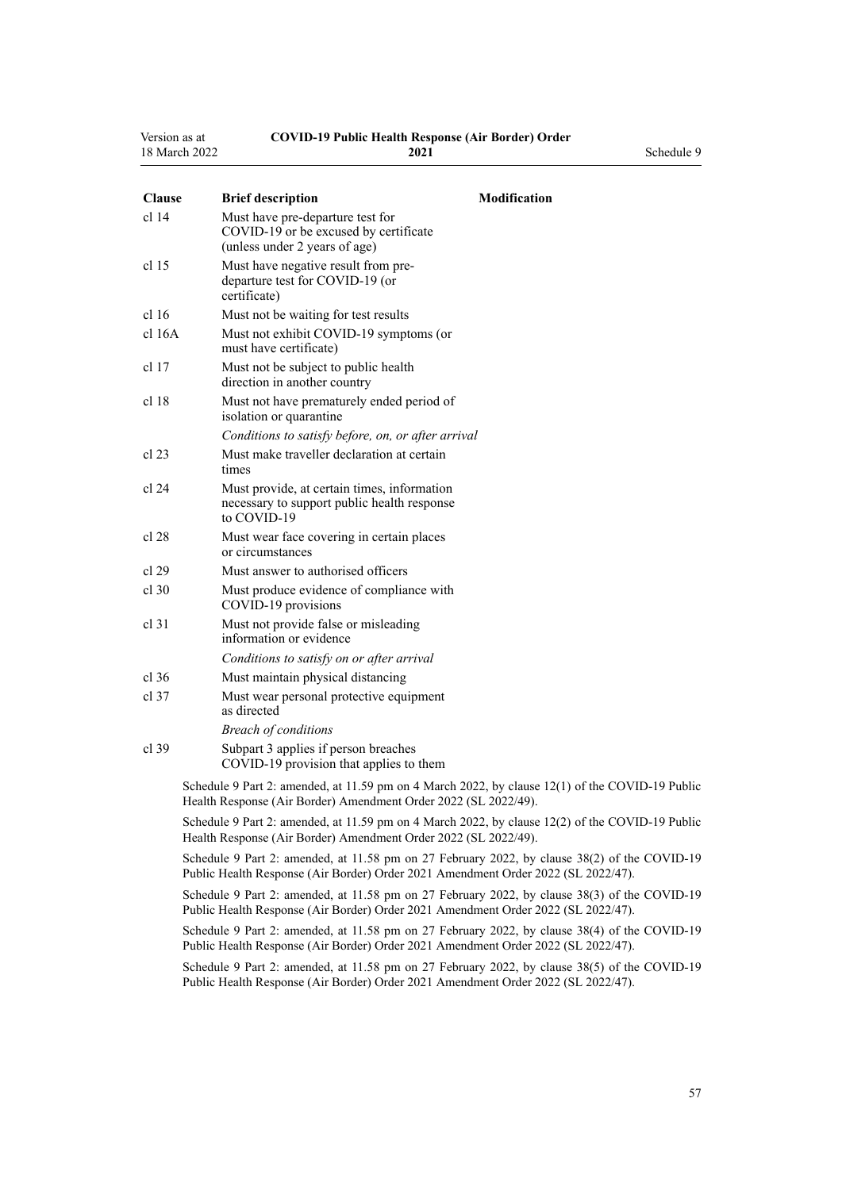| Clause | Brief description | Modification |
|---|---|---|
| cl 14 | Must have pre-departure test for COVID-19 or be excused by certificate (unless under 2 years of age) | |
| cl 15 | Must have negative result from pre-departure test for COVID-19 (or certificate) | |
| cl 16 | Must not be waiting for test results | |
| cl 16A | Must not exhibit COVID-19 symptoms (or must have certificate) | |
| cl 17 | Must not be subject to public health direction in another country | |
| cl 18 | Must not have prematurely ended period of isolation or quarantine | |
| | *Conditions to satisfy before, on, or after arrival* | |
| cl 23 | Must make traveller declaration at certain times | |
| cl 24 | Must provide, at certain times, information necessary to support public health response to COVID-19 | |
| cl 28 | Must wear face covering in certain places or circumstances | |
| cl 29 | Must answer to authorised officers | |
| cl 30 | Must produce evidence of compliance with COVID-19 provisions | |
| cl 31 | Must not provide false or misleading information or evidence | |
| | *Conditions to satisfy on or after arrival* | |
| cl 36 | Must maintain physical distancing | |
| cl 37 | Must wear personal protective equipment as directed | |
| | *Breach of conditions* | |
| cl 39 | Subpart 3 applies if person breaches COVID-19 provision that applies to them | |

Schedule 9 Part 2: amended, at 11.59 pm on 4 March 2022, by clause 12(1) of the COVID-19 Public Health Response (Air Border) Amendment Order 2022 (SL 2022/49).

Schedule 9 Part 2: amended, at 11.59 pm on 4 March 2022, by clause 12(2) of the COVID-19 Public Health Response (Air Border) Amendment Order 2022 (SL 2022/49).

Schedule 9 Part 2: amended, at 11.58 pm on 27 February 2022, by clause 38(2) of the COVID-19 Public Health Response (Air Border) Order 2021 Amendment Order 2022 (SL 2022/47).

Schedule 9 Part 2: amended, at 11.58 pm on 27 February 2022, by clause 38(3) of the COVID-19 Public Health Response (Air Border) Order 2021 Amendment Order 2022 (SL 2022/47).

Schedule 9 Part 2: amended, at 11.58 pm on 27 February 2022, by clause 38(4) of the COVID-19 Public Health Response (Air Border) Order 2021 Amendment Order 2022 (SL 2022/47).

Schedule 9 Part 2: amended, at 11.58 pm on 27 February 2022, by clause 38(5) of the COVID-19 Public Health Response (Air Border) Order 2021 Amendment Order 2022 (SL 2022/47).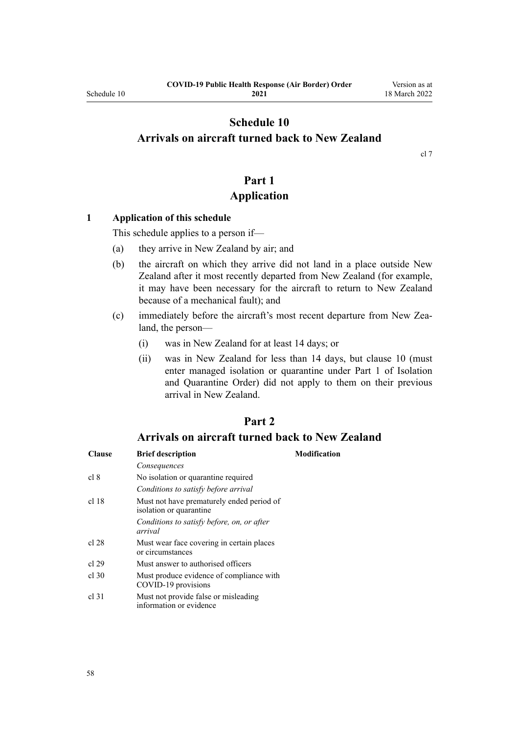# Schedule 10
# Arrivals on aircraft turned back to New Zealand

cl 7

## Part 1
## Application

### 1 Application of this schedule

This schedule applies to a person if—

(a) they arrive in New Zealand by air; and

(b) the aircraft on which they arrive did not land in a place outside New Zealand after it most recently departed from New Zealand (for example, it may have been necessary for the aircraft to return to New Zealand because of a mechanical fault); and

(c) immediately before the aircraft's most recent departure from New Zealand, the person—

  (i) was in New Zealand for at least 14 days; or

  (ii) was in New Zealand for less than 14 days, but clause 10 (must enter managed isolation or quarantine under Part 1 of Isolation and Quarantine Order) did not apply to them on their previous arrival in New Zealand.

## Part 2
## Arrivals on aircraft turned back to New Zealand

| Clause | Brief description | Modification |
|---|---|---|
| | *Consequences* | |
| cl 8 | No isolation or quarantine required | |
| | *Conditions to satisfy before arrival* | |
| cl 18 | Must not have prematurely ended period of isolation or quarantine | |
| | *Conditions to satisfy before, on, or after arrival* | |
| cl 28 | Must wear face covering in certain places or circumstances | |
| cl 29 | Must answer to authorised officers | |
| cl 30 | Must produce evidence of compliance with COVID-19 provisions | |
| cl 31 | Must not provide false or misleading information or evidence | |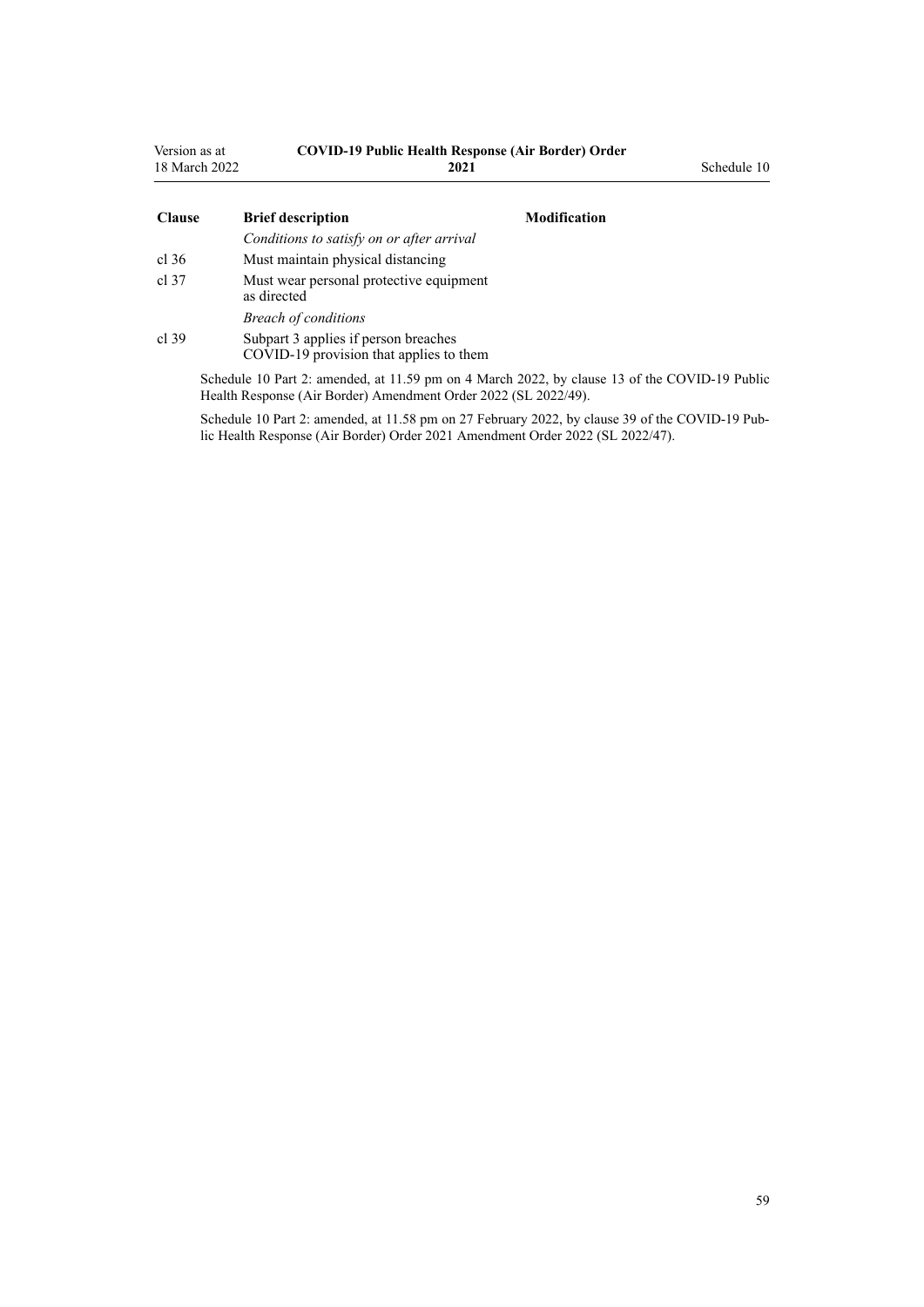| Clause | Brief description | Modification |
|---|---|---|
| | *Conditions to satisfy on or after arrival* | |
| cl 36 | Must maintain physical distancing | |
| cl 37 | Must wear personal protective equipment as directed | |
| | *Breach of conditions* | |
| cl 39 | Subpart 3 applies if person breaches COVID-19 provision that applies to them | |

Schedule 10 Part 2: amended, at 11.59 pm on 4 March 2022, by clause 13 of the COVID-19 Public Health Response (Air Border) Amendment Order 2022 (SL 2022/49).

Schedule 10 Part 2: amended, at 11.58 pm on 27 February 2022, by clause 39 of the COVID-19 Public Health Response (Air Border) Order 2021 Amendment Order 2022 (SL 2022/47).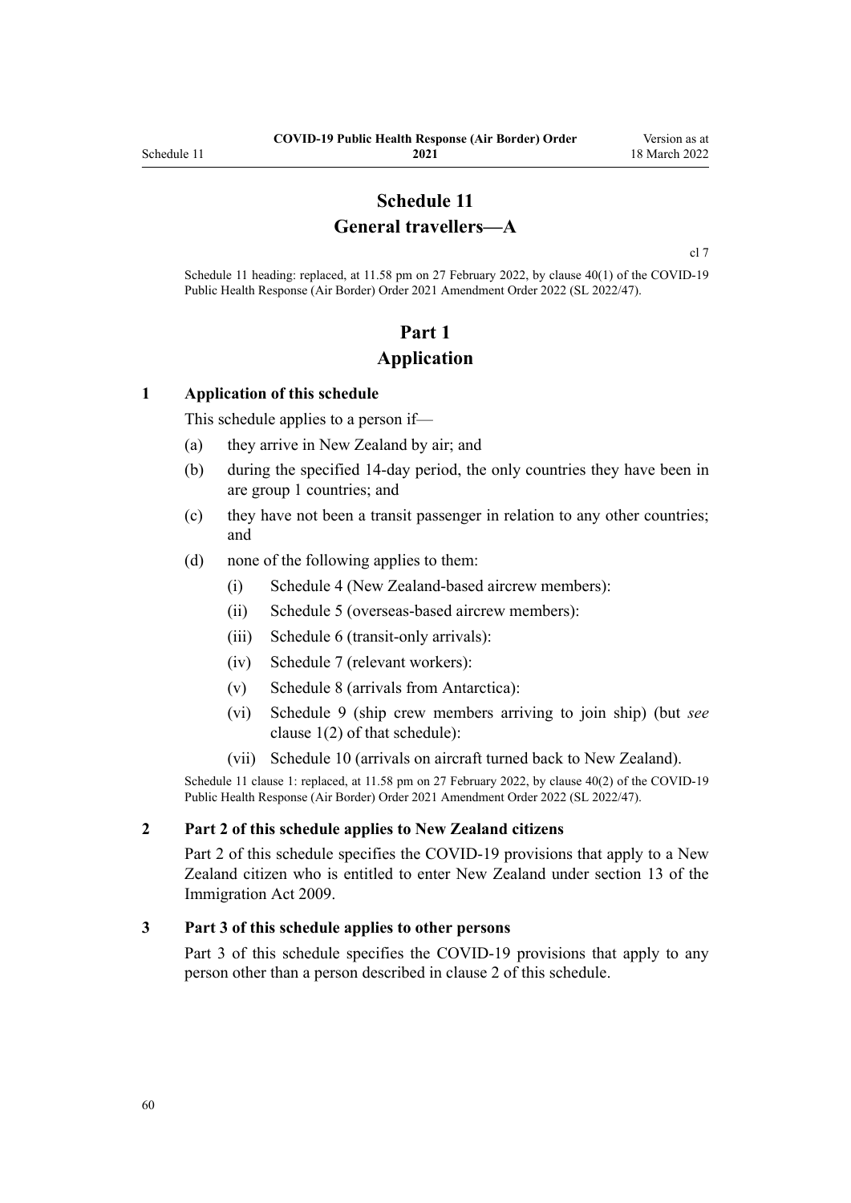# Schedule 11
# General travellers—A

cl 7

Schedule 11 heading: replaced, at 11.58 pm on 27 February 2022, by clause 40(1) of the COVID-19 Public Health Response (Air Border) Order 2021 Amendment Order 2022 (SL 2022/47).

## Part 1
## Application

### 1 Application of this schedule

This schedule applies to a person if—

(a) they arrive in New Zealand by air; and

(b) during the specified 14-day period, the only countries they have been in are group 1 countries; and

(c) they have not been a transit passenger in relation to any other countries; and

(d) none of the following applies to them:

(i) Schedule 4 (New Zealand-based aircrew members):

(ii) Schedule 5 (overseas-based aircrew members):

(iii) Schedule 6 (transit-only arrivals):

(iv) Schedule 7 (relevant workers):

(v) Schedule 8 (arrivals from Antarctica):

(vi) Schedule 9 (ship crew members arriving to join ship) (but *see* clause 1(2) of that schedule):

(vii) Schedule 10 (arrivals on aircraft turned back to New Zealand).

Schedule 11 clause 1: replaced, at 11.58 pm on 27 February 2022, by clause 40(2) of the COVID-19 Public Health Response (Air Border) Order 2021 Amendment Order 2022 (SL 2022/47).

### 2 Part 2 of this schedule applies to New Zealand citizens

Part 2 of this schedule specifies the COVID-19 provisions that apply to a New Zealand citizen who is entitled to enter New Zealand under section 13 of the Immigration Act 2009.

### 3 Part 3 of this schedule applies to other persons

Part 3 of this schedule specifies the COVID-19 provisions that apply to any person other than a person described in clause 2 of this schedule.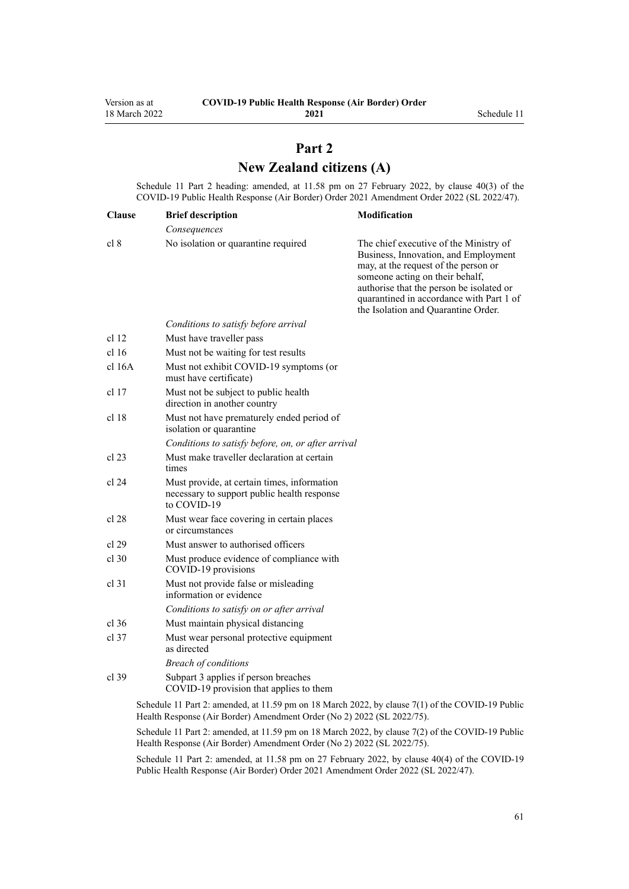# Part 2
# New Zealand citizens (A)

Schedule 11 Part 2 heading: amended, at 11.58 pm on 27 February 2022, by clause 40(3) of the COVID-19 Public Health Response (Air Border) Order 2021 Amendment Order 2022 (SL 2022/47).

| Clause | Brief description | Modification |
|---|---|---|
| | *Consequences* | |
| cl 8 | No isolation or quarantine required | The chief executive of the Ministry of Business, Innovation, and Employment may, at the request of the person or someone acting on their behalf, authorise that the person be isolated or quarantined in accordance with Part 1 of the Isolation and Quarantine Order. |
| | *Conditions to satisfy before arrival* | |
| cl 12 | Must have traveller pass | |
| cl 16 | Must not be waiting for test results | |
| cl 16A | Must not exhibit COVID-19 symptoms (or must have certificate) | |
| cl 17 | Must not be subject to public health direction in another country | |
| cl 18 | Must not have prematurely ended period of isolation or quarantine | |
| | *Conditions to satisfy before, on, or after arrival* | |
| cl 23 | Must make traveller declaration at certain times | |
| cl 24 | Must provide, at certain times, information necessary to support public health response to COVID-19 | |
| cl 28 | Must wear face covering in certain places or circumstances | |
| cl 29 | Must answer to authorised officers | |
| cl 30 | Must produce evidence of compliance with COVID-19 provisions | |
| cl 31 | Must not provide false or misleading information or evidence | |
| | *Conditions to satisfy on or after arrival* | |
| cl 36 | Must maintain physical distancing | |
| cl 37 | Must wear personal protective equipment as directed | |
| | *Breach of conditions* | |
| cl 39 | Subpart 3 applies if person breaches COVID-19 provision that applies to them | |

Schedule 11 Part 2: amended, at 11.59 pm on 18 March 2022, by clause 7(1) of the COVID-19 Public Health Response (Air Border) Amendment Order (No 2) 2022 (SL 2022/75).

Schedule 11 Part 2: amended, at 11.59 pm on 18 March 2022, by clause 7(2) of the COVID-19 Public Health Response (Air Border) Amendment Order (No 2) 2022 (SL 2022/75).

Schedule 11 Part 2: amended, at 11.58 pm on 27 February 2022, by clause 40(4) of the COVID-19 Public Health Response (Air Border) Order 2021 Amendment Order 2022 (SL 2022/47).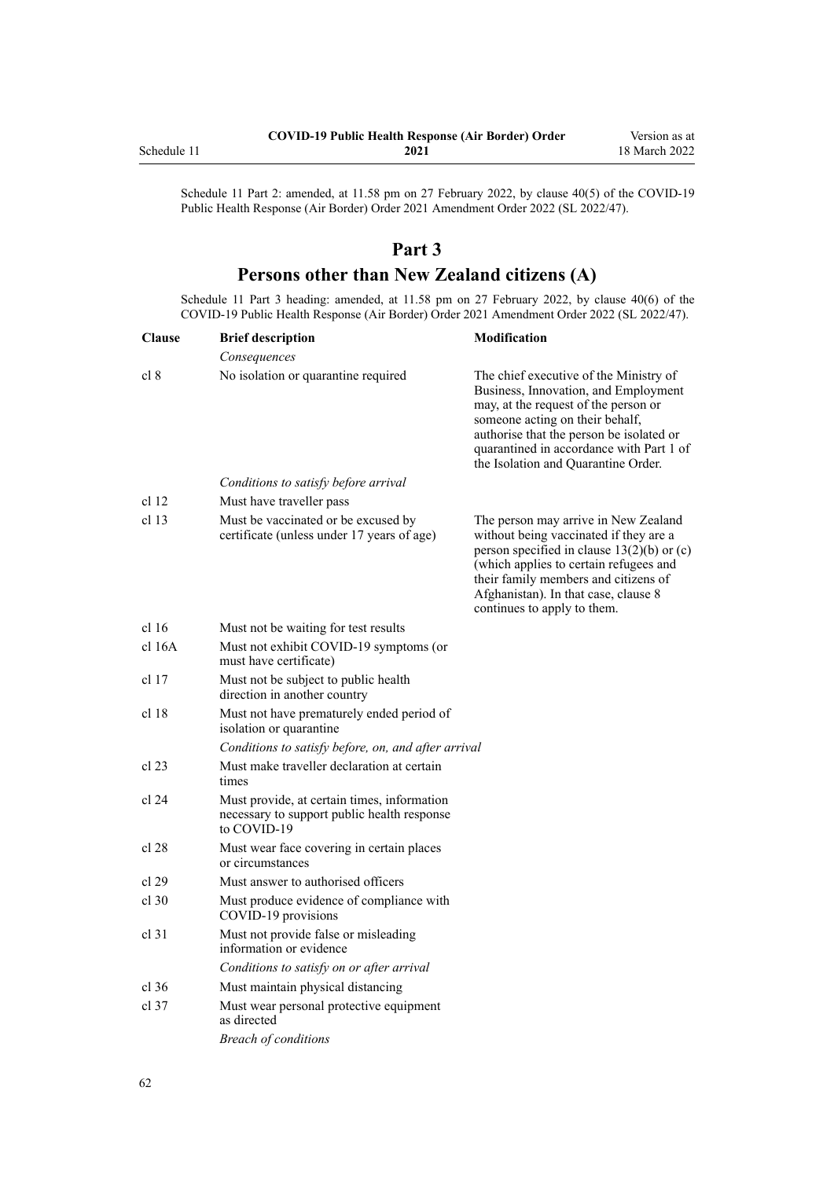Schedule 11 Part 2: amended, at 11.58 pm on 27 February 2022, by clause 40(5) of the COVID-19 Public Health Response (Air Border) Order 2021 Amendment Order 2022 (SL 2022/47).

# Part 3
## Persons other than New Zealand citizens (A)

Schedule 11 Part 3 heading: amended, at 11.58 pm on 27 February 2022, by clause 40(6) of the COVID-19 Public Health Response (Air Border) Order 2021 Amendment Order 2022 (SL 2022/47).

| Clause | Brief description | Modification |
|---|---|---|
| | *Consequences* | |
| cl 8 | No isolation or quarantine required | The chief executive of the Ministry of Business, Innovation, and Employment may, at the request of the person or someone acting on their behalf, authorise that the person be isolated or quarantined in accordance with Part 1 of the Isolation and Quarantine Order. |
| | *Conditions to satisfy before arrival* | |
| cl 12 | Must have traveller pass | |
| cl 13 | Must be vaccinated or be excused by certificate (unless under 17 years of age) | The person may arrive in New Zealand without being vaccinated if they are a person specified in clause 13(2)(b) or (c) (which applies to certain refugees and their family members and citizens of Afghanistan). In that case, clause 8 continues to apply to them. |
| cl 16 | Must not be waiting for test results | |
| cl 16A | Must not exhibit COVID-19 symptoms (or must have certificate) | |
| cl 17 | Must not be subject to public health direction in another country | |
| cl 18 | Must not have prematurely ended period of isolation or quarantine | |
| | *Conditions to satisfy before, on, and after arrival* | |
| cl 23 | Must make traveller declaration at certain times | |
| cl 24 | Must provide, at certain times, information necessary to support public health response to COVID-19 | |
| cl 28 | Must wear face covering in certain places or circumstances | |
| cl 29 | Must answer to authorised officers | |
| cl 30 | Must produce evidence of compliance with COVID-19 provisions | |
| cl 31 | Must not provide false or misleading information or evidence | |
| | *Conditions to satisfy on or after arrival* | |
| cl 36 | Must maintain physical distancing | |
| cl 37 | Must wear personal protective equipment as directed | |
| | *Breach of conditions* | |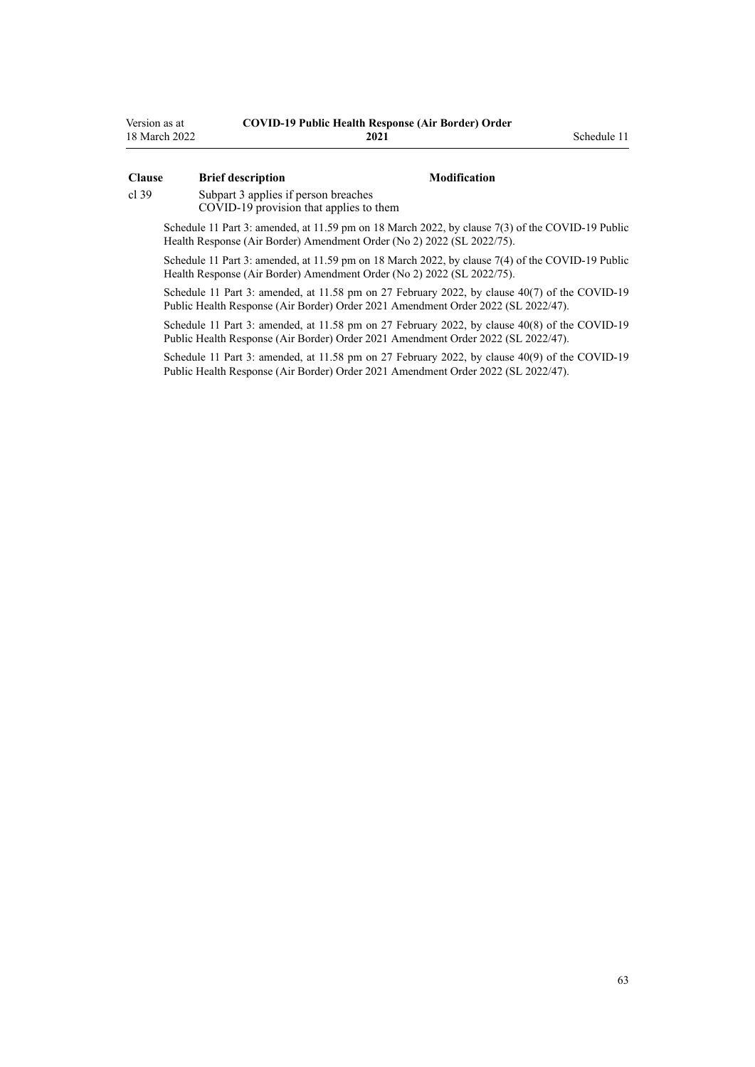| Clause | Brief description | Modification |
| --- | --- | --- |
| cl 39 | Subpart 3 applies if person breaches COVID-19 provision that applies to them | |

Schedule 11 Part 3: amended, at 11.59 pm on 18 March 2022, by clause 7(3) of the COVID-19 Public Health Response (Air Border) Amendment Order (No 2) 2022 (SL 2022/75).

Schedule 11 Part 3: amended, at 11.59 pm on 18 March 2022, by clause 7(4) of the COVID-19 Public Health Response (Air Border) Amendment Order (No 2) 2022 (SL 2022/75).

Schedule 11 Part 3: amended, at 11.58 pm on 27 February 2022, by clause 40(7) of the COVID-19 Public Health Response (Air Border) Order 2021 Amendment Order 2022 (SL 2022/47).

Schedule 11 Part 3: amended, at 11.58 pm on 27 February 2022, by clause 40(8) of the COVID-19 Public Health Response (Air Border) Order 2021 Amendment Order 2022 (SL 2022/47).

Schedule 11 Part 3: amended, at 11.58 pm on 27 February 2022, by clause 40(9) of the COVID-19 Public Health Response (Air Border) Order 2021 Amendment Order 2022 (SL 2022/47).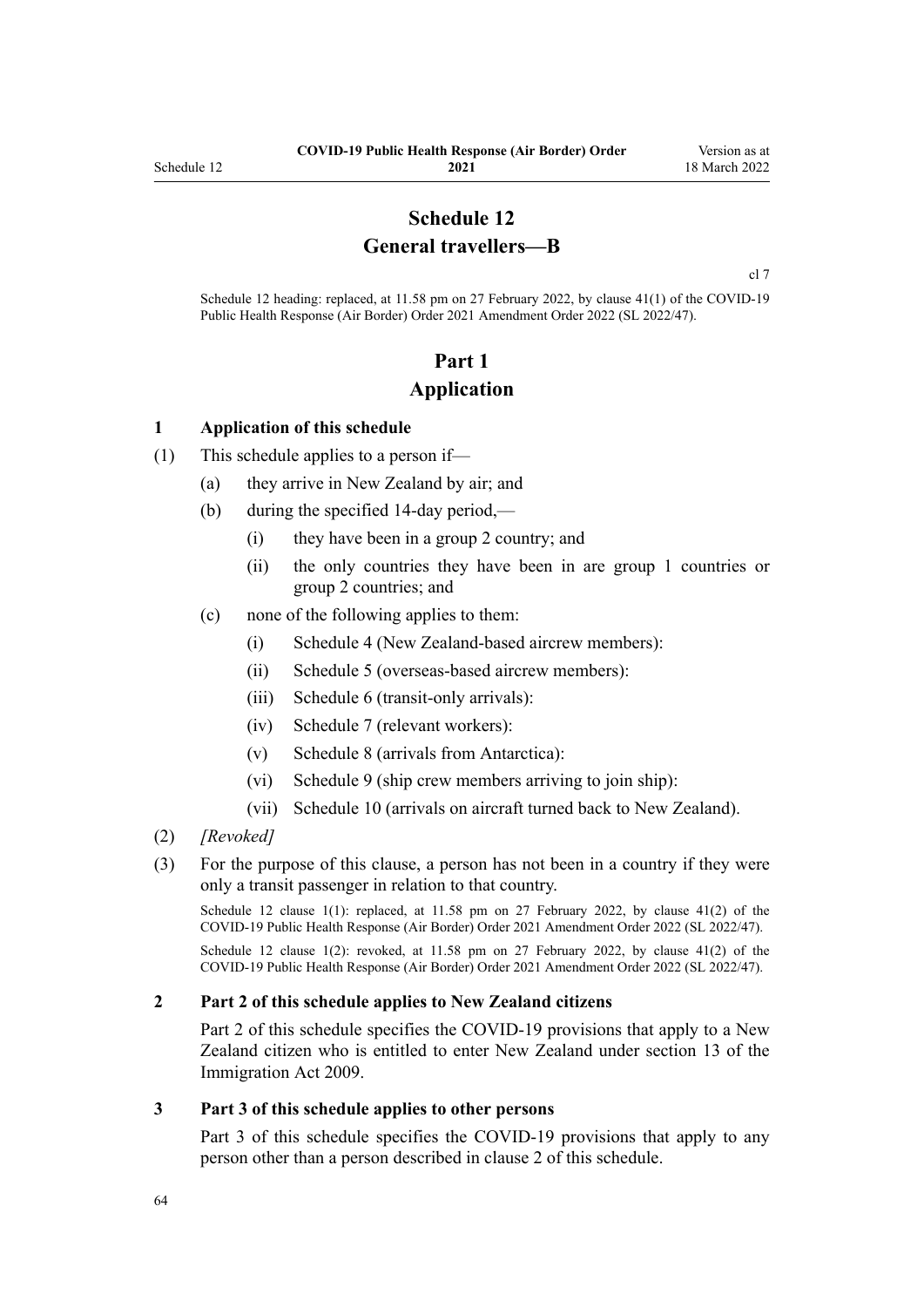# Schedule 12
# General travellers—B

cl 7

Schedule 12 heading: replaced, at 11.58 pm on 27 February 2022, by clause 41(1) of the COVID-19 Public Health Response (Air Border) Order 2021 Amendment Order 2022 (SL 2022/47).

## Part 1
## Application

### 1 Application of this schedule

(1) This schedule applies to a person if—

- (a) they arrive in New Zealand by air; and
- (b) during the specified 14-day period,—
  - (i) they have been in a group 2 country; and
  - (ii) the only countries they have been in are group 1 countries or group 2 countries; and
- (c) none of the following applies to them:
  - (i) Schedule 4 (New Zealand-based aircrew members):
  - (ii) Schedule 5 (overseas-based aircrew members):
  - (iii) Schedule 6 (transit-only arrivals):
  - (iv) Schedule 7 (relevant workers):
  - (v) Schedule 8 (arrivals from Antarctica):
  - (vi) Schedule 9 (ship crew members arriving to join ship):
  - (vii) Schedule 10 (arrivals on aircraft turned back to New Zealand).

(2) *[Revoked]*

(3) For the purpose of this clause, a person has not been in a country if they were only a transit passenger in relation to that country.

Schedule 12 clause 1(1): replaced, at 11.58 pm on 27 February 2022, by clause 41(2) of the COVID-19 Public Health Response (Air Border) Order 2021 Amendment Order 2022 (SL 2022/47).

Schedule 12 clause 1(2): revoked, at 11.58 pm on 27 February 2022, by clause 41(2) of the COVID-19 Public Health Response (Air Border) Order 2021 Amendment Order 2022 (SL 2022/47).

### 2 Part 2 of this schedule applies to New Zealand citizens

Part 2 of this schedule specifies the COVID-19 provisions that apply to a New Zealand citizen who is entitled to enter New Zealand under section 13 of the Immigration Act 2009.

### 3 Part 3 of this schedule applies to other persons

Part 3 of this schedule specifies the COVID-19 provisions that apply to any person other than a person described in clause 2 of this schedule.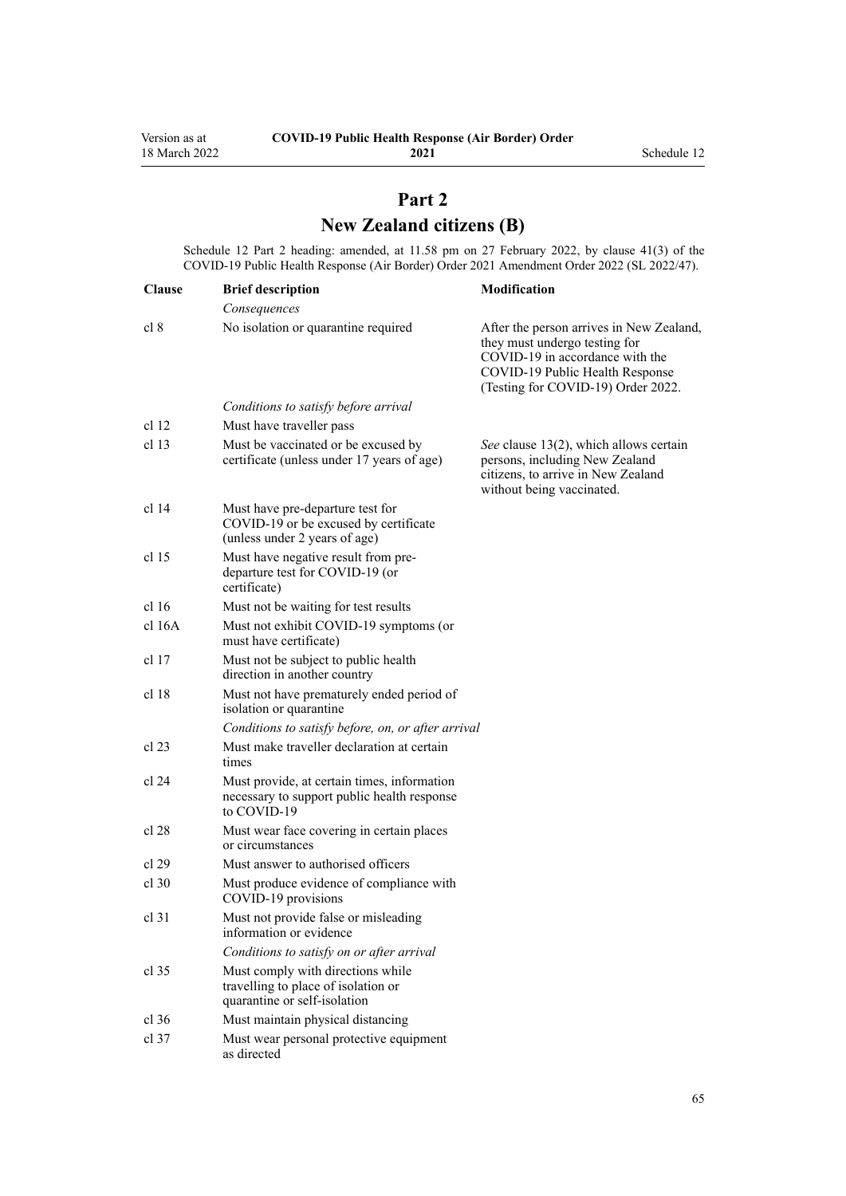# Part 2
# New Zealand citizens (B)

Schedule 12 Part 2 heading: amended, at 11.58 pm on 27 February 2022, by clause 41(3) of the COVID-19 Public Health Response (Air Border) Order 2021 Amendment Order 2022 (SL 2022/47).

| Clause | Brief description | Modification |
|---|---|---|
| | *Consequences* | |
| cl 8 | No isolation or quarantine required | After the person arrives in New Zealand, they must undergo testing for COVID-19 in accordance with the COVID-19 Public Health Response (Testing for COVID-19) Order 2022. |
| | *Conditions to satisfy before arrival* | |
| cl 12 | Must have traveller pass | |
| cl 13 | Must be vaccinated or be excused by certificate (unless under 17 years of age) | *See* clause 13(2), which allows certain persons, including New Zealand citizens, to arrive in New Zealand without being vaccinated. |
| cl 14 | Must have pre-departure test for COVID-19 or be excused by certificate (unless under 2 years of age) | |
| cl 15 | Must have negative result from pre-departure test for COVID-19 (or certificate) | |
| cl 16 | Must not be waiting for test results | |
| cl 16A | Must not exhibit COVID-19 symptoms (or must have certificate) | |
| cl 17 | Must not be subject to public health direction in another country | |
| cl 18 | Must not have prematurely ended period of isolation or quarantine | |
| | *Conditions to satisfy before, on, or after arrival* | |
| cl 23 | Must make traveller declaration at certain times | |
| cl 24 | Must provide, at certain times, information necessary to support public health response to COVID-19 | |
| cl 28 | Must wear face covering in certain places or circumstances | |
| cl 29 | Must answer to authorised officers | |
| cl 30 | Must produce evidence of compliance with COVID-19 provisions | |
| cl 31 | Must not provide false or misleading information or evidence | |
| | *Conditions to satisfy on or after arrival* | |
| cl 35 | Must comply with directions while travelling to place of isolation or quarantine or self-isolation | |
| cl 36 | Must maintain physical distancing | |
| cl 37 | Must wear personal protective equipment as directed | |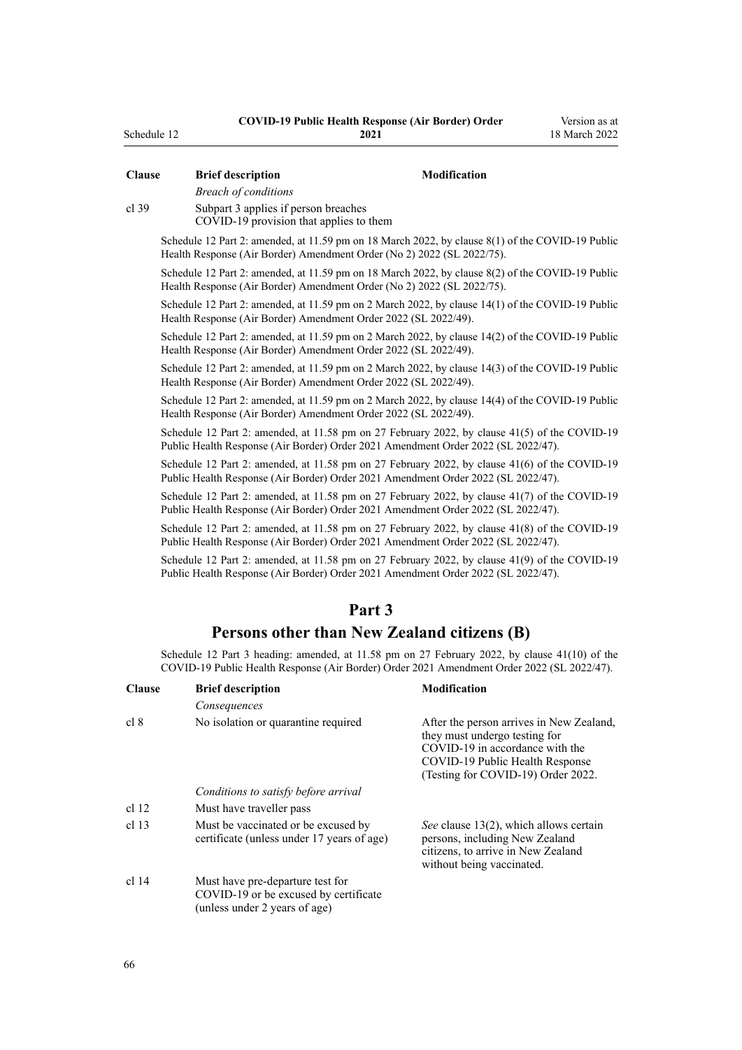| Clause | Brief description | Modification |
|---|---|---|
| | *Breach of conditions* | |
| cl 39 | Subpart 3 applies if person breaches COVID-19 provision that applies to them | |

Schedule 12 Part 2: amended, at 11.59 pm on 18 March 2022, by clause 8(1) of the COVID-19 Public Health Response (Air Border) Amendment Order (No 2) 2022 (SL 2022/75).

Schedule 12 Part 2: amended, at 11.59 pm on 18 March 2022, by clause 8(2) of the COVID-19 Public Health Response (Air Border) Amendment Order (No 2) 2022 (SL 2022/75).

Schedule 12 Part 2: amended, at 11.59 pm on 2 March 2022, by clause 14(1) of the COVID-19 Public Health Response (Air Border) Amendment Order 2022 (SL 2022/49).

Schedule 12 Part 2: amended, at 11.59 pm on 2 March 2022, by clause 14(2) of the COVID-19 Public Health Response (Air Border) Amendment Order 2022 (SL 2022/49).

Schedule 12 Part 2: amended, at 11.59 pm on 2 March 2022, by clause 14(3) of the COVID-19 Public Health Response (Air Border) Amendment Order 2022 (SL 2022/49).

Schedule 12 Part 2: amended, at 11.59 pm on 2 March 2022, by clause 14(4) of the COVID-19 Public Health Response (Air Border) Amendment Order 2022 (SL 2022/49).

Schedule 12 Part 2: amended, at 11.58 pm on 27 February 2022, by clause 41(5) of the COVID-19 Public Health Response (Air Border) Order 2021 Amendment Order 2022 (SL 2022/47).

Schedule 12 Part 2: amended, at 11.58 pm on 27 February 2022, by clause 41(6) of the COVID-19 Public Health Response (Air Border) Order 2021 Amendment Order 2022 (SL 2022/47).

Schedule 12 Part 2: amended, at 11.58 pm on 27 February 2022, by clause 41(7) of the COVID-19 Public Health Response (Air Border) Order 2021 Amendment Order 2022 (SL 2022/47).

Schedule 12 Part 2: amended, at 11.58 pm on 27 February 2022, by clause 41(8) of the COVID-19 Public Health Response (Air Border) Order 2021 Amendment Order 2022 (SL 2022/47).

Schedule 12 Part 2: amended, at 11.58 pm on 27 February 2022, by clause 41(9) of the COVID-19 Public Health Response (Air Border) Order 2021 Amendment Order 2022 (SL 2022/47).

# Part 3
# Persons other than New Zealand citizens (B)

Schedule 12 Part 3 heading: amended, at 11.58 pm on 27 February 2022, by clause 41(10) of the COVID-19 Public Health Response (Air Border) Order 2021 Amendment Order 2022 (SL 2022/47).

| Clause | Brief description | Modification |
|---|---|---|
| | *Consequences* | |
| cl 8 | No isolation or quarantine required | After the person arrives in New Zealand, they must undergo testing for COVID-19 in accordance with the COVID-19 Public Health Response (Testing for COVID-19) Order 2022. |
| | *Conditions to satisfy before arrival* | |
| cl 12 | Must have traveller pass | |
| cl 13 | Must be vaccinated or be excused by certificate (unless under 17 years of age) | *See* clause 13(2), which allows certain persons, including New Zealand citizens, to arrive in New Zealand without being vaccinated. |
| cl 14 | Must have pre-departure test for COVID-19 or be excused by certificate (unless under 2 years of age) | |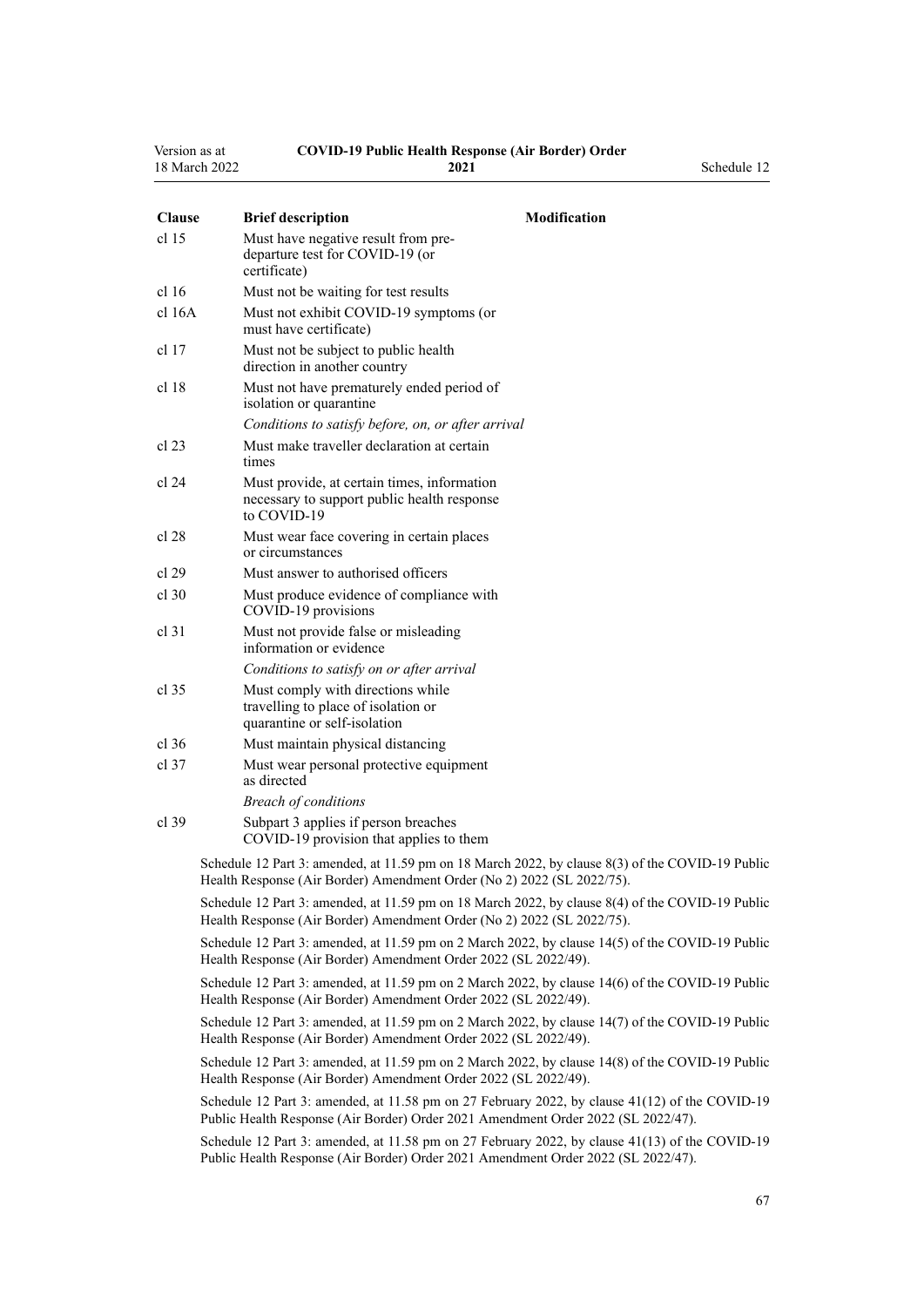| Clause | Brief description | Modification |
|---|---|---|
| cl 15 | Must have negative result from pre-departure test for COVID-19 (or certificate) | |
| cl 16 | Must not be waiting for test results | |
| cl 16A | Must not exhibit COVID-19 symptoms (or must have certificate) | |
| cl 17 | Must not be subject to public health direction in another country | |
| cl 18 | Must not have prematurely ended period of isolation or quarantine | |
| | *Conditions to satisfy before, on, or after arrival* | |
| cl 23 | Must make traveller declaration at certain times | |
| cl 24 | Must provide, at certain times, information necessary to support public health response to COVID-19 | |
| cl 28 | Must wear face covering in certain places or circumstances | |
| cl 29 | Must answer to authorised officers | |
| cl 30 | Must produce evidence of compliance with COVID-19 provisions | |
| cl 31 | Must not provide false or misleading information or evidence | |
| | *Conditions to satisfy on or after arrival* | |
| cl 35 | Must comply with directions while travelling to place of isolation or quarantine or self-isolation | |
| cl 36 | Must maintain physical distancing | |
| cl 37 | Must wear personal protective equipment as directed | |
| | *Breach of conditions* | |
| cl 39 | Subpart 3 applies if person breaches COVID-19 provision that applies to them | |

Schedule 12 Part 3: amended, at 11.59 pm on 18 March 2022, by clause 8(3) of the COVID-19 Public Health Response (Air Border) Amendment Order (No 2) 2022 (SL 2022/75).

Schedule 12 Part 3: amended, at 11.59 pm on 18 March 2022, by clause 8(4) of the COVID-19 Public Health Response (Air Border) Amendment Order (No 2) 2022 (SL 2022/75).

Schedule 12 Part 3: amended, at 11.59 pm on 2 March 2022, by clause 14(5) of the COVID-19 Public Health Response (Air Border) Amendment Order 2022 (SL 2022/49).

Schedule 12 Part 3: amended, at 11.59 pm on 2 March 2022, by clause 14(6) of the COVID-19 Public Health Response (Air Border) Amendment Order 2022 (SL 2022/49).

Schedule 12 Part 3: amended, at 11.59 pm on 2 March 2022, by clause 14(7) of the COVID-19 Public Health Response (Air Border) Amendment Order 2022 (SL 2022/49).

Schedule 12 Part 3: amended, at 11.59 pm on 2 March 2022, by clause 14(8) of the COVID-19 Public Health Response (Air Border) Amendment Order 2022 (SL 2022/49).

Schedule 12 Part 3: amended, at 11.58 pm on 27 February 2022, by clause 41(12) of the COVID-19 Public Health Response (Air Border) Order 2021 Amendment Order 2022 (SL 2022/47).

Schedule 12 Part 3: amended, at 11.58 pm on 27 February 2022, by clause 41(13) of the COVID-19 Public Health Response (Air Border) Order 2021 Amendment Order 2022 (SL 2022/47).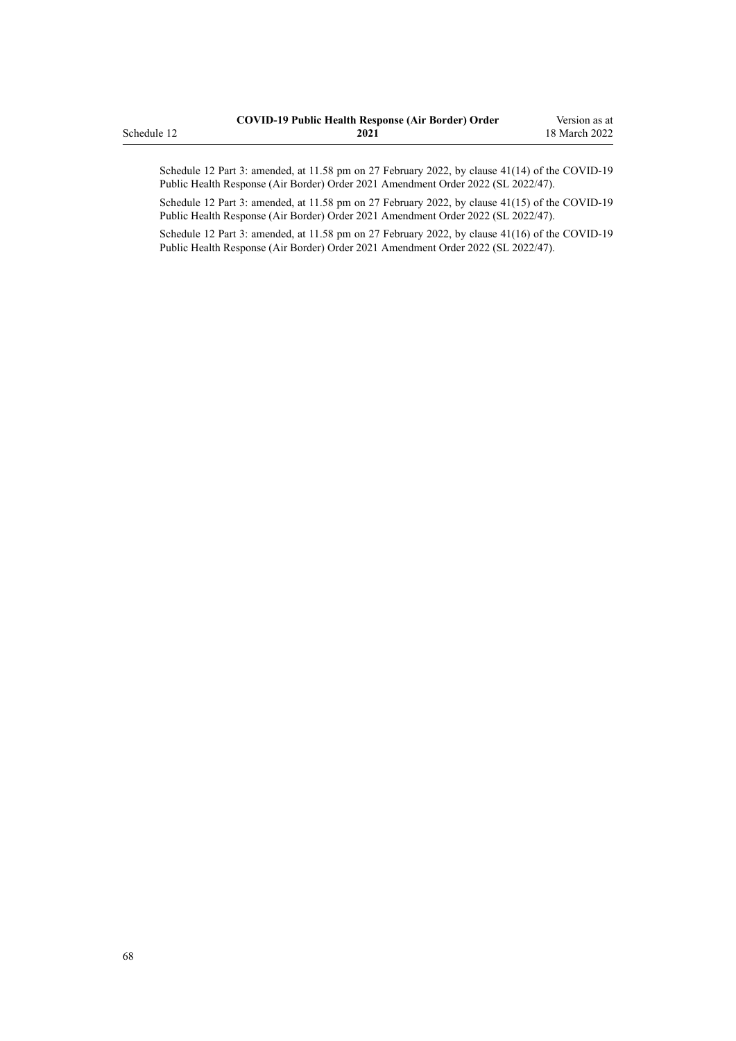Schedule 12 Part 3: amended, at 11.58 pm on 27 February 2022, by clause 41(14) of the COVID-19 Public Health Response (Air Border) Order 2021 Amendment Order 2022 (SL 2022/47).

Schedule 12 Part 3: amended, at 11.58 pm on 27 February 2022, by clause 41(15) of the COVID-19 Public Health Response (Air Border) Order 2021 Amendment Order 2022 (SL 2022/47).

Schedule 12 Part 3: amended, at 11.58 pm on 27 February 2022, by clause 41(16) of the COVID-19 Public Health Response (Air Border) Order 2021 Amendment Order 2022 (SL 2022/47).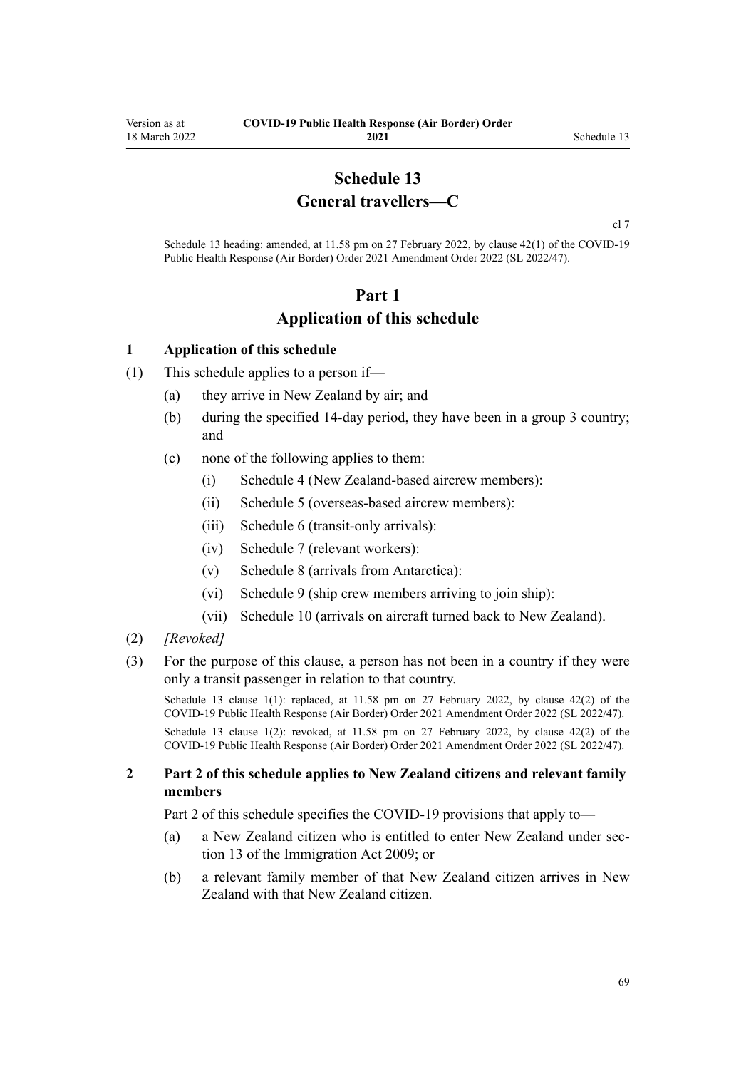# Schedule 13
# General travellers—C

cl 7

Schedule 13 heading: amended, at 11.58 pm on 27 February 2022, by clause 42(1) of the COVID-19 Public Health Response (Air Border) Order 2021 Amendment Order 2022 (SL 2022/47).

## Part 1
## Application of this schedule

### 1 Application of this schedule

(1) This schedule applies to a person if—

- (a) they arrive in New Zealand by air; and
- (b) during the specified 14-day period, they have been in a group 3 country; and
- (c) none of the following applies to them:
  - (i) Schedule 4 (New Zealand-based aircrew members):
  - (ii) Schedule 5 (overseas-based aircrew members):
  - (iii) Schedule 6 (transit-only arrivals):
  - (iv) Schedule 7 (relevant workers):
  - (v) Schedule 8 (arrivals from Antarctica):
  - (vi) Schedule 9 (ship crew members arriving to join ship):
  - (vii) Schedule 10 (arrivals on aircraft turned back to New Zealand).

(2) *[Revoked]*

(3) For the purpose of this clause, a person has not been in a country if they were only a transit passenger in relation to that country.

Schedule 13 clause 1(1): replaced, at 11.58 pm on 27 February 2022, by clause 42(2) of the COVID-19 Public Health Response (Air Border) Order 2021 Amendment Order 2022 (SL 2022/47).

Schedule 13 clause 1(2): revoked, at 11.58 pm on 27 February 2022, by clause 42(2) of the COVID-19 Public Health Response (Air Border) Order 2021 Amendment Order 2022 (SL 2022/47).

### 2 Part 2 of this schedule applies to New Zealand citizens and relevant family members

Part 2 of this schedule specifies the COVID-19 provisions that apply to—

- (a) a New Zealand citizen who is entitled to enter New Zealand under section 13 of the Immigration Act 2009; or
- (b) a relevant family member of that New Zealand citizen arrives in New Zealand with that New Zealand citizen.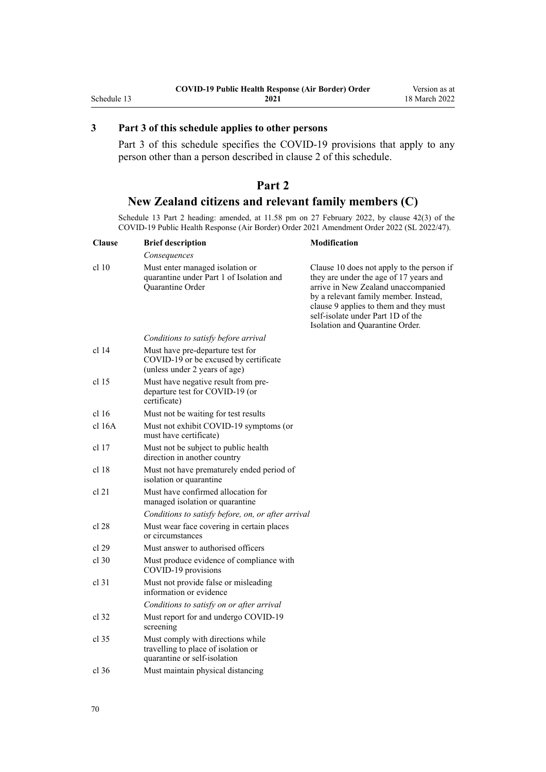## 3 Part 3 of this schedule applies to other persons

Part 3 of this schedule specifies the COVID-19 provisions that apply to any person other than a person described in clause 2 of this schedule.

# Part 2
# New Zealand citizens and relevant family members (C)

Schedule 13 Part 2 heading: amended, at 11.58 pm on 27 February 2022, by clause 42(3) of the COVID-19 Public Health Response (Air Border) Order 2021 Amendment Order 2022 (SL 2022/47).

| Clause | Brief description | Modification |
|---|---|---|
| | *Consequences* | |
| cl 10 | Must enter managed isolation or quarantine under Part 1 of Isolation and Quarantine Order | Clause 10 does not apply to the person if they are under the age of 17 years and arrive in New Zealand unaccompanied by a relevant family member. Instead, clause 9 applies to them and they must self-isolate under Part 1D of the Isolation and Quarantine Order. |
| | *Conditions to satisfy before arrival* | |
| cl 14 | Must have pre-departure test for COVID-19 or be excused by certificate (unless under 2 years of age) | |
| cl 15 | Must have negative result from pre-departure test for COVID-19 (or certificate) | |
| cl 16 | Must not be waiting for test results | |
| cl 16A | Must not exhibit COVID-19 symptoms (or must have certificate) | |
| cl 17 | Must not be subject to public health direction in another country | |
| cl 18 | Must not have prematurely ended period of isolation or quarantine | |
| cl 21 | Must have confirmed allocation for managed isolation or quarantine | |
| | *Conditions to satisfy before, on, or after arrival* | |
| cl 28 | Must wear face covering in certain places or circumstances | |
| cl 29 | Must answer to authorised officers | |
| cl 30 | Must produce evidence of compliance with COVID-19 provisions | |
| cl 31 | Must not provide false or misleading information or evidence | |
| | *Conditions to satisfy on or after arrival* | |
| cl 32 | Must report for and undergo COVID-19 screening | |
| cl 35 | Must comply with directions while travelling to place of isolation or quarantine or self-isolation | |
| cl 36 | Must maintain physical distancing | |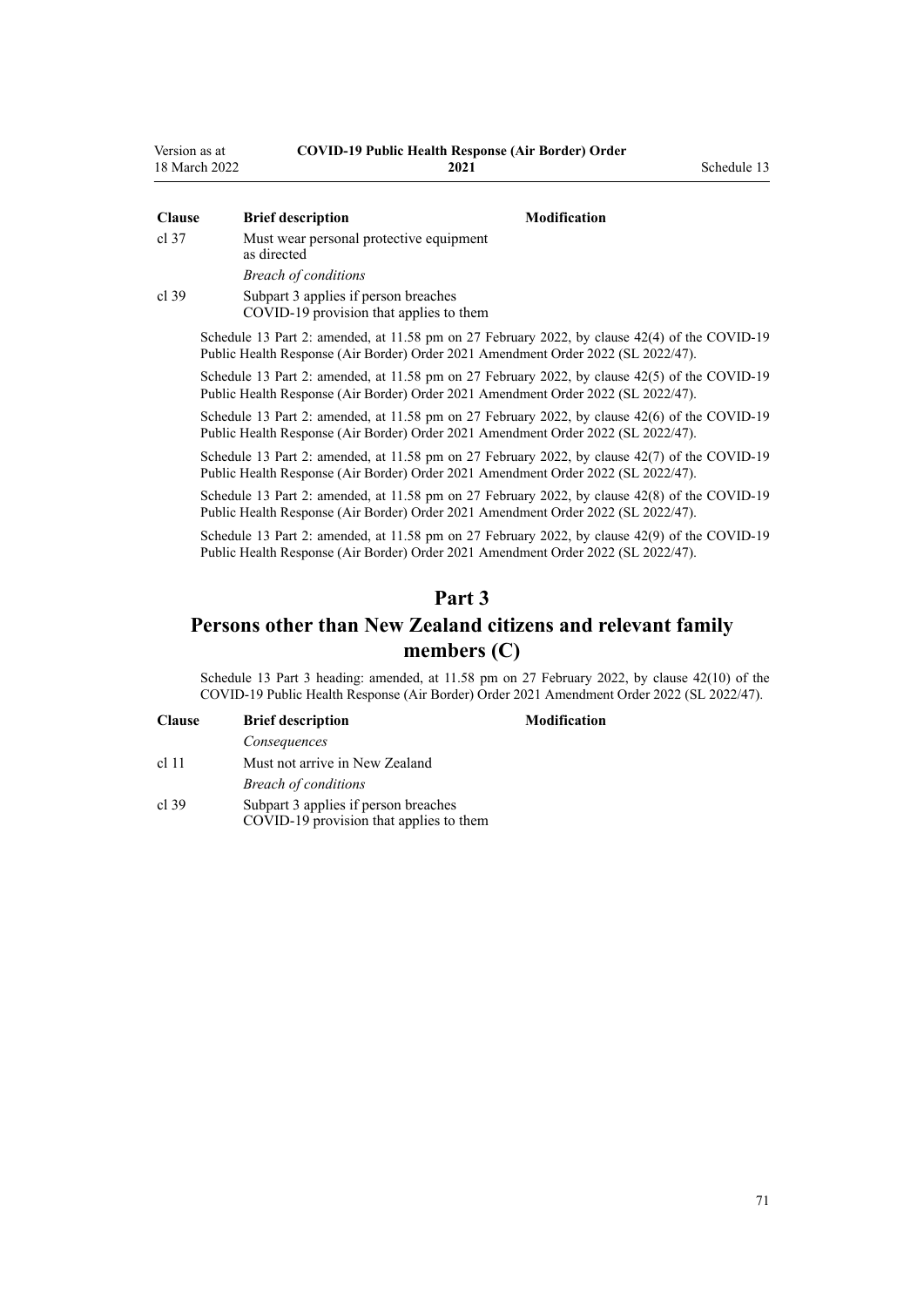| Clause | Brief description | Modification |
|---|---|---|
| cl 37 | Must wear personal protective equipment as directed | |
| | *Breach of conditions* | |
| cl 39 | Subpart 3 applies if person breaches COVID-19 provision that applies to them | |

Schedule 13 Part 2: amended, at 11.58 pm on 27 February 2022, by clause 42(4) of the COVID-19 Public Health Response (Air Border) Order 2021 Amendment Order 2022 (SL 2022/47).

Schedule 13 Part 2: amended, at 11.58 pm on 27 February 2022, by clause 42(5) of the COVID-19 Public Health Response (Air Border) Order 2021 Amendment Order 2022 (SL 2022/47).

Schedule 13 Part 2: amended, at 11.58 pm on 27 February 2022, by clause 42(6) of the COVID-19 Public Health Response (Air Border) Order 2021 Amendment Order 2022 (SL 2022/47).

Schedule 13 Part 2: amended, at 11.58 pm on 27 February 2022, by clause 42(7) of the COVID-19 Public Health Response (Air Border) Order 2021 Amendment Order 2022 (SL 2022/47).

Schedule 13 Part 2: amended, at 11.58 pm on 27 February 2022, by clause 42(8) of the COVID-19 Public Health Response (Air Border) Order 2021 Amendment Order 2022 (SL 2022/47).

Schedule 13 Part 2: amended, at 11.58 pm on 27 February 2022, by clause 42(9) of the COVID-19 Public Health Response (Air Border) Order 2021 Amendment Order 2022 (SL 2022/47).

## Part 3
## Persons other than New Zealand citizens and relevant family members (C)

Schedule 13 Part 3 heading: amended, at 11.58 pm on 27 February 2022, by clause 42(10) of the COVID-19 Public Health Response (Air Border) Order 2021 Amendment Order 2022 (SL 2022/47).

| Clause | Brief description | Modification |
|---|---|---|
| | *Consequences* | |
| cl 11 | Must not arrive in New Zealand | |
| | *Breach of conditions* | |
| cl 39 | Subpart 3 applies if person breaches COVID-19 provision that applies to them | |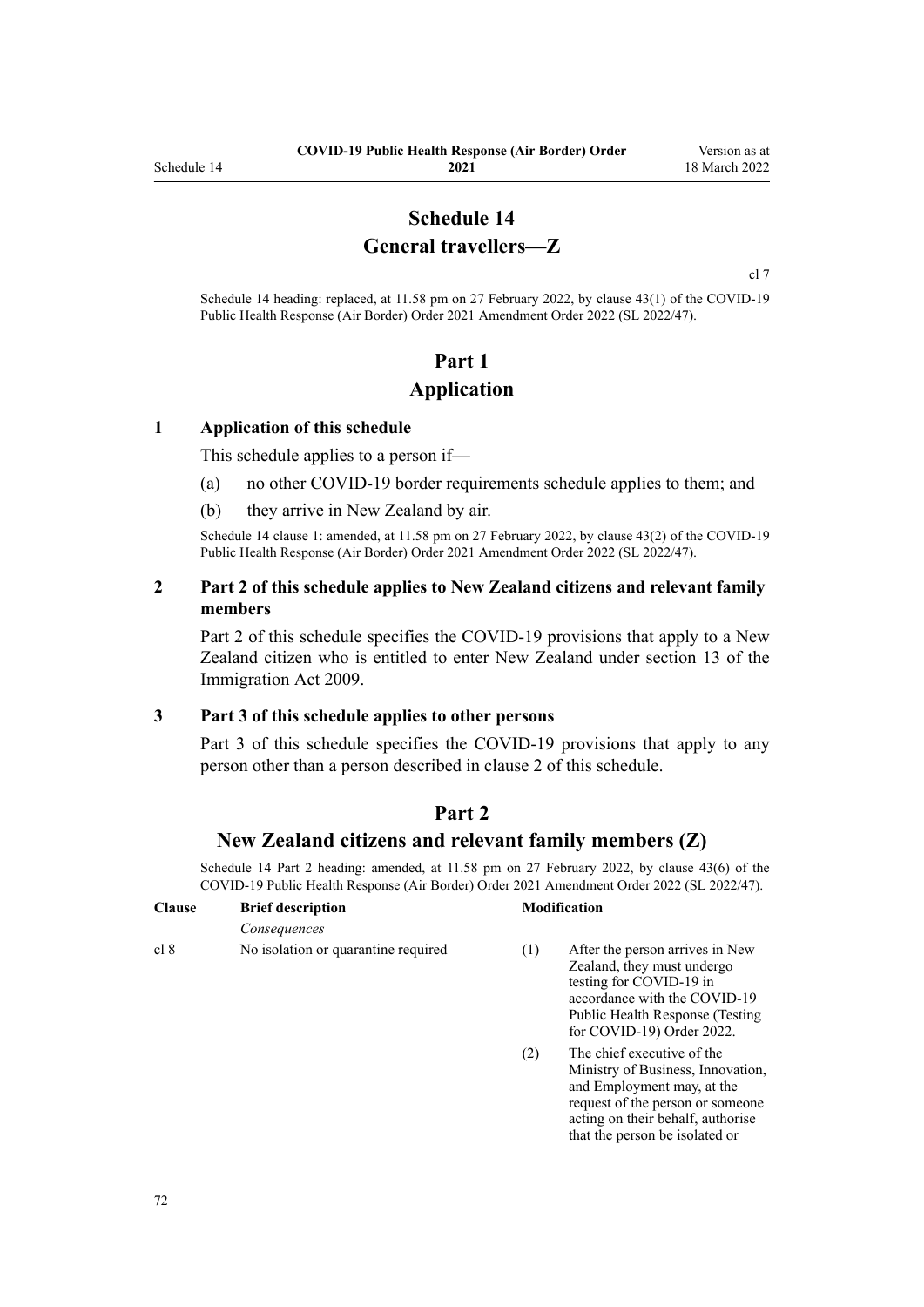# Schedule 14
# General travellers—Z

cl 7

Schedule 14 heading: replaced, at 11.58 pm on 27 February 2022, by clause 43(1) of the COVID-19 Public Health Response (Air Border) Order 2021 Amendment Order 2022 (SL 2022/47).

## Part 1
## Application

### 1 Application of this schedule

This schedule applies to a person if—

(a) no other COVID-19 border requirements schedule applies to them; and

(b) they arrive in New Zealand by air.

Schedule 14 clause 1: amended, at 11.58 pm on 27 February 2022, by clause 43(2) of the COVID-19 Public Health Response (Air Border) Order 2021 Amendment Order 2022 (SL 2022/47).

### 2 Part 2 of this schedule applies to New Zealand citizens and relevant family members

Part 2 of this schedule specifies the COVID-19 provisions that apply to a New Zealand citizen who is entitled to enter New Zealand under section 13 of the Immigration Act 2009.

### 3 Part 3 of this schedule applies to other persons

Part 3 of this schedule specifies the COVID-19 provisions that apply to any person other than a person described in clause 2 of this schedule.

## Part 2
## New Zealand citizens and relevant family members (Z)

Schedule 14 Part 2 heading: amended, at 11.58 pm on 27 February 2022, by clause 43(6) of the COVID-19 Public Health Response (Air Border) Order 2021 Amendment Order 2022 (SL 2022/47).

| Clause | Brief description | Modification |
|---|---|---|
| | *Consequences* | |
| cl 8 | No isolation or quarantine required | (1) After the person arrives in New Zealand, they must undergo testing for COVID-19 in accordance with the COVID-19 Public Health Response (Testing for COVID-19) Order 2022. |
| | | (2) The chief executive of the Ministry of Business, Innovation, and Employment may, at the request of the person or someone acting on their behalf, authorise that the person be isolated or |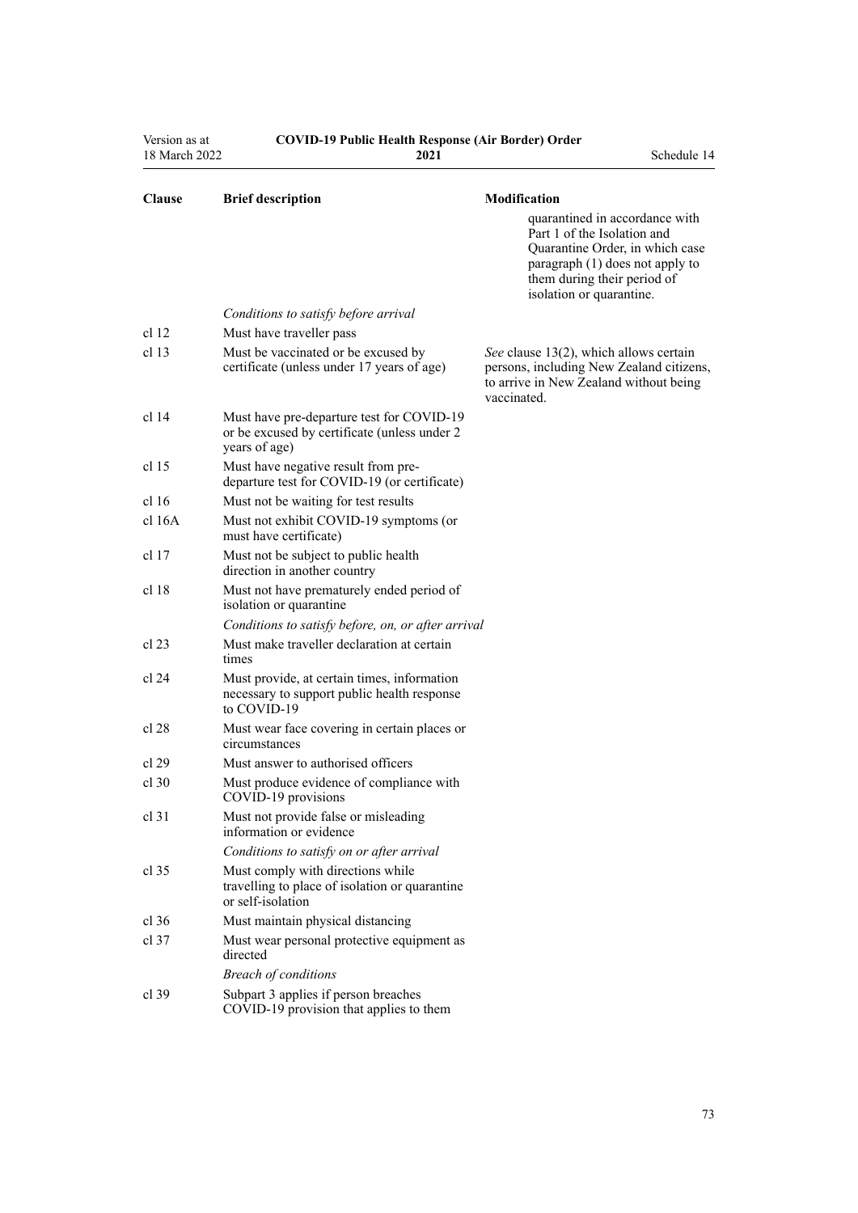| Clause | Brief description | Modification |
|---|---|---|
| | | quarantined in accordance with Part 1 of the Isolation and Quarantine Order, in which case paragraph (1) does not apply to them during their period of isolation or quarantine. |
| | *Conditions to satisfy before arrival* | |
| cl 12 | Must have traveller pass | |
| cl 13 | Must be vaccinated or be excused by certificate (unless under 17 years of age) | *See* clause 13(2), which allows certain persons, including New Zealand citizens, to arrive in New Zealand without being vaccinated. |
| cl 14 | Must have pre-departure test for COVID-19 or be excused by certificate (unless under 2 years of age) | |
| cl 15 | Must have negative result from pre-departure test for COVID-19 (or certificate) | |
| cl 16 | Must not be waiting for test results | |
| cl 16A | Must not exhibit COVID-19 symptoms (or must have certificate) | |
| cl 17 | Must not be subject to public health direction in another country | |
| cl 18 | Must not have prematurely ended period of isolation or quarantine | |
| | *Conditions to satisfy before, on, or after arrival* | |
| cl 23 | Must make traveller declaration at certain times | |
| cl 24 | Must provide, at certain times, information necessary to support public health response to COVID-19 | |
| cl 28 | Must wear face covering in certain places or circumstances | |
| cl 29 | Must answer to authorised officers | |
| cl 30 | Must produce evidence of compliance with COVID-19 provisions | |
| cl 31 | Must not provide false or misleading information or evidence | |
| | *Conditions to satisfy on or after arrival* | |
| cl 35 | Must comply with directions while travelling to place of isolation or quarantine or self-isolation | |
| cl 36 | Must maintain physical distancing | |
| cl 37 | Must wear personal protective equipment as directed | |
| | *Breach of conditions* | |
| cl 39 | Subpart 3 applies if person breaches COVID-19 provision that applies to them | |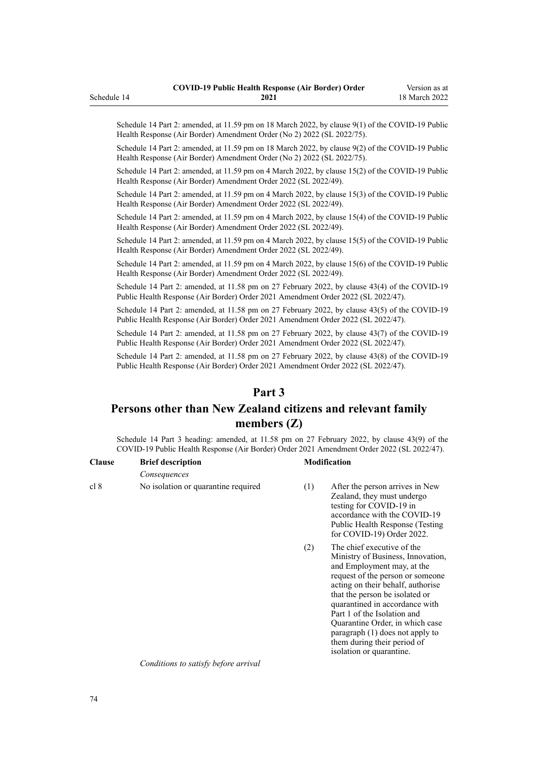Schedule 14 Part 2: amended, at 11.59 pm on 18 March 2022, by clause 9(1) of the COVID-19 Public Health Response (Air Border) Amendment Order (No 2) 2022 (SL 2022/75).

Schedule 14 Part 2: amended, at 11.59 pm on 18 March 2022, by clause 9(2) of the COVID-19 Public Health Response (Air Border) Amendment Order (No 2) 2022 (SL 2022/75).

Schedule 14 Part 2: amended, at 11.59 pm on 4 March 2022, by clause 15(2) of the COVID-19 Public Health Response (Air Border) Amendment Order 2022 (SL 2022/49).

Schedule 14 Part 2: amended, at 11.59 pm on 4 March 2022, by clause 15(3) of the COVID-19 Public Health Response (Air Border) Amendment Order 2022 (SL 2022/49).

Schedule 14 Part 2: amended, at 11.59 pm on 4 March 2022, by clause 15(4) of the COVID-19 Public Health Response (Air Border) Amendment Order 2022 (SL 2022/49).

Schedule 14 Part 2: amended, at 11.59 pm on 4 March 2022, by clause 15(5) of the COVID-19 Public Health Response (Air Border) Amendment Order 2022 (SL 2022/49).

Schedule 14 Part 2: amended, at 11.59 pm on 4 March 2022, by clause 15(6) of the COVID-19 Public Health Response (Air Border) Amendment Order 2022 (SL 2022/49).

Schedule 14 Part 2: amended, at 11.58 pm on 27 February 2022, by clause 43(4) of the COVID-19 Public Health Response (Air Border) Order 2021 Amendment Order 2022 (SL 2022/47).

Schedule 14 Part 2: amended, at 11.58 pm on 27 February 2022, by clause 43(5) of the COVID-19 Public Health Response (Air Border) Order 2021 Amendment Order 2022 (SL 2022/47).

Schedule 14 Part 2: amended, at 11.58 pm on 27 February 2022, by clause 43(7) of the COVID-19 Public Health Response (Air Border) Order 2021 Amendment Order 2022 (SL 2022/47).

Schedule 14 Part 2: amended, at 11.58 pm on 27 February 2022, by clause 43(8) of the COVID-19 Public Health Response (Air Border) Order 2021 Amendment Order 2022 (SL 2022/47).

## Part 3

## Persons other than New Zealand citizens and relevant family members (Z)

Schedule 14 Part 3 heading: amended, at 11.58 pm on 27 February 2022, by clause 43(9) of the COVID-19 Public Health Response (Air Border) Order 2021 Amendment Order 2022 (SL 2022/47).

| Clause | Brief description | Modification | |
|---|---|---|---|
| | *Consequences* | | |
| cl 8 | No isolation or quarantine required | (1) | After the person arrives in New Zealand, they must undergo testing for COVID-19 in accordance with the COVID-19 Public Health Response (Testing for COVID-19) Order 2022. |
| | | (2) | The chief executive of the Ministry of Business, Innovation, and Employment may, at the request of the person or someone acting on their behalf, authorise that the person be isolated or quarantined in accordance with Part 1 of the Isolation and Quarantine Order, in which case paragraph (1) does not apply to them during their period of isolation or quarantine. |
| | *Conditions to satisfy before arrival* | | |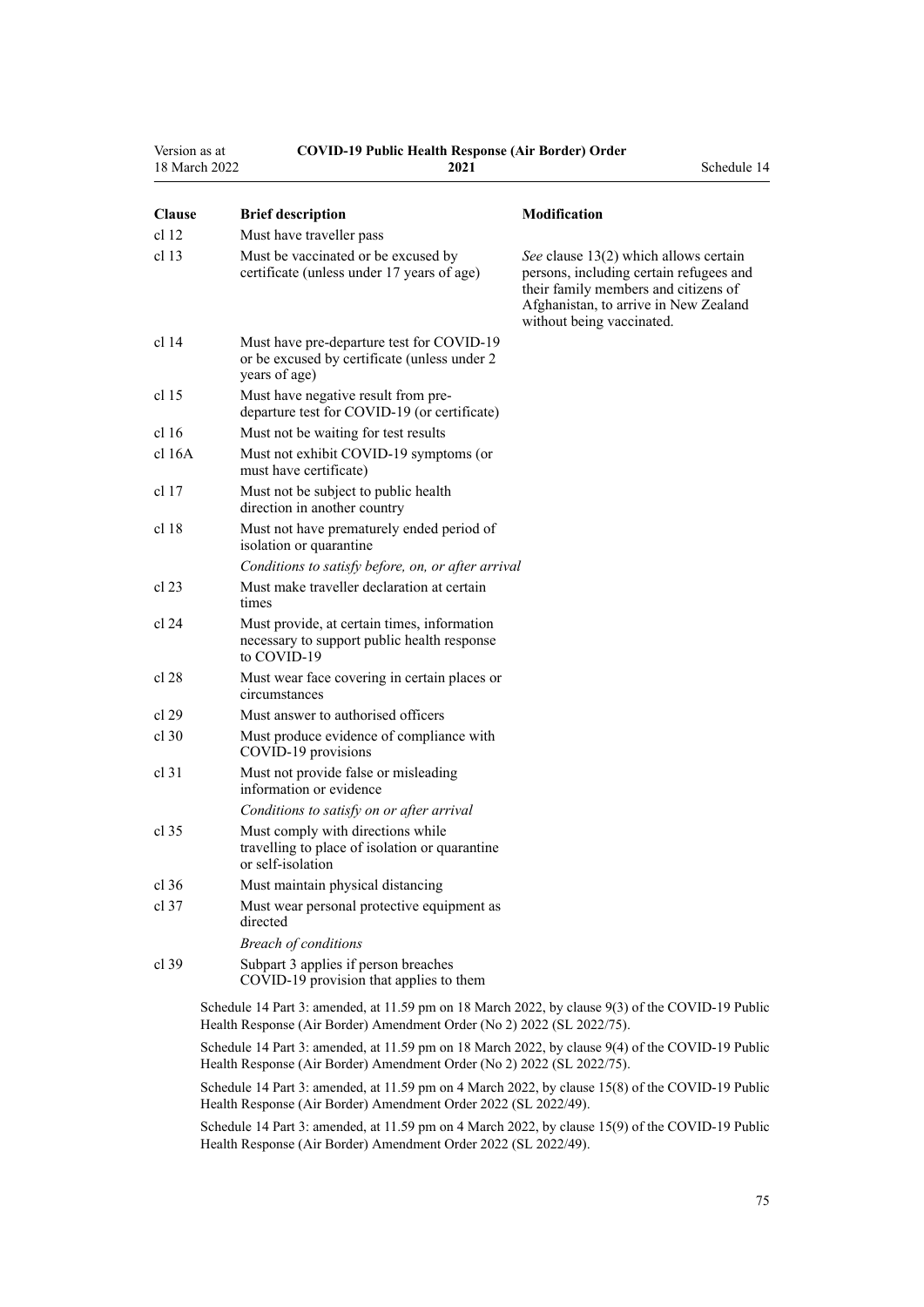| Clause | Brief description | Modification |
|---|---|---|
| cl 12 | Must have traveller pass | |
| cl 13 | Must be vaccinated or be excused by certificate (unless under 17 years of age) | *See* clause 13(2) which allows certain persons, including certain refugees and their family members and citizens of Afghanistan, to arrive in New Zealand without being vaccinated. |
| cl 14 | Must have pre-departure test for COVID-19 or be excused by certificate (unless under 2 years of age) | |
| cl 15 | Must have negative result from pre-departure test for COVID-19 (or certificate) | |
| cl 16 | Must not be waiting for test results | |
| cl 16A | Must not exhibit COVID-19 symptoms (or must have certificate) | |
| cl 17 | Must not be subject to public health direction in another country | |
| cl 18 | Must not have prematurely ended period of isolation or quarantine | |
| | *Conditions to satisfy before, on, or after arrival* | |
| cl 23 | Must make traveller declaration at certain times | |
| cl 24 | Must provide, at certain times, information necessary to support public health response to COVID-19 | |
| cl 28 | Must wear face covering in certain places or circumstances | |
| cl 29 | Must answer to authorised officers | |
| cl 30 | Must produce evidence of compliance with COVID-19 provisions | |
| cl 31 | Must not provide false or misleading information or evidence | |
| | *Conditions to satisfy on or after arrival* | |
| cl 35 | Must comply with directions while travelling to place of isolation or quarantine or self-isolation | |
| cl 36 | Must maintain physical distancing | |
| cl 37 | Must wear personal protective equipment as directed | |
| | *Breach of conditions* | |
| cl 39 | Subpart 3 applies if person breaches COVID-19 provision that applies to them | |

Schedule 14 Part 3: amended, at 11.59 pm on 18 March 2022, by clause 9(3) of the COVID-19 Public Health Response (Air Border) Amendment Order (No 2) 2022 (SL 2022/75).

Schedule 14 Part 3: amended, at 11.59 pm on 18 March 2022, by clause 9(4) of the COVID-19 Public Health Response (Air Border) Amendment Order (No 2) 2022 (SL 2022/75).

Schedule 14 Part 3: amended, at 11.59 pm on 4 March 2022, by clause 15(8) of the COVID-19 Public Health Response (Air Border) Amendment Order 2022 (SL 2022/49).

Schedule 14 Part 3: amended, at 11.59 pm on 4 March 2022, by clause 15(9) of the COVID-19 Public Health Response (Air Border) Amendment Order 2022 (SL 2022/49).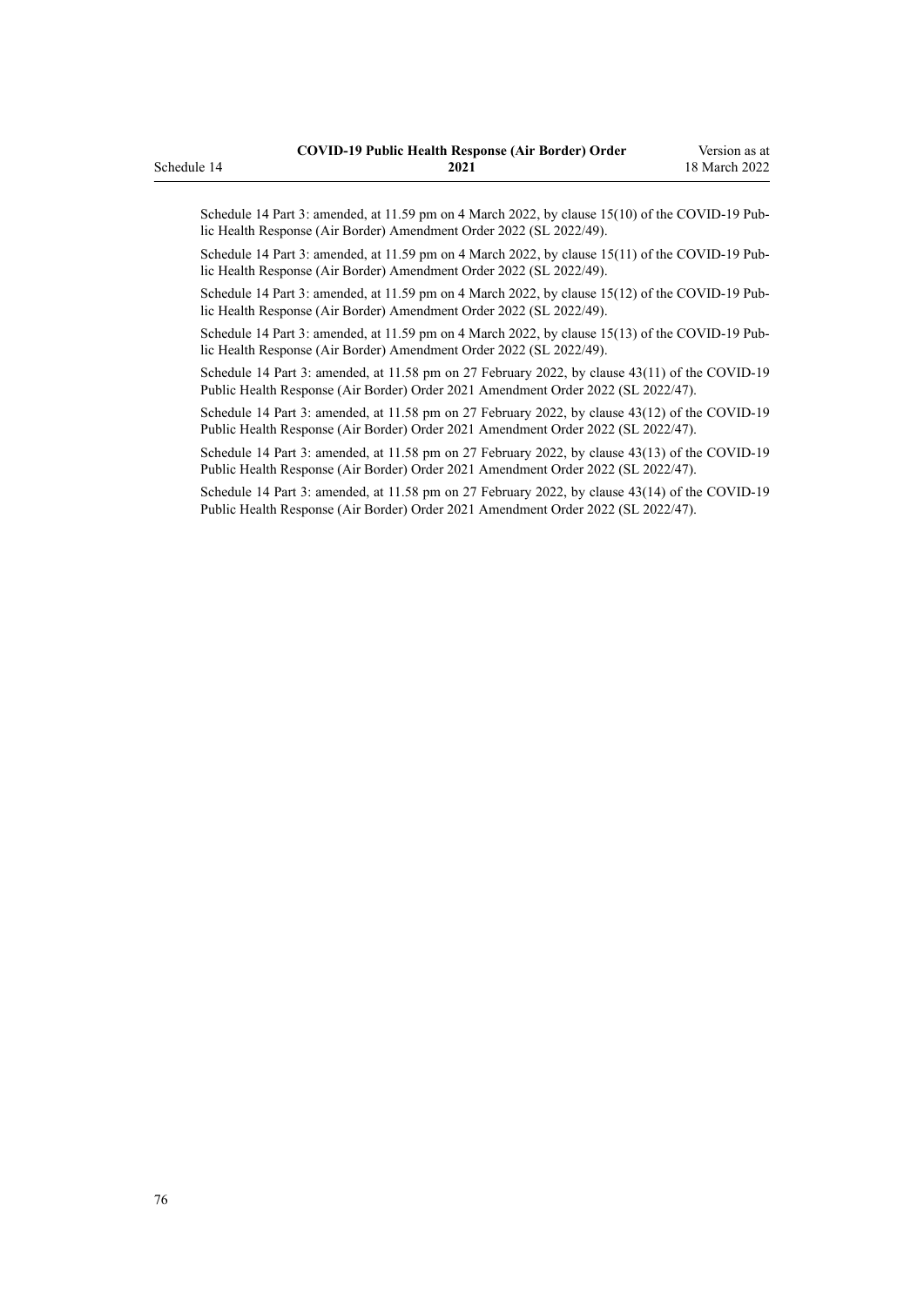Schedule 14 Part 3: amended, at 11.59 pm on 4 March 2022, by clause 15(10) of the COVID-19 Public Health Response (Air Border) Amendment Order 2022 (SL 2022/49).

Schedule 14 Part 3: amended, at 11.59 pm on 4 March 2022, by clause 15(11) of the COVID-19 Public Health Response (Air Border) Amendment Order 2022 (SL 2022/49).

Schedule 14 Part 3: amended, at 11.59 pm on 4 March 2022, by clause 15(12) of the COVID-19 Public Health Response (Air Border) Amendment Order 2022 (SL 2022/49).

Schedule 14 Part 3: amended, at 11.59 pm on 4 March 2022, by clause 15(13) of the COVID-19 Public Health Response (Air Border) Amendment Order 2022 (SL 2022/49).

Schedule 14 Part 3: amended, at 11.58 pm on 27 February 2022, by clause 43(11) of the COVID-19 Public Health Response (Air Border) Order 2021 Amendment Order 2022 (SL 2022/47).

Schedule 14 Part 3: amended, at 11.58 pm on 27 February 2022, by clause 43(12) of the COVID-19 Public Health Response (Air Border) Order 2021 Amendment Order 2022 (SL 2022/47).

Schedule 14 Part 3: amended, at 11.58 pm on 27 February 2022, by clause 43(13) of the COVID-19 Public Health Response (Air Border) Order 2021 Amendment Order 2022 (SL 2022/47).

Schedule 14 Part 3: amended, at 11.58 pm on 27 February 2022, by clause 43(14) of the COVID-19 Public Health Response (Air Border) Order 2021 Amendment Order 2022 (SL 2022/47).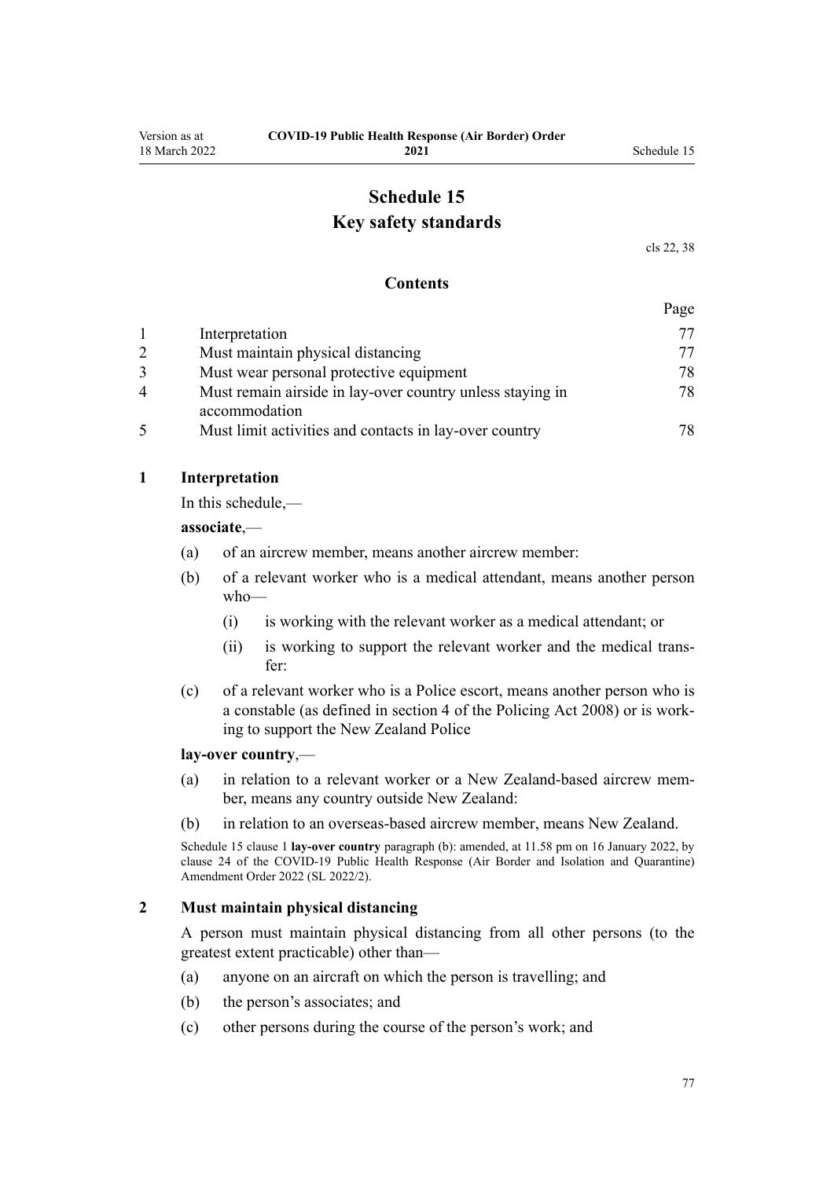# Schedule 15
## Key safety standards

cls 22, 38

### Contents

| | | Page |
|---|---|---|
| 1 | Interpretation | 77 |
| 2 | Must maintain physical distancing | 77 |
| 3 | Must wear personal protective equipment | 78 |
| 4 | Must remain airside in lay-over country unless staying in accommodation | 78 |
| 5 | Must limit activities and contacts in lay-over country | 78 |

**1 Interpretation**

In this schedule,—

**associate**,—

(a) of an aircrew member, means another aircrew member:

(b) of a relevant worker who is a medical attendant, means another person who—

(i) is working with the relevant worker as a medical attendant; or

(ii) is working to support the relevant worker and the medical transfer:

(c) of a relevant worker who is a Police escort, means another person who is a constable (as defined in section 4 of the Policing Act 2008) or is working to support the New Zealand Police

**lay-over country**,—

(a) in relation to a relevant worker or a New Zealand-based aircrew member, means any country outside New Zealand:

(b) in relation to an overseas-based aircrew member, means New Zealand.

Schedule 15 clause 1 **lay-over country** paragraph (b): amended, at 11.58 pm on 16 January 2022, by clause 24 of the COVID-19 Public Health Response (Air Border and Isolation and Quarantine) Amendment Order 2022 (SL 2022/2).

**2 Must maintain physical distancing**

A person must maintain physical distancing from all other persons (to the greatest extent practicable) other than—

(a) anyone on an aircraft on which the person is travelling; and

(b) the person's associates; and

(c) other persons during the course of the person's work; and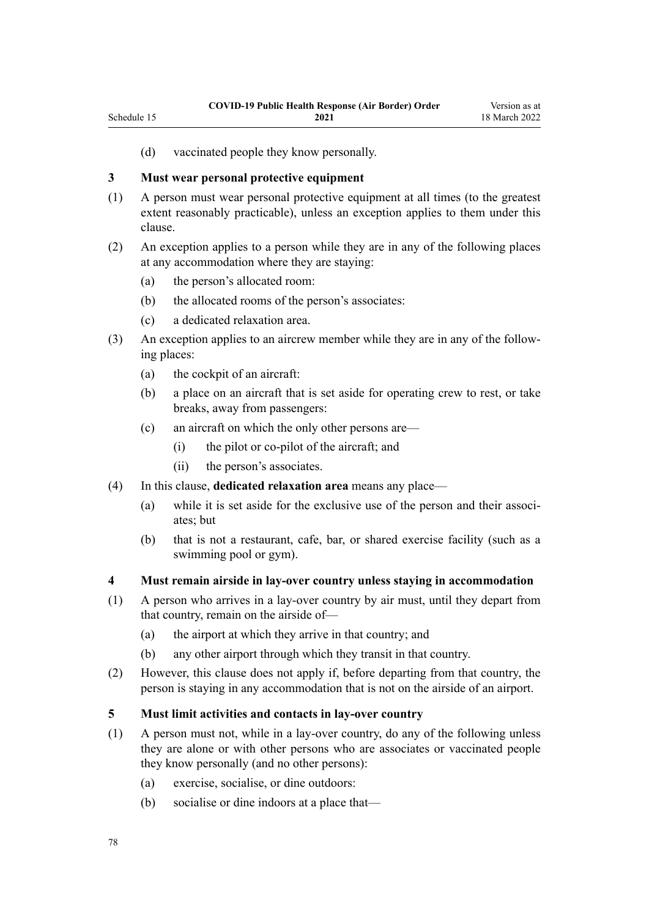(d) vaccinated people they know personally.

### 3 Must wear personal protective equipment

(1) A person must wear personal protective equipment at all times (to the greatest extent reasonably practicable), unless an exception applies to them under this clause.

(2) An exception applies to a person while they are in any of the following places at any accommodation where they are staying:

- (a) the person's allocated room:
- (b) the allocated rooms of the person's associates:
- (c) a dedicated relaxation area.

(3) An exception applies to an aircrew member while they are in any of the following places:

- (a) the cockpit of an aircraft:
- (b) a place on an aircraft that is set aside for operating crew to rest, or take breaks, away from passengers:
- (c) an aircraft on which the only other persons are—
  - (i) the pilot or co-pilot of the aircraft; and
  - (ii) the person's associates.

(4) In this clause, **dedicated relaxation area** means any place—

- (a) while it is set aside for the exclusive use of the person and their associates; but
- (b) that is not a restaurant, cafe, bar, or shared exercise facility (such as a swimming pool or gym).

### 4 Must remain airside in lay-over country unless staying in accommodation

(1) A person who arrives in a lay-over country by air must, until they depart from that country, remain on the airside of—

- (a) the airport at which they arrive in that country; and
- (b) any other airport through which they transit in that country.

(2) However, this clause does not apply if, before departing from that country, the person is staying in any accommodation that is not on the airside of an airport.

### 5 Must limit activities and contacts in lay-over country

(1) A person must not, while in a lay-over country, do any of the following unless they are alone or with other persons who are associates or vaccinated people they know personally (and no other persons):

- (a) exercise, socialise, or dine outdoors:
- (b) socialise or dine indoors at a place that—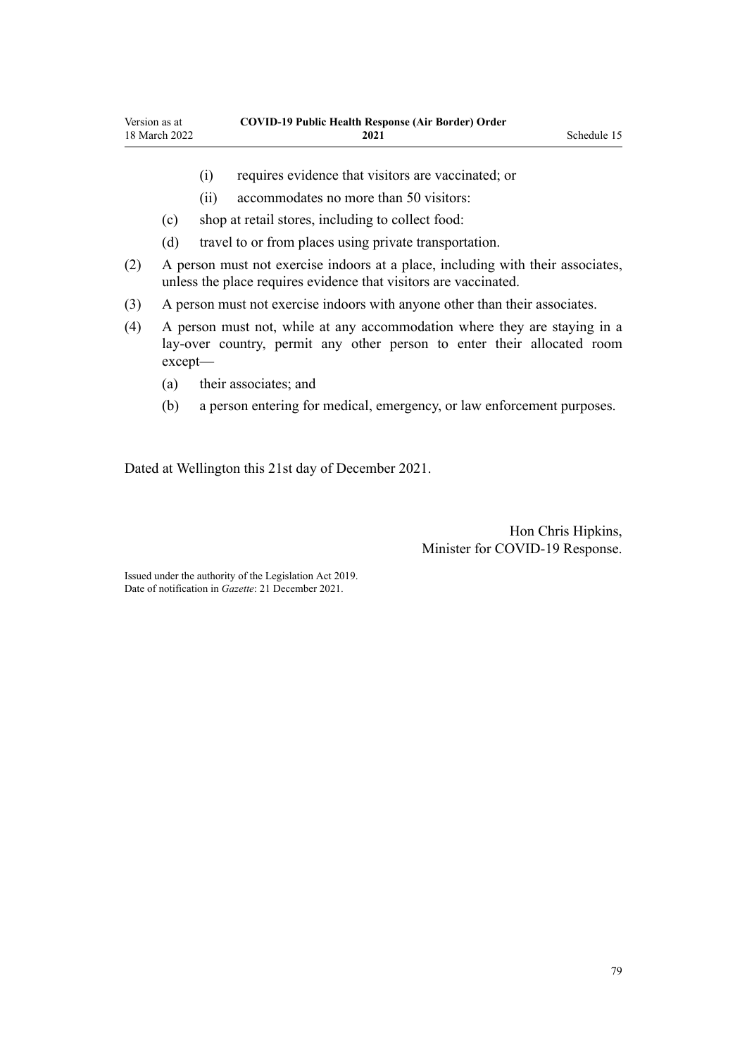(i) requires evidence that visitors are vaccinated; or

(ii) accommodates no more than 50 visitors:

(c) shop at retail stores, including to collect food:

(d) travel to or from places using private transportation.

(2) A person must not exercise indoors at a place, including with their associates, unless the place requires evidence that visitors are vaccinated.

(3) A person must not exercise indoors with anyone other than their associates.

(4) A person must not, while at any accommodation where they are staying in a lay-over country, permit any other person to enter their allocated room except—

(a) their associates; and

(b) a person entering for medical, emergency, or law enforcement purposes.

Dated at Wellington this 21st day of December 2021.

Hon Chris Hipkins,
Minister for COVID-19 Response.

Issued under the authority of the Legislation Act 2019.
Date of notification in *Gazette*: 21 December 2021.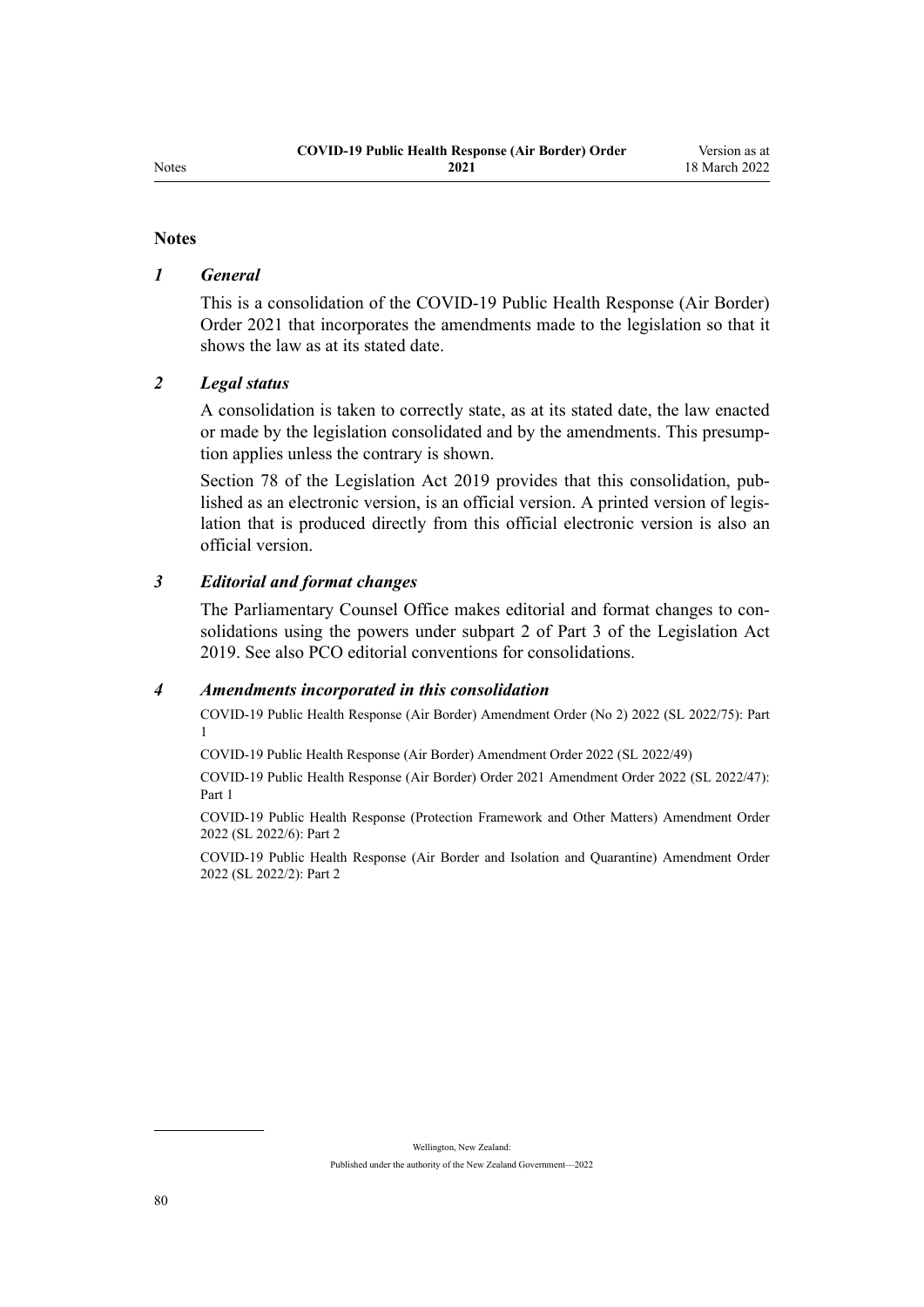## Notes

### *1 General*

This is a consolidation of the COVID-19 Public Health Response (Air Border) Order 2021 that incorporates the amendments made to the legislation so that it shows the law as at its stated date.

### *2 Legal status*

A consolidation is taken to correctly state, as at its stated date, the law enacted or made by the legislation consolidated and by the amendments. This presumption applies unless the contrary is shown.

Section 78 of the Legislation Act 2019 provides that this consolidation, published as an electronic version, is an official version. A printed version of legislation that is produced directly from this official electronic version is also an official version.

### *3 Editorial and format changes*

The Parliamentary Counsel Office makes editorial and format changes to consolidations using the powers under subpart 2 of Part 3 of the Legislation Act 2019. See also PCO editorial conventions for consolidations.

### *4 Amendments incorporated in this consolidation*

COVID-19 Public Health Response (Air Border) Amendment Order (No 2) 2022 (SL 2022/75): Part 1

COVID-19 Public Health Response (Air Border) Amendment Order 2022 (SL 2022/49)

COVID-19 Public Health Response (Air Border) Order 2021 Amendment Order 2022 (SL 2022/47): Part 1

COVID-19 Public Health Response (Protection Framework and Other Matters) Amendment Order 2022 (SL 2022/6): Part 2

COVID-19 Public Health Response (Air Border and Isolation and Quarantine) Amendment Order 2022 (SL 2022/2): Part 2

Wellington, New Zealand:

Published under the authority of the New Zealand Government—2022